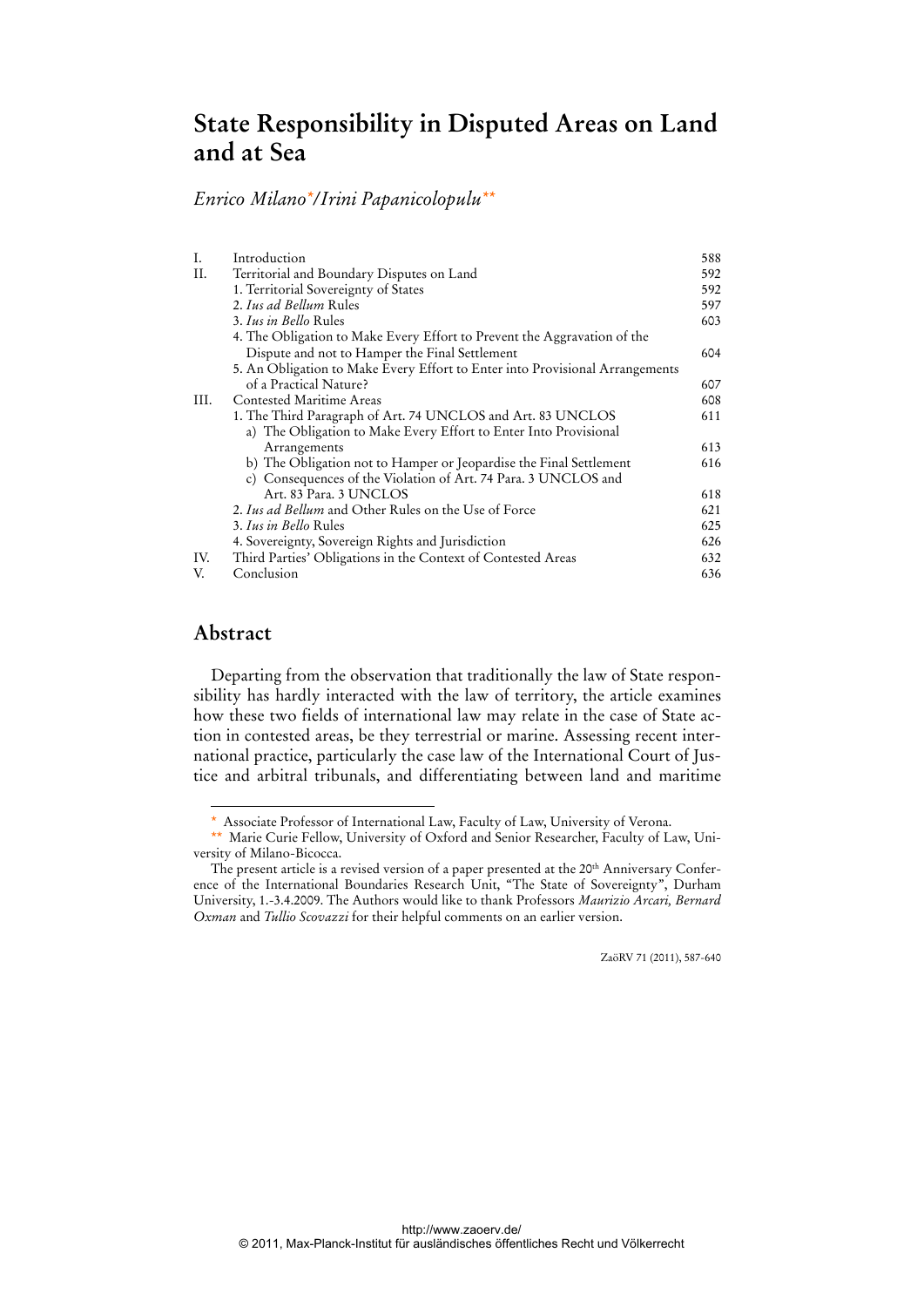# State Responsibility in Disputed Areas on Land and at Sea

*Enrico Milano*\* / *Irini Papanicolopulu*\*\*

| | | |
|---|---|---|
| I. | Introduction | 588 |
| II. | Territorial and Boundary Disputes on Land | 592 |
| | 1. Territorial Sovereignty of States | 592 |
| | 2. *Ius ad Bellum* Rules | 597 |
| | 3. *Ius in Bello* Rules | 603 |
| | 4. The Obligation to Make Every Effort to Prevent the Aggravation of the Dispute and not to Hamper the Final Settlement | 604 |
| | 5. An Obligation to Make Every Effort to Enter into Provisional Arrangements of a Practical Nature? | 607 |
| III. | Contested Maritime Areas | 608 |
| | 1. The Third Paragraph of Art. 74 UNCLOS and Art. 83 UNCLOS | 611 |
| | a) The Obligation to Make Every Effort to Enter Into Provisional Arrangements | 613 |
| | b) The Obligation not to Hamper or Jeopardise the Final Settlement | 616 |
| | c) Consequences of the Violation of Art. 74 Para. 3 UNCLOS and Art. 83 Para. 3 UNCLOS | 618 |
| | 2. *Ius ad Bellum* and Other Rules on the Use of Force | 621 |
| | 3. *Ius in Bello* Rules | 625 |
| | 4. Sovereignty, Sovereign Rights and Jurisdiction | 626 |
| IV. | Third Parties' Obligations in the Context of Contested Areas | 632 |
| V. | Conclusion | 636 |

## Abstract

Departing from the observation that traditionally the law of State responsibility has hardly interacted with the law of territory, the article examines how these two fields of international law may relate in the case of State action in contested areas, be they terrestrial or marine. Assessing recent international practice, particularly the case law of the International Court of Justice and arbitral tribunals, and differentiating between land and maritime

---

\* Associate Professor of International Law, Faculty of Law, University of Verona.

\*\* Marie Curie Fellow, University of Oxford and Senior Researcher, Faculty of Law, University of Milano-Bicocca.

The present article is a revised version of a paper presented at the 20th Anniversary Conference of the International Boundaries Research Unit, "The State of Sovereignty", Durham University, 1.-3.4.2009. The Authors would like to thank Professors *Maurizio Arcari, Bernard Oxman* and *Tullio Scovazzi* for their helpful comments on an earlier version.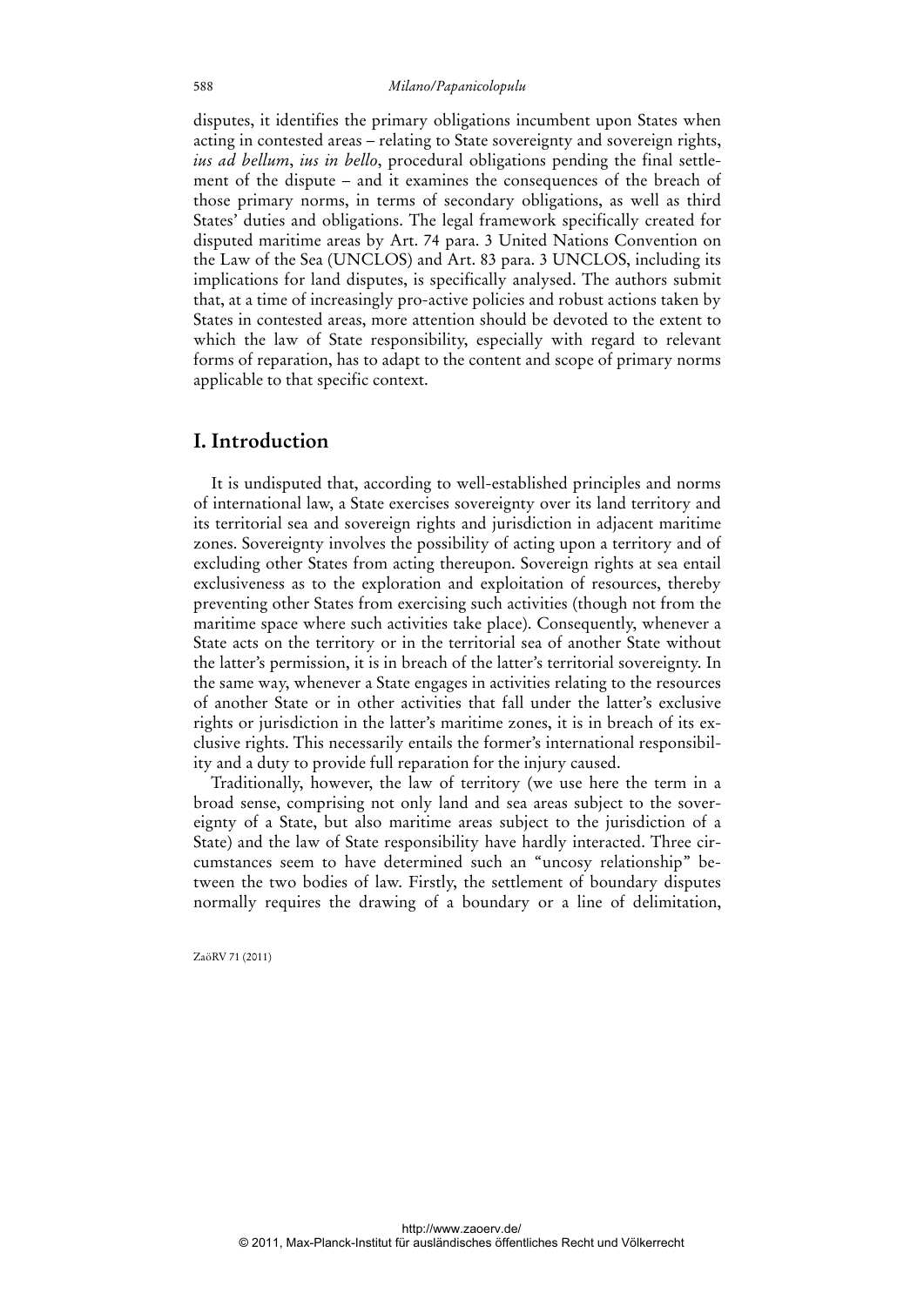disputes, it identifies the primary obligations incumbent upon States when acting in contested areas – relating to State sovereignty and sovereign rights, *ius ad bellum*, *ius in bello*, procedural obligations pending the final settlement of the dispute – and it examines the consequences of the breach of those primary norms, in terms of secondary obligations, as well as third States' duties and obligations. The legal framework specifically created for disputed maritime areas by Art. 74 para. 3 United Nations Convention on the Law of the Sea (UNCLOS) and Art. 83 para. 3 UNCLOS, including its implications for land disputes, is specifically analysed. The authors submit that, at a time of increasingly pro-active policies and robust actions taken by States in contested areas, more attention should be devoted to the extent to which the law of State responsibility, especially with regard to relevant forms of reparation, has to adapt to the content and scope of primary norms applicable to that specific context.

## I. Introduction

It is undisputed that, according to well-established principles and norms of international law, a State exercises sovereignty over its land territory and its territorial sea and sovereign rights and jurisdiction in adjacent maritime zones. Sovereignty involves the possibility of acting upon a territory and of excluding other States from acting thereupon. Sovereign rights at sea entail exclusiveness as to the exploration and exploitation of resources, thereby preventing other States from exercising such activities (though not from the maritime space where such activities take place). Consequently, whenever a State acts on the territory or in the territorial sea of another State without the latter's permission, it is in breach of the latter's territorial sovereignty. In the same way, whenever a State engages in activities relating to the resources of another State or in other activities that fall under the latter's exclusive rights or jurisdiction in the latter's maritime zones, it is in breach of its exclusive rights. This necessarily entails the former's international responsibility and a duty to provide full reparation for the injury caused.

Traditionally, however, the law of territory (we use here the term in a broad sense, comprising not only land and sea areas subject to the sovereignty of a State, but also maritime areas subject to the jurisdiction of a State) and the law of State responsibility have hardly interacted. Three circumstances seem to have determined such an "uncosy relationship" between the two bodies of law. Firstly, the settlement of boundary disputes normally requires the drawing of a boundary or a line of delimitation,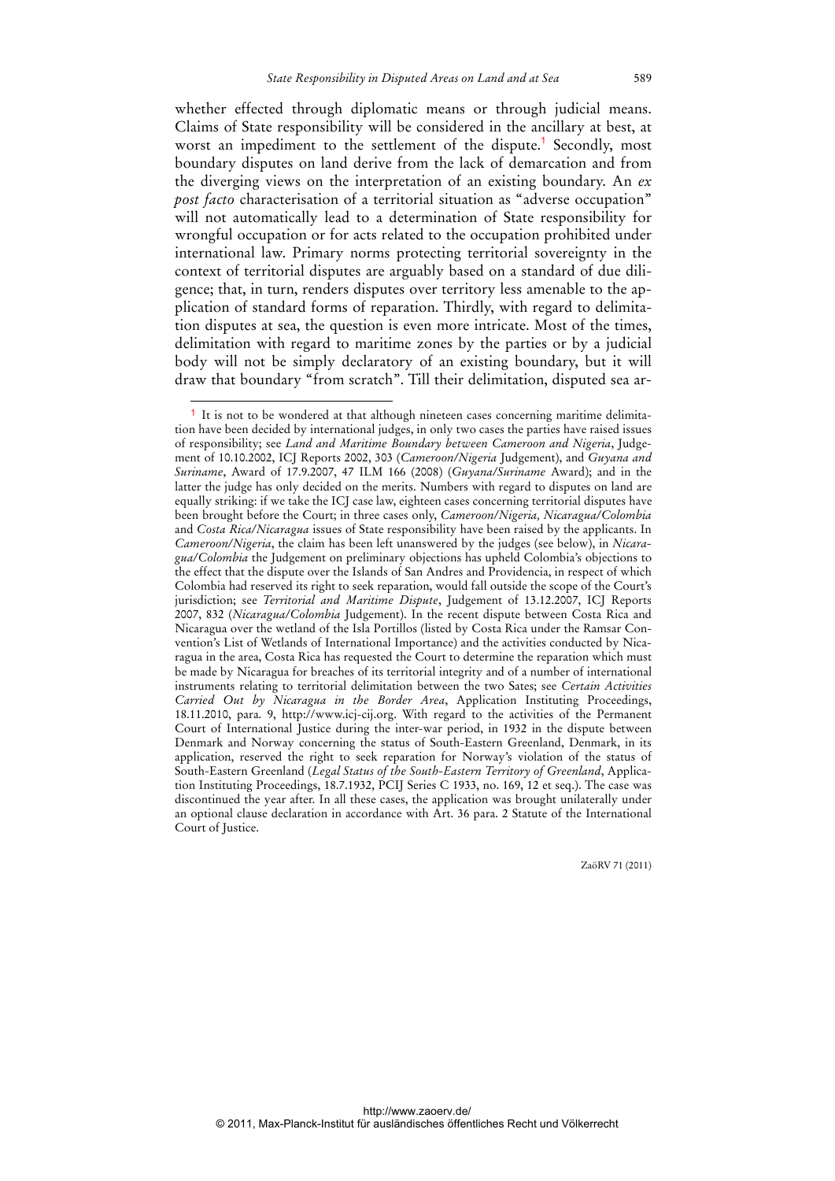whether effected through diplomatic means or through judicial means. Claims of State responsibility will be considered in the ancillary at best, at worst an impediment to the settlement of the dispute.[1] Secondly, most boundary disputes on land derive from the lack of demarcation and from the diverging views on the interpretation of an existing boundary. An *ex post facto* characterisation of a territorial situation as "adverse occupation" will not automatically lead to a determination of State responsibility for wrongful occupation or for acts related to the occupation prohibited under international law. Primary norms protecting territorial sovereignty in the context of territorial disputes are arguably based on a standard of due diligence; that, in turn, renders disputes over territory less amenable to the application of standard forms of reparation. Thirdly, with regard to delimitation disputes at sea, the question is even more intricate. Most of the times, delimitation with regard to maritime zones by the parties or by a judicial body will not be simply declaratory of an existing boundary, but it will draw that boundary "from scratch". Till their delimitation, disputed sea ar-

---

[1] It is not to be wondered at that although nineteen cases concerning maritime delimitation have been decided by international judges, in only two cases the parties have raised issues of responsibility; see *Land and Maritime Boundary between Cameroon and Nigeria*, Judgement of 10.10.2002, ICJ Reports 2002, 303 (*Cameroon/Nigeria* Judgement), and *Guyana and Suriname*, Award of 17.9.2007, 47 ILM 166 (2008) (*Guyana/Suriname* Award); and in the latter the judge has only decided on the merits. Numbers with regard to disputes on land are equally striking: if we take the ICJ case law, eighteen cases concerning territorial disputes have been brought before the Court; in three cases only, *Cameroon/Nigeria, Nicaragua/Colombia* and *Costa Rica/Nicaragua* issues of State responsibility have been raised by the applicants. In *Cameroon/Nigeria*, the claim has been left unanswered by the judges (see below), in *Nicaragua/Colombia* the Judgement on preliminary objections has upheld Colombia's objections to the effect that the dispute over the Islands of San Andres and Providencia, in respect of which Colombia had reserved its right to seek reparation, would fall outside the scope of the Court's jurisdiction; see *Territorial and Maritime Dispute*, Judgement of 13.12.2007, ICJ Reports 2007, 832 (*Nicaragua/Colombia* Judgement). In the recent dispute between Costa Rica and Nicaragua over the wetland of the Isla Portillos (listed by Costa Rica under the Ramsar Convention's List of Wetlands of International Importance) and the activities conducted by Nicaragua in the area, Costa Rica has requested the Court to determine the reparation which must be made by Nicaragua for breaches of its territorial integrity and of a number of international instruments relating to territorial delimitation between the two Sates; see *Certain Activities Carried Out by Nicaragua in the Border Area*, Application Instituting Proceedings, 18.11.2010, para. 9, http://www.icj-cij.org. With regard to the activities of the Permanent Court of International Justice during the inter-war period, in 1932 in the dispute between Denmark and Norway concerning the status of South-Eastern Greenland, Denmark, in its application, reserved the right to seek reparation for Norway's violation of the status of South-Eastern Greenland (*Legal Status of the South-Eastern Territory of Greenland*, Application Instituting Proceedings, 18.7.1932, PCIJ Series C 1933, no. 169, 12 et seq.). The case was discontinued the year after. In all these cases, the application was brought unilaterally under an optional clause declaration in accordance with Art. 36 para. 2 Statute of the International Court of Justice.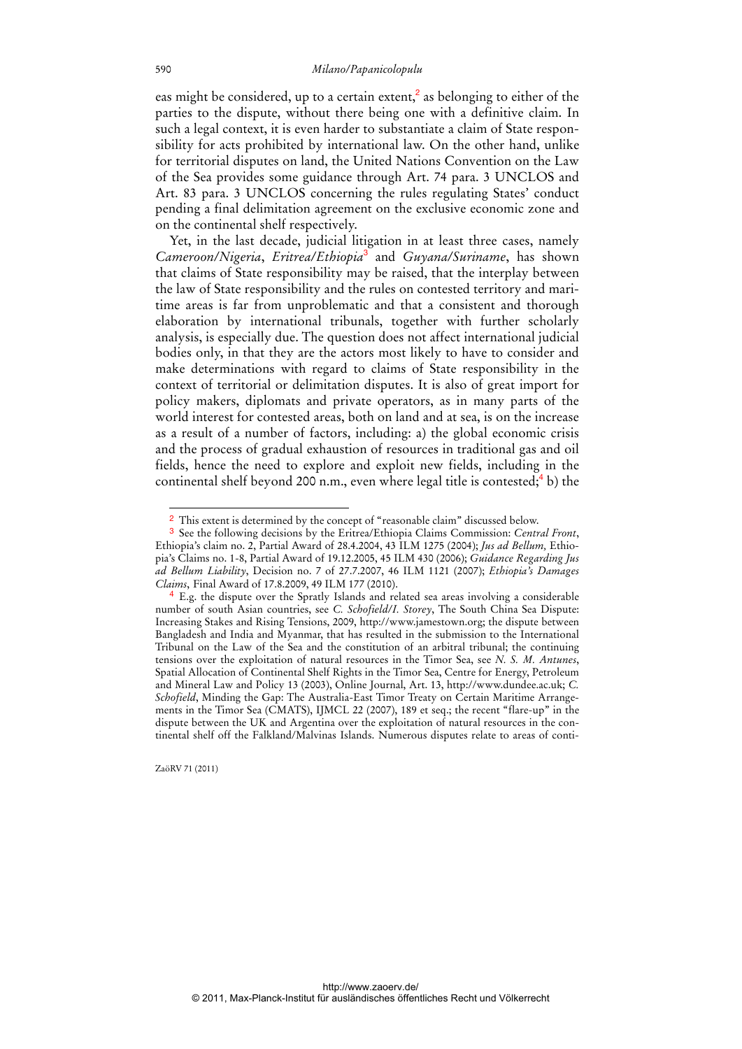eas might be considered, up to a certain extent,[2] as belonging to either of the parties to the dispute, without there being one with a definitive claim. In such a legal context, it is even harder to substantiate a claim of State responsibility for acts prohibited by international law. On the other hand, unlike for territorial disputes on land, the United Nations Convention on the Law of the Sea provides some guidance through Art. 74 para. 3 UNCLOS and Art. 83 para. 3 UNCLOS concerning the rules regulating States' conduct pending a final delimitation agreement on the exclusive economic zone and on the continental shelf respectively.

Yet, in the last decade, judicial litigation in at least three cases, namely *Cameroon/Nigeria*, *Eritrea/Ethiopia*[3] and *Guyana/Suriname*, has shown that claims of State responsibility may be raised, that the interplay between the law of State responsibility and the rules on contested territory and maritime areas is far from unproblematic and that a consistent and thorough elaboration by international tribunals, together with further scholarly analysis, is especially due. The question does not affect international judicial bodies only, in that they are the actors most likely to have to consider and make determinations with regard to claims of State responsibility in the context of territorial or delimitation disputes. It is also of great import for policy makers, diplomats and private operators, as in many parts of the world interest for contested areas, both on land and at sea, is on the increase as a result of a number of factors, including: a) the global economic crisis and the process of gradual exhaustion of resources in traditional gas and oil fields, hence the need to explore and exploit new fields, including in the continental shelf beyond 200 n.m., even where legal title is contested;[4] b) the

---

[2] This extent is determined by the concept of "reasonable claim" discussed below.

[3] See the following decisions by the Eritrea/Ethiopia Claims Commission: *Central Front*, Ethiopia's claim no. 2, Partial Award of 28.4.2004, 43 ILM 1275 (2004); *Jus ad Bellum,* Ethiopia's Claims no. 1-8, Partial Award of 19.12.2005, 45 ILM 430 (2006); *Guidance Regarding Jus ad Bellum Liability*, Decision no. 7 of 27.7.2007, 46 ILM 1121 (2007); *Ethiopia's Damages Claims*, Final Award of 17.8.2009, 49 ILM 177 (2010).

[4] E.g. the dispute over the Spratly Islands and related sea areas involving a considerable number of south Asian countries, see *C. Schofield/I. Storey*, The South China Sea Dispute: Increasing Stakes and Rising Tensions, 2009, http://www.jamestown.org; the dispute between Bangladesh and India and Myanmar, that has resulted in the submission to the International Tribunal on the Law of the Sea and the constitution of an arbitral tribunal; the continuing tensions over the exploitation of natural resources in the Timor Sea, see *N. S. M. Antunes*, Spatial Allocation of Continental Shelf Rights in the Timor Sea, Centre for Energy, Petroleum and Mineral Law and Policy 13 (2003), Online Journal, Art. 13, http://www.dundee.ac.uk; *C. Schofield*, Minding the Gap: The Australia-East Timor Treaty on Certain Maritime Arrangements in the Timor Sea (CMATS), IJMCL 22 (2007), 189 et seq.; the recent "flare-up" in the dispute between the UK and Argentina over the exploitation of natural resources in the continental shelf off the Falkland/Malvinas Islands. Numerous disputes relate to areas of conti-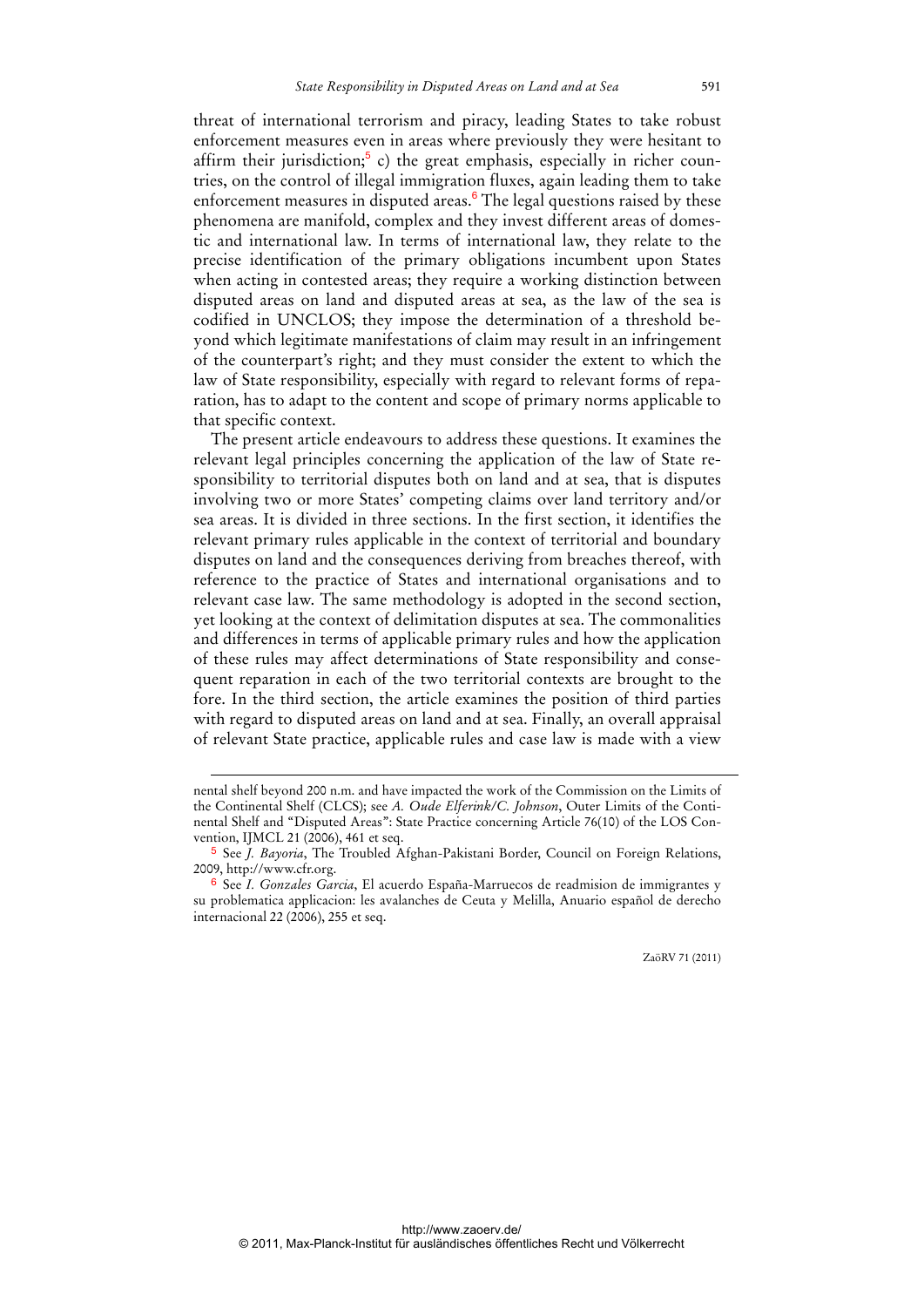threat of international terrorism and piracy, leading States to take robust enforcement measures even in areas where previously they were hesitant to affirm their jurisdiction;[5] c) the great emphasis, especially in richer countries, on the control of illegal immigration fluxes, again leading them to take enforcement measures in disputed areas.[6] The legal questions raised by these phenomena are manifold, complex and they invest different areas of domestic and international law. In terms of international law, they relate to the precise identification of the primary obligations incumbent upon States when acting in contested areas; they require a working distinction between disputed areas on land and disputed areas at sea, as the law of the sea is codified in UNCLOS; they impose the determination of a threshold beyond which legitimate manifestations of claim may result in an infringement of the counterpart's right; and they must consider the extent to which the law of State responsibility, especially with regard to relevant forms of reparation, has to adapt to the content and scope of primary norms applicable to that specific context.

The present article endeavours to address these questions. It examines the relevant legal principles concerning the application of the law of State responsibility to territorial disputes both on land and at sea, that is disputes involving two or more States' competing claims over land territory and/or sea areas. It is divided in three sections. In the first section, it identifies the relevant primary rules applicable in the context of territorial and boundary disputes on land and the consequences deriving from breaches thereof, with reference to the practice of States and international organisations and to relevant case law. The same methodology is adopted in the second section, yet looking at the context of delimitation disputes at sea. The commonalities and differences in terms of applicable primary rules and how the application of these rules may affect determinations of State responsibility and consequent reparation in each of the two territorial contexts are brought to the fore. In the third section, the article examines the position of third parties with regard to disputed areas on land and at sea. Finally, an overall appraisal of relevant State practice, applicable rules and case law is made with a view

---

nental shelf beyond 200 n.m. and have impacted the work of the Commission on the Limits of the Continental Shelf (CLCS); see *A. Oude Elferink/C. Johnson*, Outer Limits of the Continental Shelf and "Disputed Areas": State Practice concerning Article 76(10) of the LOS Convention, IJMCL 21 (2006), 461 et seq.

[5] See *J. Bayoria*, The Troubled Afghan-Pakistani Border, Council on Foreign Relations, 2009, http://www.cfr.org.

[6] See *I. Gonzales Garcia*, El acuerdo España-Marruecos de readmision de immigrantes y su problematica applicacion: les avalanches de Ceuta y Melilla, Anuario español de derecho internacional 22 (2006), 255 et seq.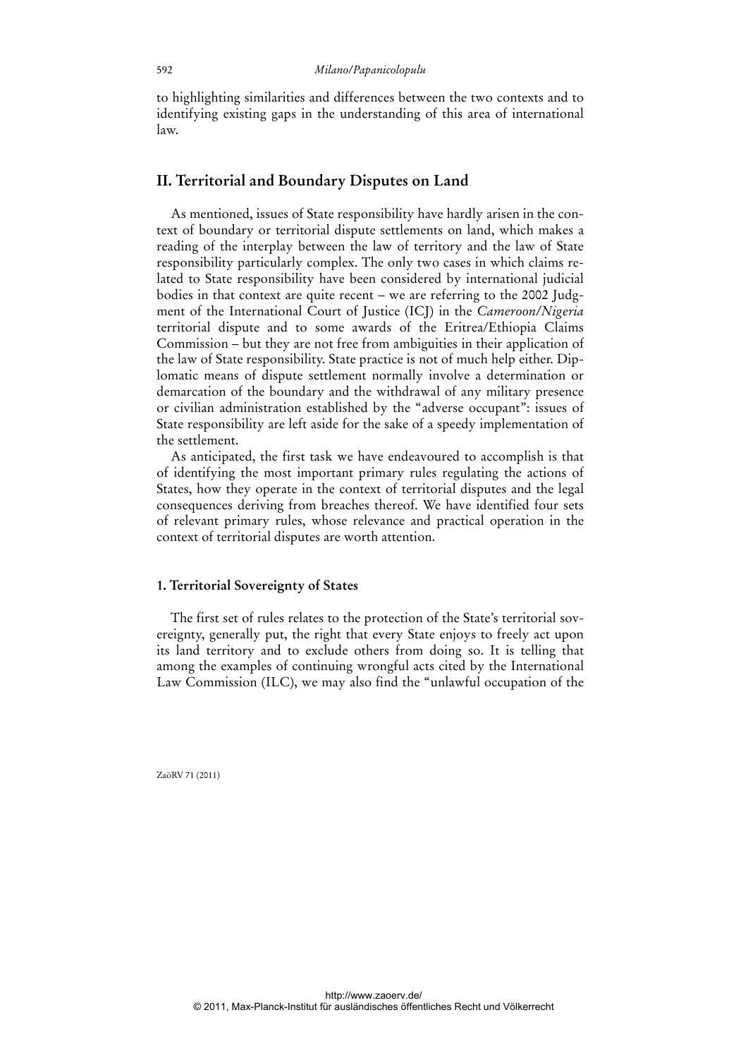to highlighting similarities and differences between the two contexts and to identifying existing gaps in the understanding of this area of international law.

## II. Territorial and Boundary Disputes on Land

As mentioned, issues of State responsibility have hardly arisen in the context of boundary or territorial dispute settlements on land, which makes a reading of the interplay between the law of territory and the law of State responsibility particularly complex. The only two cases in which claims related to State responsibility have been considered by international judicial bodies in that context are quite recent – we are referring to the 2002 Judgment of the International Court of Justice (ICJ) in the *Cameroon/Nigeria* territorial dispute and to some awards of the Eritrea/Ethiopia Claims Commission – but they are not free from ambiguities in their application of the law of State responsibility. State practice is not of much help either. Diplomatic means of dispute settlement normally involve a determination or demarcation of the boundary and the withdrawal of any military presence or civilian administration established by the "adverse occupant": issues of State responsibility are left aside for the sake of a speedy implementation of the settlement.

As anticipated, the first task we have endeavoured to accomplish is that of identifying the most important primary rules regulating the actions of States, how they operate in the context of territorial disputes and the legal consequences deriving from breaches thereof. We have identified four sets of relevant primary rules, whose relevance and practical operation in the context of territorial disputes are worth attention.

### 1. Territorial Sovereignty of States

The first set of rules relates to the protection of the State's territorial sovereignty, generally put, the right that every State enjoys to freely act upon its land territory and to exclude others from doing so. It is telling that among the examples of continuing wrongful acts cited by the International Law Commission (ILC), we may also find the "unlawful occupation of the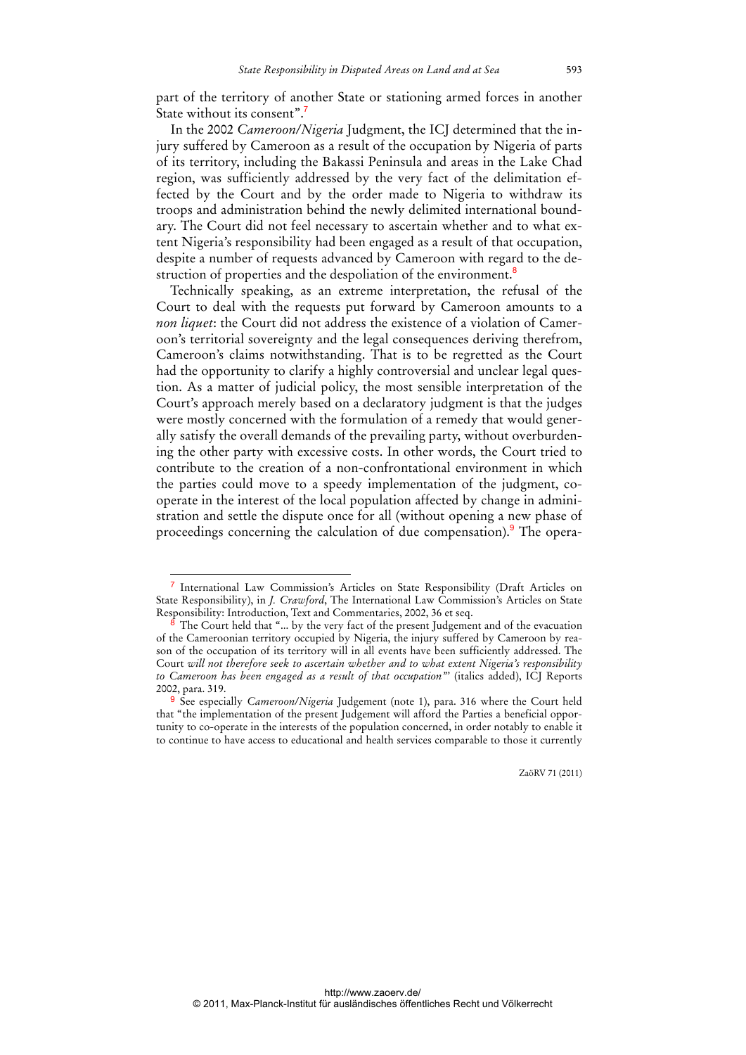part of the territory of another State or stationing armed forces in another State without its consent".[7]

In the 2002 *Cameroon/Nigeria* Judgment, the ICJ determined that the injury suffered by Cameroon as a result of the occupation by Nigeria of parts of its territory, including the Bakassi Peninsula and areas in the Lake Chad region, was sufficiently addressed by the very fact of the delimitation effected by the Court and by the order made to Nigeria to withdraw its troops and administration behind the newly delimited international boundary. The Court did not feel necessary to ascertain whether and to what extent Nigeria's responsibility had been engaged as a result of that occupation, despite a number of requests advanced by Cameroon with regard to the destruction of properties and the despoliation of the environment.[8]

Technically speaking, as an extreme interpretation, the refusal of the Court to deal with the requests put forward by Cameroon amounts to a *non liquet*: the Court did not address the existence of a violation of Cameroon's territorial sovereignty and the legal consequences deriving therefrom, Cameroon's claims notwithstanding. That is to be regretted as the Court had the opportunity to clarify a highly controversial and unclear legal question. As a matter of judicial policy, the most sensible interpretation of the Court's approach merely based on a declaratory judgment is that the judges were mostly concerned with the formulation of a remedy that would generally satisfy the overall demands of the prevailing party, without overburdening the other party with excessive costs. In other words, the Court tried to contribute to the creation of a non-confrontational environment in which the parties could move to a speedy implementation of the judgment, co-operate in the interest of the local population affected by change in administration and settle the dispute once for all (without opening a new phase of proceedings concerning the calculation of due compensation).[9] The opera-

---

[7] International Law Commission's Articles on State Responsibility (Draft Articles on State Responsibility), in *J. Crawford*, The International Law Commission's Articles on State Responsibility: Introduction, Text and Commentaries, 2002, 36 et seq.

[8] The Court held that "... by the very fact of the present Judgement and of the evacuation of the Cameroonian territory occupied by Nigeria, the injury suffered by Cameroon by reason of the occupation of its territory will in all events have been sufficiently addressed. The Court *will not therefore seek to ascertain whether and to what extent Nigeria's responsibility to Cameroon has been engaged as a result of that occupation*" (italics added), ICJ Reports 2002, para. 319.

[9] See especially *Cameroon/Nigeria* Judgement (note 1), para. 316 where the Court held that "the implementation of the present Judgement will afford the Parties a beneficial opportunity to co-operate in the interests of the population concerned, in order notably to enable it to continue to have access to educational and health services comparable to those it currently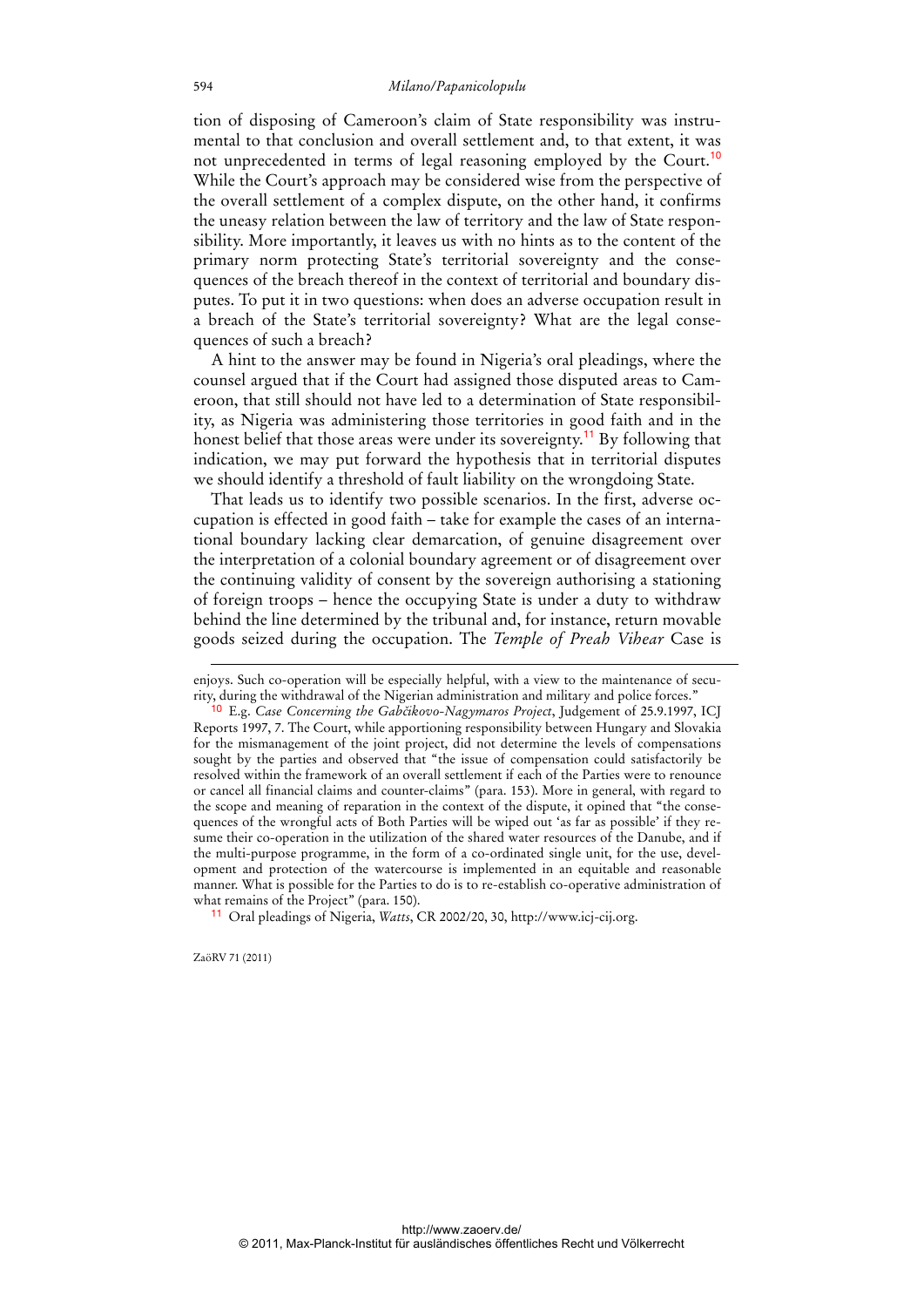tion of disposing of Cameroon's claim of State responsibility was instrumental to that conclusion and overall settlement and, to that extent, it was not unprecedented in terms of legal reasoning employed by the Court.[10] While the Court's approach may be considered wise from the perspective of the overall settlement of a complex dispute, on the other hand, it confirms the uneasy relation between the law of territory and the law of State responsibility. More importantly, it leaves us with no hints as to the content of the primary norm protecting State's territorial sovereignty and the consequences of the breach thereof in the context of territorial and boundary disputes. To put it in two questions: when does an adverse occupation result in a breach of the State's territorial sovereignty? What are the legal consequences of such a breach?

A hint to the answer may be found in Nigeria's oral pleadings, where the counsel argued that if the Court had assigned those disputed areas to Cameroon, that still should not have led to a determination of State responsibility, as Nigeria was administering those territories in good faith and in the honest belief that those areas were under its sovereignty.[11] By following that indication, we may put forward the hypothesis that in territorial disputes we should identify a threshold of fault liability on the wrongdoing State.

That leads us to identify two possible scenarios. In the first, adverse occupation is effected in good faith – take for example the cases of an international boundary lacking clear demarcation, of genuine disagreement over the interpretation of a colonial boundary agreement or of disagreement over the continuing validity of consent by the sovereign authorising a stationing of foreign troops – hence the occupying State is under a duty to withdraw behind the line determined by the tribunal and, for instance, return movable goods seized during the occupation. The *Temple of Preah Vihear* Case is

---

enjoys. Such co-operation will be especially helpful, with a view to the maintenance of security, during the withdrawal of the Nigerian administration and military and police forces."

[10] E.g. *Case Concerning the Gabčíkovo-Nagymaros Project*, Judgement of 25.9.1997, ICJ Reports 1997, 7. The Court, while apportioning responsibility between Hungary and Slovakia for the mismanagement of the joint project, did not determine the levels of compensations sought by the parties and observed that "the issue of compensation could satisfactorily be resolved within the framework of an overall settlement if each of the Parties were to renounce or cancel all financial claims and counter-claims" (para. 153). More in general, with regard to the scope and meaning of reparation in the context of the dispute, it opined that "the consequences of the wrongful acts of Both Parties will be wiped out 'as far as possible' if they resume their co-operation in the utilization of the shared water resources of the Danube, and if the multi-purpose programme, in the form of a co-ordinated single unit, for the use, development and protection of the watercourse is implemented in an equitable and reasonable manner. What is possible for the Parties to do is to re-establish co-operative administration of what remains of the Project" (para. 150).

[11] Oral pleadings of Nigeria, *Watts*, CR 2002/20, 30, http://www.icj-cij.org.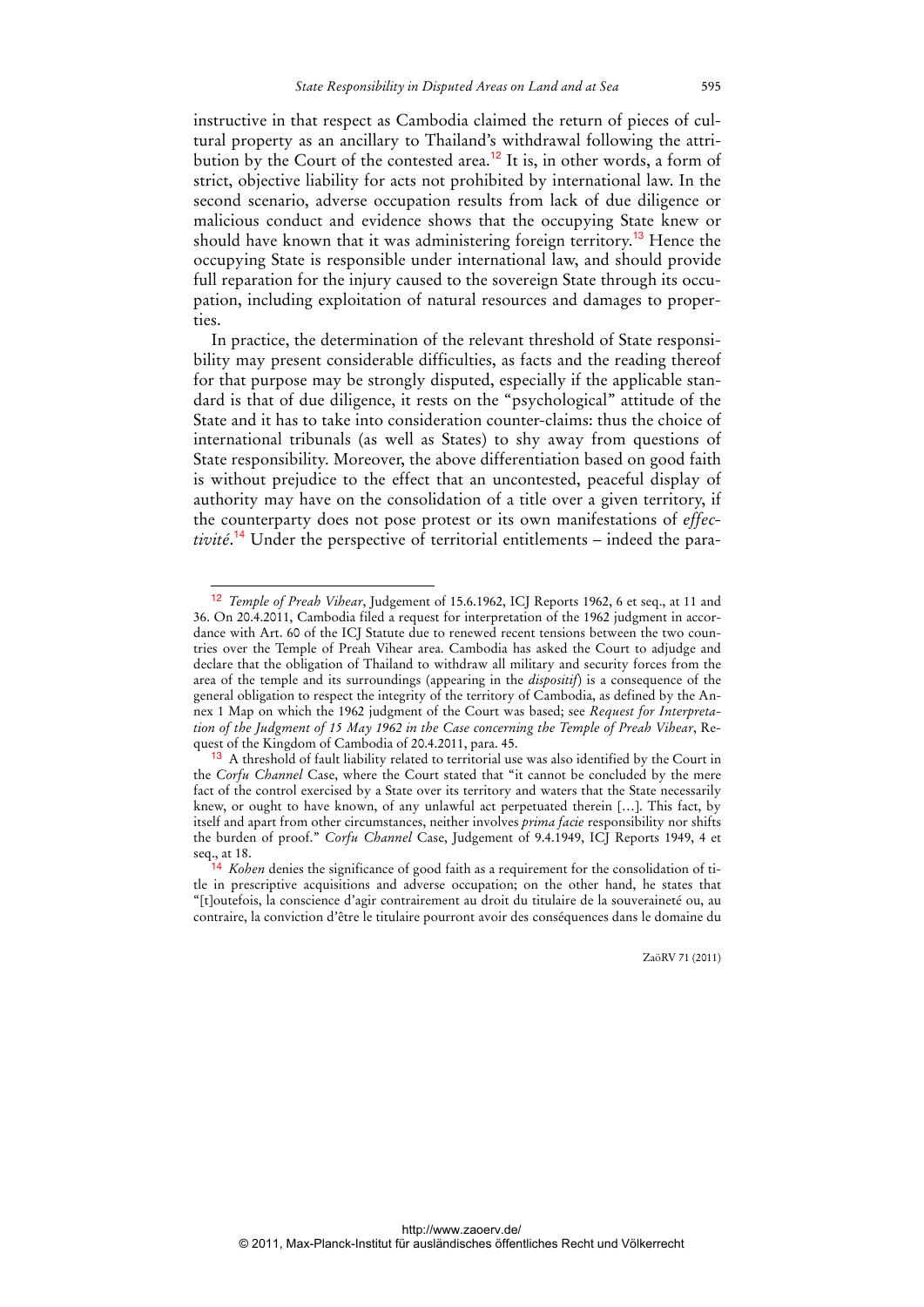instructive in that respect as Cambodia claimed the return of pieces of cultural property as an ancillary to Thailand's withdrawal following the attribution by the Court of the contested area.[12] It is, in other words, a form of strict, objective liability for acts not prohibited by international law. In the second scenario, adverse occupation results from lack of due diligence or malicious conduct and evidence shows that the occupying State knew or should have known that it was administering foreign territory.[13] Hence the occupying State is responsible under international law, and should provide full reparation for the injury caused to the sovereign State through its occupation, including exploitation of natural resources and damages to properties.

In practice, the determination of the relevant threshold of State responsibility may present considerable difficulties, as facts and the reading thereof for that purpose may be strongly disputed, especially if the applicable standard is that of due diligence, it rests on the "psychological" attitude of the State and it has to take into consideration counter-claims: thus the choice of international tribunals (as well as States) to shy away from questions of State responsibility. Moreover, the above differentiation based on good faith is without prejudice to the effect that an uncontested, peaceful display of authority may have on the consolidation of a title over a given territory, if the counterparty does not pose protest or its own manifestations of *effectivité*.[14] Under the perspective of territorial entitlements – indeed the para-

---

[12] *Temple of Preah Vihear*, Judgement of 15.6.1962, ICJ Reports 1962, 6 et seq., at 11 and 36. On 20.4.2011, Cambodia filed a request for interpretation of the 1962 judgment in accordance with Art. 60 of the ICJ Statute due to renewed recent tensions between the two countries over the Temple of Preah Vihear area. Cambodia has asked the Court to adjudge and declare that the obligation of Thailand to withdraw all military and security forces from the area of the temple and its surroundings (appearing in the *dispositif*) is a consequence of the general obligation to respect the integrity of the territory of Cambodia, as defined by the Annex 1 Map on which the 1962 judgment of the Court was based; see *Request for Interpretation of the Judgment of 15 May 1962 in the Case concerning the Temple of Preah Vihear*, Request of the Kingdom of Cambodia of 20.4.2011, para. 45.

[13] A threshold of fault liability related to territorial use was also identified by the Court in the *Corfu Channel* Case, where the Court stated that "it cannot be concluded by the mere fact of the control exercised by a State over its territory and waters that the State necessarily knew, or ought to have known, of any unlawful act perpetuated therein […]. This fact, by itself and apart from other circumstances, neither involves *prima facie* responsibility nor shifts the burden of proof." *Corfu Channel* Case, Judgement of 9.4.1949, ICJ Reports 1949, 4 et seq., at 18.

[14] *Kohen* denies the significance of good faith as a requirement for the consolidation of title in prescriptive acquisitions and adverse occupation; on the other hand, he states that "[t]outefois, la conscience d'agir contrairement au droit du titulaire de la souveraineté ou, au contraire, la conviction d'être le titulaire pourront avoir des conséquences dans le domaine du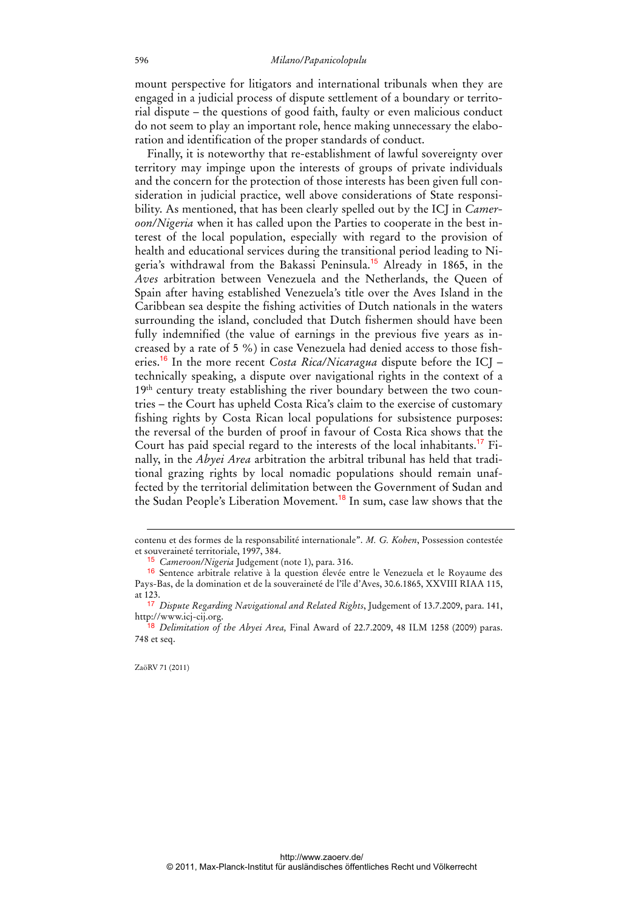mount perspective for litigators and international tribunals when they are engaged in a judicial process of dispute settlement of a boundary or territorial dispute – the questions of good faith, faulty or even malicious conduct do not seem to play an important role, hence making unnecessary the elaboration and identification of the proper standards of conduct.

Finally, it is noteworthy that re-establishment of lawful sovereignty over territory may impinge upon the interests of groups of private individuals and the concern for the protection of those interests has been given full consideration in judicial practice, well above considerations of State responsibility. As mentioned, that has been clearly spelled out by the ICJ in *Cameroon/Nigeria* when it has called upon the Parties to cooperate in the best interest of the local population, especially with regard to the provision of health and educational services during the transitional period leading to Nigeria's withdrawal from the Bakassi Peninsula.[15] Already in 1865, in the *Aves* arbitration between Venezuela and the Netherlands, the Queen of Spain after having established Venezuela's title over the Aves Island in the Caribbean sea despite the fishing activities of Dutch nationals in the waters surrounding the island, concluded that Dutch fishermen should have been fully indemnified (the value of earnings in the previous five years as increased by a rate of 5 %) in case Venezuela had denied access to those fisheries.[16] In the more recent *Costa Rica/Nicaragua* dispute before the ICJ – technically speaking, a dispute over navigational rights in the context of a 19th century treaty establishing the river boundary between the two countries – the Court has upheld Costa Rica's claim to the exercise of customary fishing rights by Costa Rican local populations for subsistence purposes: the reversal of the burden of proof in favour of Costa Rica shows that the Court has paid special regard to the interests of the local inhabitants.[17] Finally, in the *Abyei Area* arbitration the arbitral tribunal has held that traditional grazing rights by local nomadic populations should remain unaffected by the territorial delimitation between the Government of Sudan and the Sudan People's Liberation Movement.[18] In sum, case law shows that the

---

contenu et des formes de la responsabilité internationale". *M. G. Kohen*, Possession contestée et souveraineté territoriale, 1997, 384.

[15] *Cameroon/Nigeria* Judgement (note 1), para. 316.

[16] Sentence arbitrale relative à la question élevée entre le Venezuela et le Royaume des Pays-Bas, de la domination et de la souveraineté de l'île d'Aves, 30.6.1865, XXVIII RIAA 115, at 123.

[17] *Dispute Regarding Navigational and Related Rights*, Judgement of 13.7.2009, para. 141, http://www.icj-cij.org.

[18] *Delimitation of the Abyei Area,* Final Award of 22.7.2009, 48 ILM 1258 (2009) paras. 748 et seq.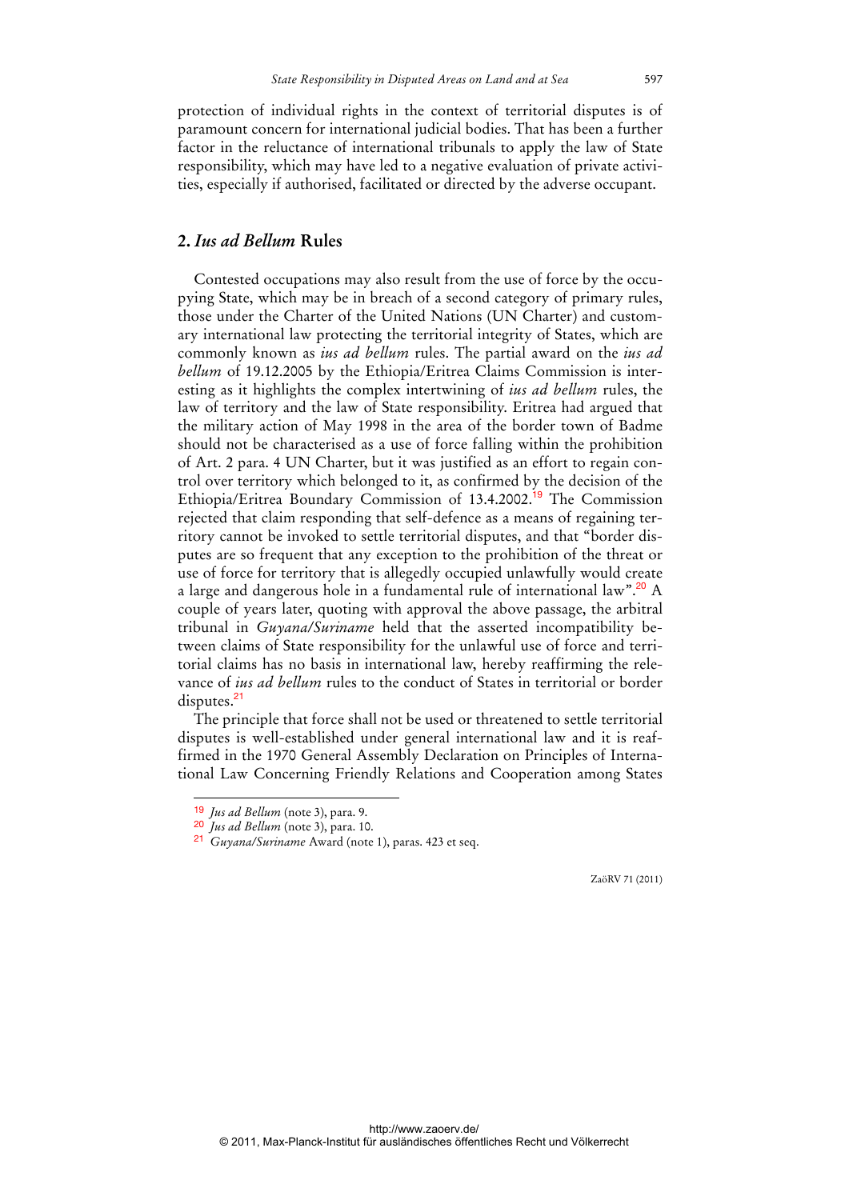protection of individual rights in the context of territorial disputes is of paramount concern for international judicial bodies. That has been a further factor in the reluctance of international tribunals to apply the law of State responsibility, which may have led to a negative evaluation of private activities, especially if authorised, facilitated or directed by the adverse occupant.

## 2. *Ius ad Bellum* Rules

Contested occupations may also result from the use of force by the occupying State, which may be in breach of a second category of primary rules, those under the Charter of the United Nations (UN Charter) and customary international law protecting the territorial integrity of States, which are commonly known as *ius ad bellum* rules. The partial award on the *ius ad bellum* of 19.12.2005 by the Ethiopia/Eritrea Claims Commission is interesting as it highlights the complex intertwining of *ius ad bellum* rules, the law of territory and the law of State responsibility. Eritrea had argued that the military action of May 1998 in the area of the border town of Badme should not be characterised as a use of force falling within the prohibition of Art. 2 para. 4 UN Charter, but it was justified as an effort to regain control over territory which belonged to it, as confirmed by the decision of the Ethiopia/Eritrea Boundary Commission of 13.4.2002.[19] The Commission rejected that claim responding that self-defence as a means of regaining territory cannot be invoked to settle territorial disputes, and that "border disputes are so frequent that any exception to the prohibition of the threat or use of force for territory that is allegedly occupied unlawfully would create a large and dangerous hole in a fundamental rule of international law".[20] A couple of years later, quoting with approval the above passage, the arbitral tribunal in *Guyana/Suriname* held that the asserted incompatibility between claims of State responsibility for the unlawful use of force and territorial claims has no basis in international law, hereby reaffirming the relevance of *ius ad bellum* rules to the conduct of States in territorial or border disputes.[21]

The principle that force shall not be used or threatened to settle territorial disputes is well-established under general international law and it is reaffirmed in the 1970 General Assembly Declaration on Principles of International Law Concerning Friendly Relations and Cooperation among States

---

[19] *Jus ad Bellum* (note 3), para. 9.

[20] *Jus ad Bellum* (note 3), para. 10.

[21] *Guyana/Suriname* Award (note 1), paras. 423 et seq.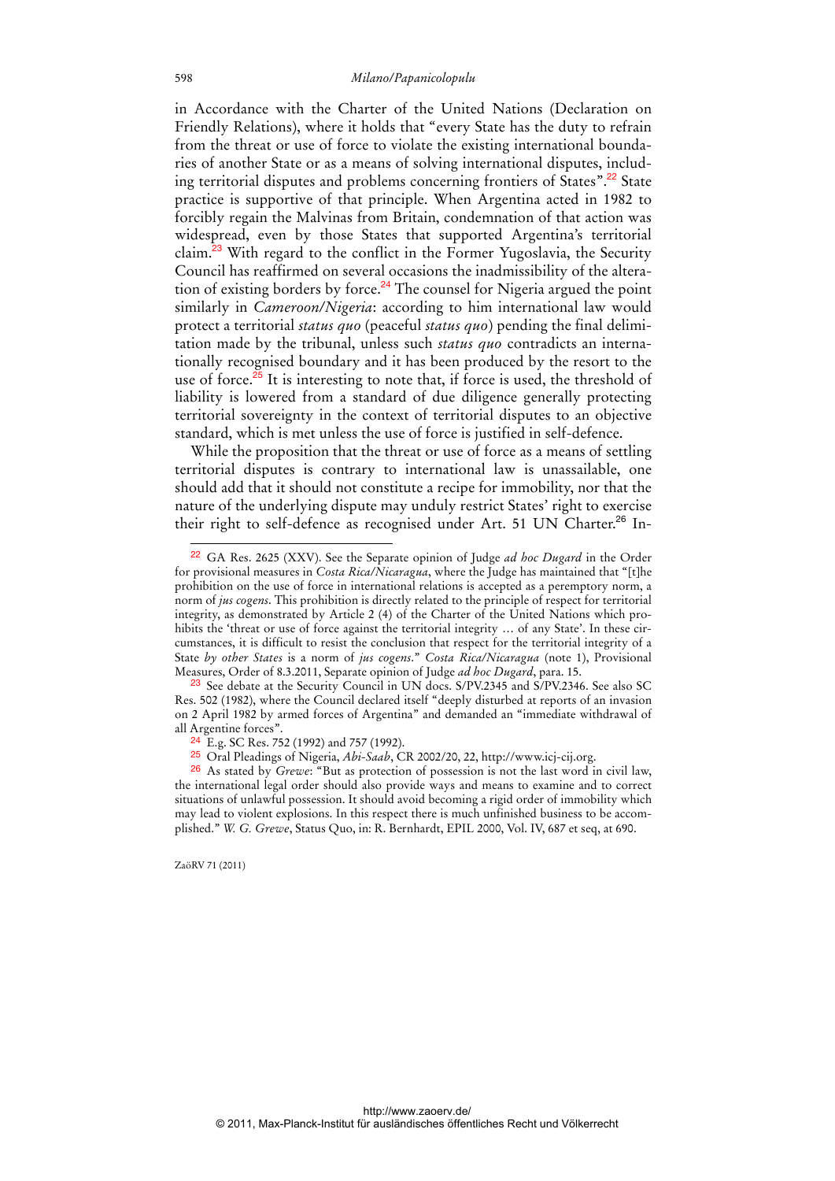in Accordance with the Charter of the United Nations (Declaration on Friendly Relations), where it holds that "every State has the duty to refrain from the threat or use of force to violate the existing international boundaries of another State or as a means of solving international disputes, including territorial disputes and problems concerning frontiers of States".[22] State practice is supportive of that principle. When Argentina acted in 1982 to forcibly regain the Malvinas from Britain, condemnation of that action was widespread, even by those States that supported Argentina's territorial claim.[23] With regard to the conflict in the Former Yugoslavia, the Security Council has reaffirmed on several occasions the inadmissibility of the alteration of existing borders by force.[24] The counsel for Nigeria argued the point similarly in *Cameroon/Nigeria*: according to him international law would protect a territorial *status quo* (peaceful *status quo*) pending the final delimitation made by the tribunal, unless such *status quo* contradicts an internationally recognised boundary and it has been produced by the resort to the use of force.[25] It is interesting to note that, if force is used, the threshold of liability is lowered from a standard of due diligence generally protecting territorial sovereignty in the context of territorial disputes to an objective standard, which is met unless the use of force is justified in self-defence.

While the proposition that the threat or use of force as a means of settling territorial disputes is contrary to international law is unassailable, one should add that it should not constitute a recipe for immobility, nor that the nature of the underlying dispute may unduly restrict States' right to exercise their right to self-defence as recognised under Art. 51 UN Charter.[26] In-

---

[22] GA Res. 2625 (XXV). See the Separate opinion of Judge *ad hoc Dugard* in the Order for provisional measures in *Costa Rica/Nicaragua*, where the Judge has maintained that "[t]he prohibition on the use of force in international relations is accepted as a peremptory norm, a norm of *jus cogens*. This prohibition is directly related to the principle of respect for territorial integrity, as demonstrated by Article 2 (4) of the Charter of the United Nations which prohibits the 'threat or use of force against the territorial integrity … of any State'. In these circumstances, it is difficult to resist the conclusion that respect for the territorial integrity of a State *by other States* is a norm of *jus cogens*." *Costa Rica/Nicaragua* (note 1), Provisional Measures, Order of 8.3.2011, Separate opinion of Judge *ad hoc Dugard*, para. 15.

[23] See debate at the Security Council in UN docs. S/PV.2345 and S/PV.2346. See also SC Res. 502 (1982), where the Council declared itself "deeply disturbed at reports of an invasion on 2 April 1982 by armed forces of Argentina" and demanded an "immediate withdrawal of all Argentine forces".

[24] E.g. SC Res. 752 (1992) and 757 (1992).

[25] Oral Pleadings of Nigeria, *Abi-Saab*, CR 2002/20, 22, http://www.icj-cij.org.

[26] As stated by *Grewe*: "But as protection of possession is not the last word in civil law, the international legal order should also provide ways and means to examine and to correct situations of unlawful possession. It should avoid becoming a rigid order of immobility which may lead to violent explosions. In this respect there is much unfinished business to be accomplished." *W. G. Grewe*, Status Quo, in: R. Bernhardt, EPIL 2000, Vol. IV, 687 et seq, at 690.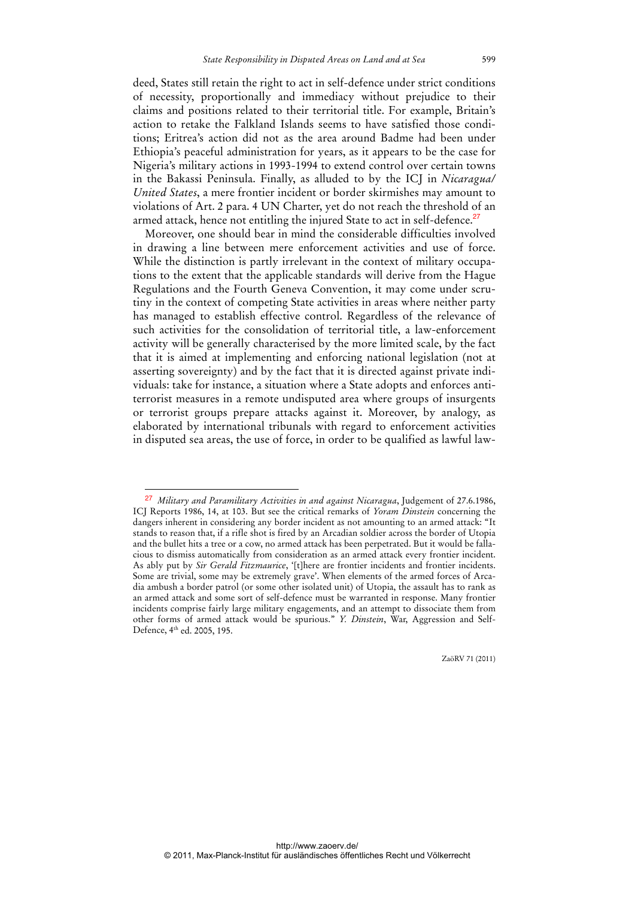deed, States still retain the right to act in self-defence under strict conditions of necessity, proportionally and immediacy without prejudice to their claims and positions related to their territorial title. For example, Britain's action to retake the Falkland Islands seems to have satisfied those conditions; Eritrea's action did not as the area around Badme had been under Ethiopia's peaceful administration for years, as it appears to be the case for Nigeria's military actions in 1993-1994 to extend control over certain towns in the Bakassi Peninsula. Finally, as alluded to by the ICJ in *Nicaragua/ United States*, a mere frontier incident or border skirmishes may amount to violations of Art. 2 para. 4 UN Charter, yet do not reach the threshold of an armed attack, hence not entitling the injured State to act in self-defence.[27]

Moreover, one should bear in mind the considerable difficulties involved in drawing a line between mere enforcement activities and use of force. While the distinction is partly irrelevant in the context of military occupations to the extent that the applicable standards will derive from the Hague Regulations and the Fourth Geneva Convention, it may come under scrutiny in the context of competing State activities in areas where neither party has managed to establish effective control. Regardless of the relevance of such activities for the consolidation of territorial title, a law-enforcement activity will be generally characterised by the more limited scale, by the fact that it is aimed at implementing and enforcing national legislation (not at asserting sovereignty) and by the fact that it is directed against private individuals: take for instance, a situation where a State adopts and enforces anti-terrorist measures in a remote undisputed area where groups of insurgents or terrorist groups prepare attacks against it. Moreover, by analogy, as elaborated by international tribunals with regard to enforcement activities in disputed sea areas, the use of force, in order to be qualified as lawful law-

---

[27] *Military and Paramilitary Activities in and against Nicaragua*, Judgement of 27.6.1986, ICJ Reports 1986, 14, at 103. But see the critical remarks of *Yoram Dinstein* concerning the dangers inherent in considering any border incident as not amounting to an armed attack: "It stands to reason that, if a rifle shot is fired by an Arcadian soldier across the border of Utopia and the bullet hits a tree or a cow, no armed attack has been perpetrated. But it would be fallacious to dismiss automatically from consideration as an armed attack every frontier incident. As ably put by *Sir Gerald Fitzmaurice*, '[t]here are frontier incidents and frontier incidents. Some are trivial, some may be extremely grave'. When elements of the armed forces of Arcadia ambush a border patrol (or some other isolated unit) of Utopia, the assault has to rank as an armed attack and some sort of self-defence must be warranted in response. Many frontier incidents comprise fairly large military engagements, and an attempt to dissociate them from other forms of armed attack would be spurious." *Y. Dinstein*, War, Aggression and Self-Defence, 4th ed. 2005, 195.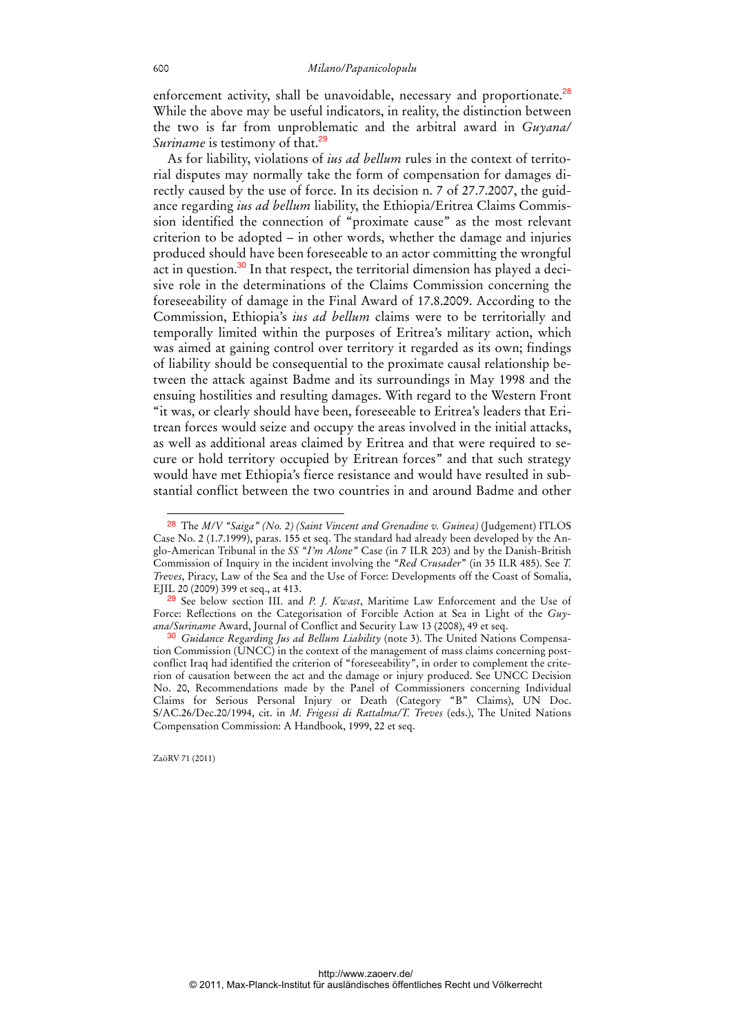enforcement activity, shall be unavoidable, necessary and proportionate.[28] While the above may be useful indicators, in reality, the distinction between the two is far from unproblematic and the arbitral award in *Guyana/Suriname* is testimony of that.[29]

As for liability, violations of *ius ad bellum* rules in the context of territorial disputes may normally take the form of compensation for damages directly caused by the use of force. In its decision n. 7 of 27.7.2007, the guidance regarding *ius ad bellum* liability, the Ethiopia/Eritrea Claims Commission identified the connection of "proximate cause" as the most relevant criterion to be adopted – in other words, whether the damage and injuries produced should have been foreseeable to an actor committing the wrongful act in question.[30] In that respect, the territorial dimension has played a decisive role in the determinations of the Claims Commission concerning the foreseeability of damage in the Final Award of 17.8.2009. According to the Commission, Ethiopia's *ius ad bellum* claims were to be territorially and temporally limited within the purposes of Eritrea's military action, which was aimed at gaining control over territory it regarded as its own; findings of liability should be consequential to the proximate causal relationship between the attack against Badme and its surroundings in May 1998 and the ensuing hostilities and resulting damages. With regard to the Western Front "it was, or clearly should have been, foreseeable to Eritrea's leaders that Eritrean forces would seize and occupy the areas involved in the initial attacks, as well as additional areas claimed by Eritrea and that were required to secure or hold territory occupied by Eritrean forces" and that such strategy would have met Ethiopia's fierce resistance and would have resulted in substantial conflict between the two countries in and around Badme and other

---

[28] The *M/V "Saiga" (No. 2) (Saint Vincent and Grenadine v. Guinea)* (Judgement) ITLOS Case No. 2 (1.7.1999), paras. 155 et seq. The standard had already been developed by the Anglo-American Tribunal in the *SS "I'm Alone"* Case (in 7 ILR 203) and by the Danish-British Commission of Inquiry in the incident involving the *"Red Crusader"* (in 35 ILR 485). See *T. Treves*, Piracy, Law of the Sea and the Use of Force: Developments off the Coast of Somalia, EJIL 20 (2009) 399 et seq., at 413.

[29] See below section III. and *P. J. Kwast*, Maritime Law Enforcement and the Use of Force: Reflections on the Categorisation of Forcible Action at Sea in Light of the *Guyana/Suriname* Award, Journal of Conflict and Security Law 13 (2008), 49 et seq.

[30] *Guidance Regarding Jus ad Bellum Liability* (note 3). The United Nations Compensation Commission (UNCC) in the context of the management of mass claims concerning post-conflict Iraq had identified the criterion of "foreseeability", in order to complement the criterion of causation between the act and the damage or injury produced. See UNCC Decision No. 20, Recommendations made by the Panel of Commissioners concerning Individual Claims for Serious Personal Injury or Death (Category "B" Claims), UN Doc. S/AC.26/Dec.20/1994, cit. in *M. Frigessi di Rattalma/T. Treves* (eds.), The United Nations Compensation Commission: A Handbook, 1999, 22 et seq.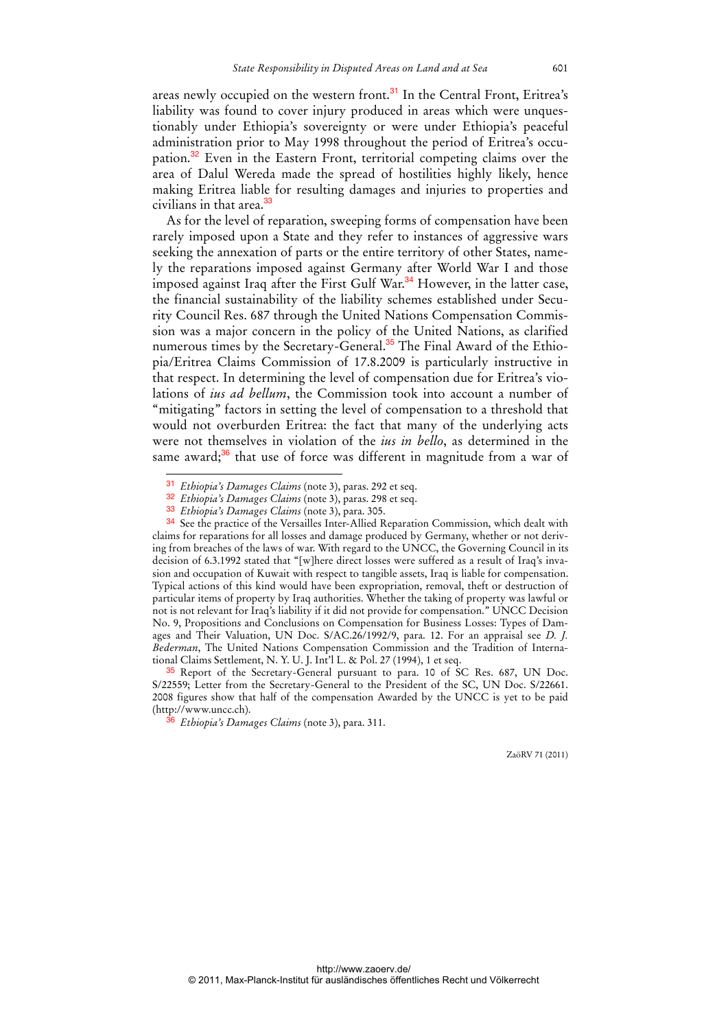areas newly occupied on the western front.[31] In the Central Front, Eritrea's liability was found to cover injury produced in areas which were unquestionably under Ethiopia's sovereignty or were under Ethiopia's peaceful administration prior to May 1998 throughout the period of Eritrea's occupation.[32] Even in the Eastern Front, territorial competing claims over the area of Dalul Wereda made the spread of hostilities highly likely, hence making Eritrea liable for resulting damages and injuries to properties and civilians in that area.[33]

As for the level of reparation, sweeping forms of compensation have been rarely imposed upon a State and they refer to instances of aggressive wars seeking the annexation of parts or the entire territory of other States, namely the reparations imposed against Germany after World War I and those imposed against Iraq after the First Gulf War.[34] However, in the latter case, the financial sustainability of the liability schemes established under Security Council Res. 687 through the United Nations Compensation Commission was a major concern in the policy of the United Nations, as clarified numerous times by the Secretary-General.[35] The Final Award of the Ethiopia/Eritrea Claims Commission of 17.8.2009 is particularly instructive in that respect. In determining the level of compensation due for Eritrea's violations of *ius ad bellum*, the Commission took into account a number of "mitigating" factors in setting the level of compensation to a threshold that would not overburden Eritrea: the fact that many of the underlying acts were not themselves in violation of the *ius in bello*, as determined in the same award;[36] that use of force was different in magnitude from a war of

---

[31] *Ethiopia's Damages Claims* (note 3), paras. 292 et seq.

[32] *Ethiopia's Damages Claims* (note 3), paras. 298 et seq.

[33] *Ethiopia's Damages Claims* (note 3), para. 305.

[34] See the practice of the Versailles Inter-Allied Reparation Commission, which dealt with claims for reparations for all losses and damage produced by Germany, whether or not deriving from breaches of the laws of war. With regard to the UNCC, the Governing Council in its decision of 6.3.1992 stated that "[w]here direct losses were suffered as a result of Iraq's invasion and occupation of Kuwait with respect to tangible assets, Iraq is liable for compensation. Typical actions of this kind would have been expropriation, removal, theft or destruction of particular items of property by Iraq authorities. Whether the taking of property was lawful or not is not relevant for Iraq's liability if it did not provide for compensation." UNCC Decision No. 9, Propositions and Conclusions on Compensation for Business Losses: Types of Damages and Their Valuation, UN Doc. S/AC.26/1992/9, para. 12. For an appraisal see *D. J. Bederman*, The United Nations Compensation Commission and the Tradition of International Claims Settlement, N. Y. U. J. Int'l L. & Pol. 27 (1994), 1 et seq.

[35] Report of the Secretary-General pursuant to para. 10 of SC Res. 687, UN Doc. S/22559; Letter from the Secretary-General to the President of the SC, UN Doc. S/22661. 2008 figures show that half of the compensation Awarded by the UNCC is yet to be paid (http://www.uncc.ch).

[36] *Ethiopia's Damages Claims* (note 3), para. 311.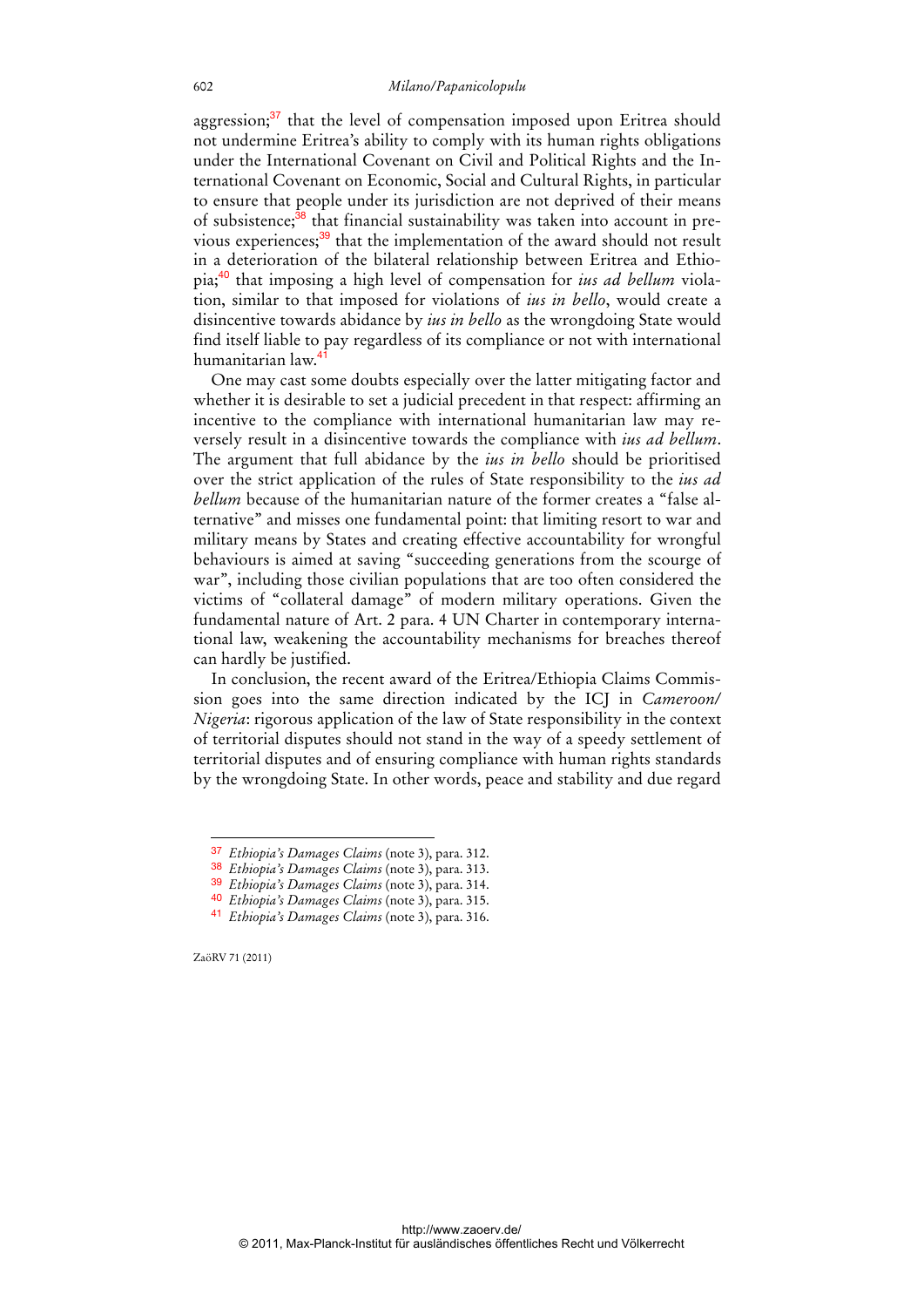aggression;[37] that the level of compensation imposed upon Eritrea should not undermine Eritrea's ability to comply with its human rights obligations under the International Covenant on Civil and Political Rights and the International Covenant on Economic, Social and Cultural Rights, in particular to ensure that people under its jurisdiction are not deprived of their means of subsistence;[38] that financial sustainability was taken into account in previous experiences;[39] that the implementation of the award should not result in a deterioration of the bilateral relationship between Eritrea and Ethiopia;[40] that imposing a high level of compensation for *ius ad bellum* violation, similar to that imposed for violations of *ius in bello*, would create a disincentive towards abidance by *ius in bello* as the wrongdoing State would find itself liable to pay regardless of its compliance or not with international humanitarian law.[41]

One may cast some doubts especially over the latter mitigating factor and whether it is desirable to set a judicial precedent in that respect: affirming an incentive to the compliance with international humanitarian law may reversely result in a disincentive towards the compliance with *ius ad bellum*. The argument that full abidance by the *ius in bello* should be prioritised over the strict application of the rules of State responsibility to the *ius ad bellum* because of the humanitarian nature of the former creates a "false alternative" and misses one fundamental point: that limiting resort to war and military means by States and creating effective accountability for wrongful behaviours is aimed at saving "succeeding generations from the scourge of war", including those civilian populations that are too often considered the victims of "collateral damage" of modern military operations. Given the fundamental nature of Art. 2 para. 4 UN Charter in contemporary international law, weakening the accountability mechanisms for breaches thereof can hardly be justified.

In conclusion, the recent award of the Eritrea/Ethiopia Claims Commission goes into the same direction indicated by the ICJ in *Cameroon/Nigeria*: rigorous application of the law of State responsibility in the context of territorial disputes should not stand in the way of a speedy settlement of territorial disputes and of ensuring compliance with human rights standards by the wrongdoing State. In other words, peace and stability and due regard

---

[37] *Ethiopia's Damages Claims* (note 3), para. 312.

[38] *Ethiopia's Damages Claims* (note 3), para. 313.

[39] *Ethiopia's Damages Claims* (note 3), para. 314.

[40] *Ethiopia's Damages Claims* (note 3), para. 315.

[41] *Ethiopia's Damages Claims* (note 3), para. 316.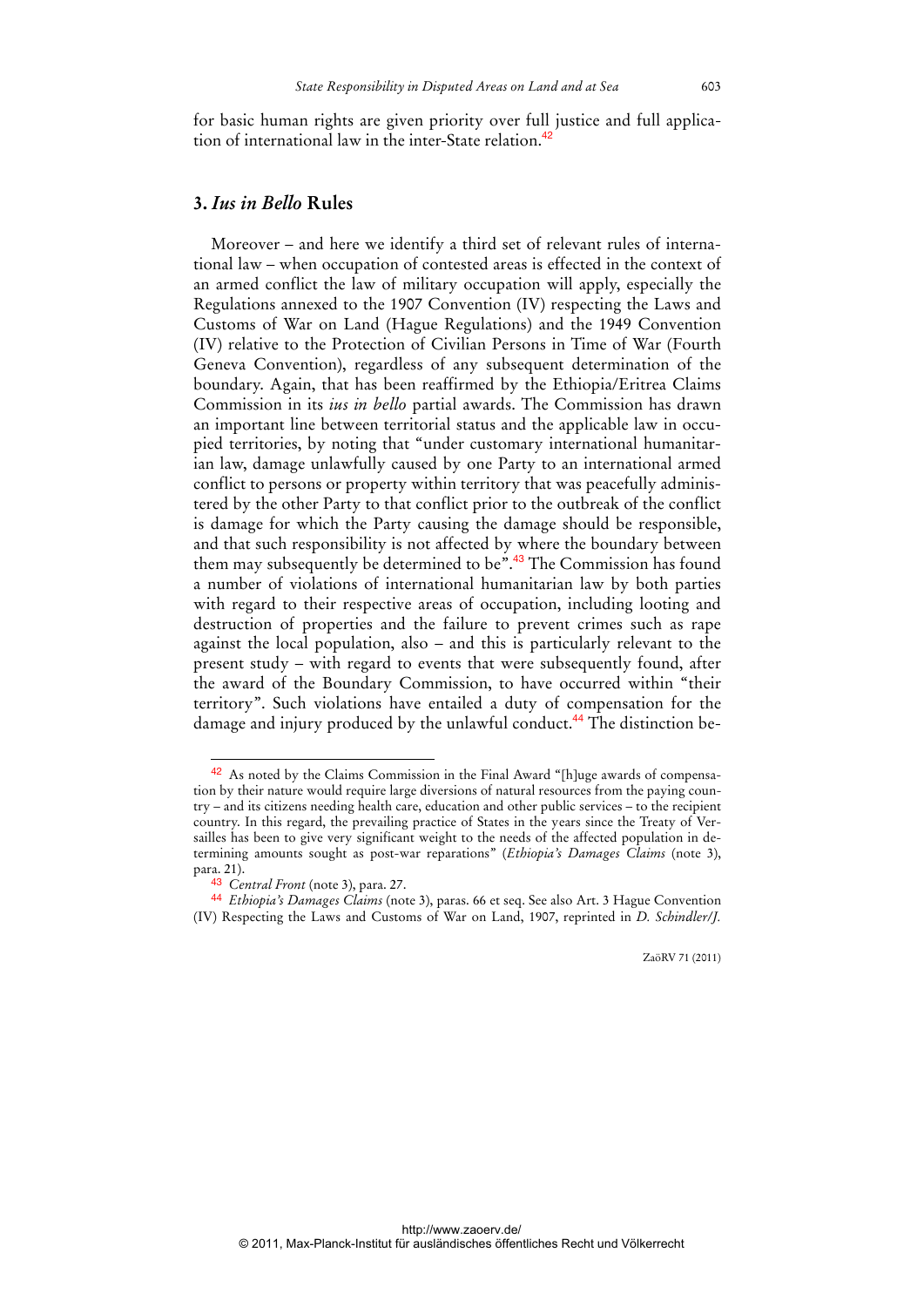for basic human rights are given priority over full justice and full application of international law in the inter-State relation.[42]

## 3. *Ius in Bello* Rules

Moreover – and here we identify a third set of relevant rules of international law – when occupation of contested areas is effected in the context of an armed conflict the law of military occupation will apply, especially the Regulations annexed to the 1907 Convention (IV) respecting the Laws and Customs of War on Land (Hague Regulations) and the 1949 Convention (IV) relative to the Protection of Civilian Persons in Time of War (Fourth Geneva Convention), regardless of any subsequent determination of the boundary. Again, that has been reaffirmed by the Ethiopia/Eritrea Claims Commission in its *ius in bello* partial awards. The Commission has drawn an important line between territorial status and the applicable law in occupied territories, by noting that "under customary international humanitarian law, damage unlawfully caused by one Party to an international armed conflict to persons or property within territory that was peacefully administered by the other Party to that conflict prior to the outbreak of the conflict is damage for which the Party causing the damage should be responsible, and that such responsibility is not affected by where the boundary between them may subsequently be determined to be".[43] The Commission has found a number of violations of international humanitarian law by both parties with regard to their respective areas of occupation, including looting and destruction of properties and the failure to prevent crimes such as rape against the local population, also – and this is particularly relevant to the present study – with regard to events that were subsequently found, after the award of the Boundary Commission, to have occurred within "their territory". Such violations have entailed a duty of compensation for the damage and injury produced by the unlawful conduct.[44] The distinction be-

---

[42] As noted by the Claims Commission in the Final Award "[h]uge awards of compensation by their nature would require large diversions of natural resources from the paying country – and its citizens needing health care, education and other public services – to the recipient country. In this regard, the prevailing practice of States in the years since the Treaty of Versailles has been to give very significant weight to the needs of the affected population in determining amounts sought as post-war reparations" (*Ethiopia's Damages Claims* (note 3), para. 21).

[43] *Central Front* (note 3), para. 27.

[44] *Ethiopia's Damages Claims* (note 3), paras. 66 et seq. See also Art. 3 Hague Convention (IV) Respecting the Laws and Customs of War on Land, 1907, reprinted in *D. Schindler/J.*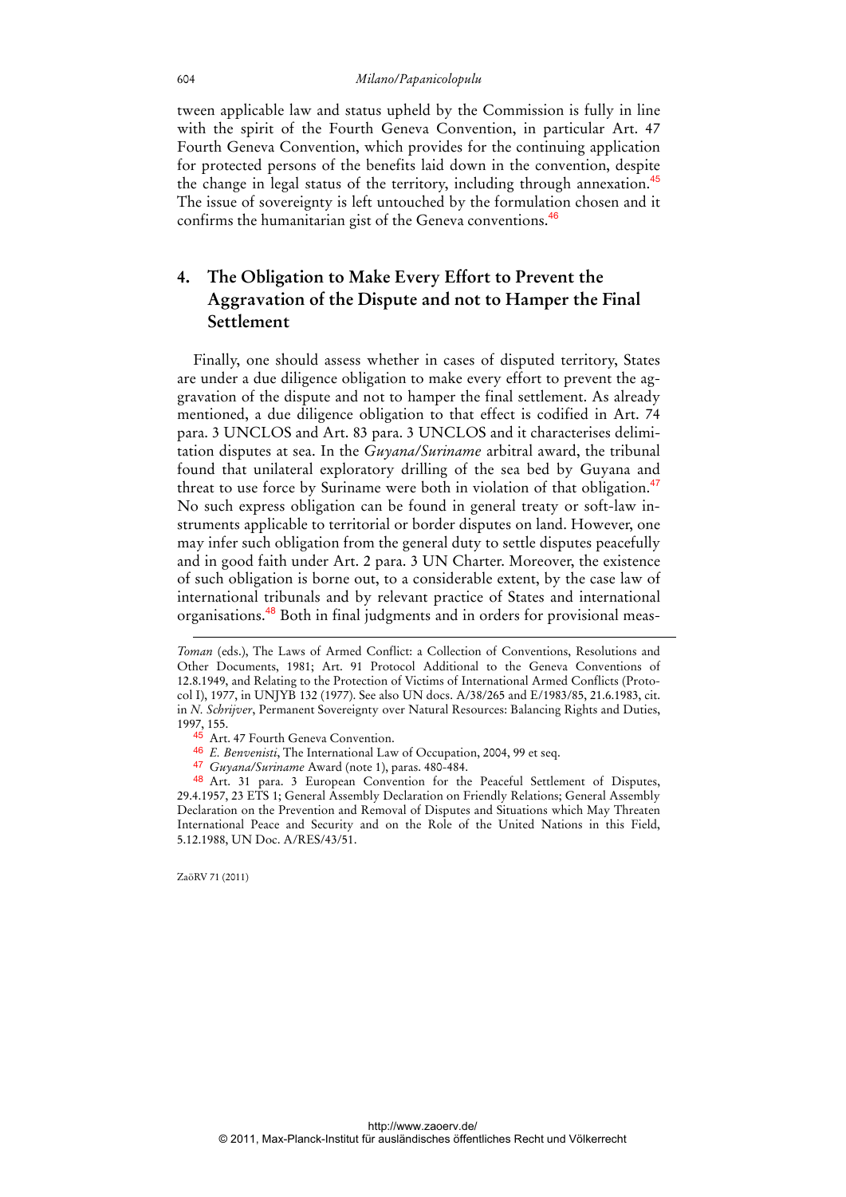tween applicable law and status upheld by the Commission is fully in line with the spirit of the Fourth Geneva Convention, in particular Art. 47 Fourth Geneva Convention, which provides for the continuing application for protected persons of the benefits laid down in the convention, despite the change in legal status of the territory, including through annexation.[45] The issue of sovereignty is left untouched by the formulation chosen and it confirms the humanitarian gist of the Geneva conventions.[46]

## 4. The Obligation to Make Every Effort to Prevent the Aggravation of the Dispute and not to Hamper the Final Settlement

Finally, one should assess whether in cases of disputed territory, States are under a due diligence obligation to make every effort to prevent the aggravation of the dispute and not to hamper the final settlement. As already mentioned, a due diligence obligation to that effect is codified in Art. 74 para. 3 UNCLOS and Art. 83 para. 3 UNCLOS and it characterises delimitation disputes at sea. In the *Guyana/Suriname* arbitral award, the tribunal found that unilateral exploratory drilling of the sea bed by Guyana and threat to use force by Suriname were both in violation of that obligation.[47] No such express obligation can be found in general treaty or soft-law instruments applicable to territorial or border disputes on land. However, one may infer such obligation from the general duty to settle disputes peacefully and in good faith under Art. 2 para. 3 UN Charter. Moreover, the existence of such obligation is borne out, to a considerable extent, by the case law of international tribunals and by relevant practice of States and international organisations.[48] Both in final judgments and in orders for provisional meas-

---

*Toman* (eds.), The Laws of Armed Conflict: a Collection of Conventions, Resolutions and Other Documents, 1981; Art. 91 Protocol Additional to the Geneva Conventions of 12.8.1949, and Relating to the Protection of Victims of International Armed Conflicts (Protocol I), 1977, in UNJYB 132 (1977). See also UN docs. A/38/265 and E/1983/85, 21.6.1983, cit. in *N. Schrijver*, Permanent Sovereignty over Natural Resources: Balancing Rights and Duties, 1997, 155.

[45] Art. 47 Fourth Geneva Convention.

[46] *E. Benvenisti*, The International Law of Occupation, 2004, 99 et seq.

[47] *Guyana/Suriname* Award (note 1), paras. 480-484.

[48] Art. 31 para. 3 European Convention for the Peaceful Settlement of Disputes, 29.4.1957, 23 ETS 1; General Assembly Declaration on Friendly Relations; General Assembly Declaration on the Prevention and Removal of Disputes and Situations which May Threaten International Peace and Security and on the Role of the United Nations in this Field, 5.12.1988, UN Doc. A/RES/43/51.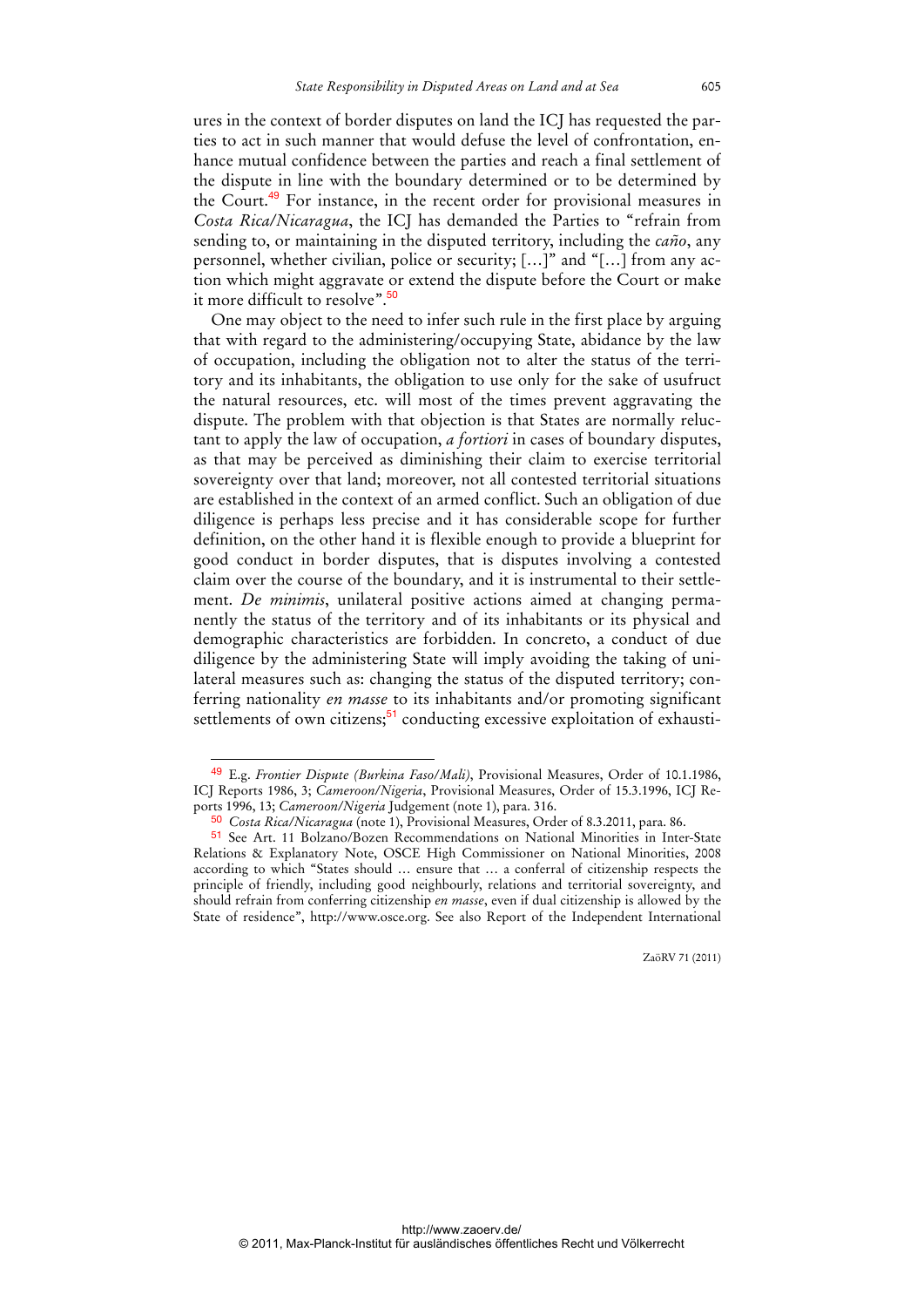ures in the context of border disputes on land the ICJ has requested the parties to act in such manner that would defuse the level of confrontation, enhance mutual confidence between the parties and reach a final settlement of the dispute in line with the boundary determined or to be determined by the Court.[49] For instance, in the recent order for provisional measures in *Costa Rica/Nicaragua*, the ICJ has demanded the Parties to "refrain from sending to, or maintaining in the disputed territory, including the *caño*, any personnel, whether civilian, police or security; […]" and "[…] from any action which might aggravate or extend the dispute before the Court or make it more difficult to resolve".[50]

One may object to the need to infer such rule in the first place by arguing that with regard to the administering/occupying State, abidance by the law of occupation, including the obligation not to alter the status of the territory and its inhabitants, the obligation to use only for the sake of usufruct the natural resources, etc. will most of the times prevent aggravating the dispute. The problem with that objection is that States are normally reluctant to apply the law of occupation, *a fortiori* in cases of boundary disputes, as that may be perceived as diminishing their claim to exercise territorial sovereignty over that land; moreover, not all contested territorial situations are established in the context of an armed conflict. Such an obligation of due diligence is perhaps less precise and it has considerable scope for further definition, on the other hand it is flexible enough to provide a blueprint for good conduct in border disputes, that is disputes involving a contested claim over the course of the boundary, and it is instrumental to their settlement. *De minimis*, unilateral positive actions aimed at changing permanently the status of the territory and of its inhabitants or its physical and demographic characteristics are forbidden. In concreto, a conduct of due diligence by the administering State will imply avoiding the taking of unilateral measures such as: changing the status of the disputed territory; conferring nationality *en masse* to its inhabitants and/or promoting significant settlements of own citizens;[51] conducting excessive exploitation of exhausti-

---

[49] E.g. *Frontier Dispute (Burkina Faso/Mali)*, Provisional Measures, Order of 10.1.1986, ICJ Reports 1986, 3; *Cameroon/Nigeria*, Provisional Measures, Order of 15.3.1996, ICJ Reports 1996, 13; *Cameroon/Nigeria* Judgement (note 1), para. 316.

[50] *Costa Rica/Nicaragua* (note 1), Provisional Measures, Order of 8.3.2011, para. 86.

[51] See Art. 11 Bolzano/Bozen Recommendations on National Minorities in Inter-State Relations & Explanatory Note, OSCE High Commissioner on National Minorities, 2008 according to which "States should … ensure that … a conferral of citizenship respects the principle of friendly, including good neighbourly, relations and territorial sovereignty, and should refrain from conferring citizenship *en masse*, even if dual citizenship is allowed by the State of residence", http://www.osce.org. See also Report of the Independent International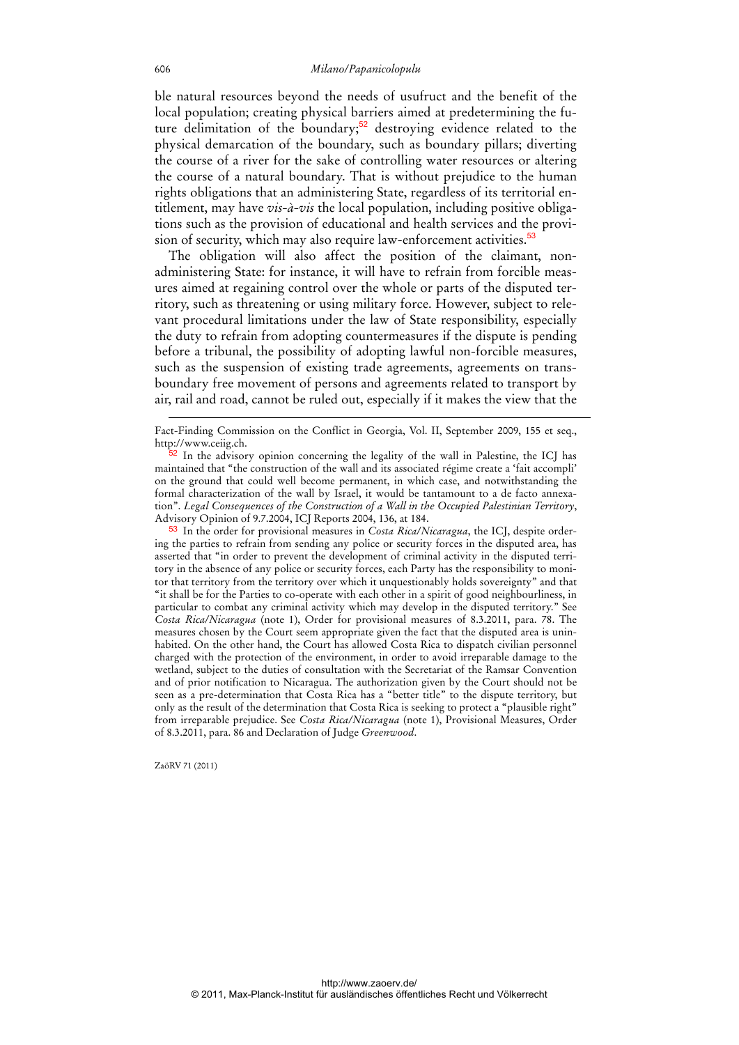ble natural resources beyond the needs of usufruct and the benefit of the local population; creating physical barriers aimed at predetermining the future delimitation of the boundary;[52] destroying evidence related to the physical demarcation of the boundary, such as boundary pillars; diverting the course of a river for the sake of controlling water resources or altering the course of a natural boundary. That is without prejudice to the human rights obligations that an administering State, regardless of its territorial entitlement, may have *vis-à-vis* the local population, including positive obligations such as the provision of educational and health services and the provision of security, which may also require law-enforcement activities.[53]

The obligation will also affect the position of the claimant, non-administering State: for instance, it will have to refrain from forcible measures aimed at regaining control over the whole or parts of the disputed territory, such as threatening or using military force. However, subject to relevant procedural limitations under the law of State responsibility, especially the duty to refrain from adopting countermeasures if the dispute is pending before a tribunal, the possibility of adopting lawful non-forcible measures, such as the suspension of existing trade agreements, agreements on transboundary free movement of persons and agreements related to transport by air, rail and road, cannot be ruled out, especially if it makes the view that the

---

Fact-Finding Commission on the Conflict in Georgia, Vol. II, September 2009, 155 et seq., http://www.ceiig.ch.

[52] In the advisory opinion concerning the legality of the wall in Palestine, the ICJ has maintained that "the construction of the wall and its associated régime create a 'fait accompli' on the ground that could well become permanent, in which case, and notwithstanding the formal characterization of the wall by Israel, it would be tantamount to a de facto annexation". *Legal Consequences of the Construction of a Wall in the Occupied Palestinian Territory*, Advisory Opinion of 9.7.2004, ICJ Reports 2004, 136, at 184.

[53] In the order for provisional measures in *Costa Rica/Nicaragua*, the ICJ, despite ordering the parties to refrain from sending any police or security forces in the disputed area, has asserted that "in order to prevent the development of criminal activity in the disputed territory in the absence of any police or security forces, each Party has the responsibility to monitor that territory from the territory over which it unquestionably holds sovereignty" and that "it shall be for the Parties to co-operate with each other in a spirit of good neighbourliness, in particular to combat any criminal activity which may develop in the disputed territory." See *Costa Rica/Nicaragua* (note 1), Order for provisional measures of 8.3.2011, para. 78. The measures chosen by the Court seem appropriate given the fact that the disputed area is uninhabited. On the other hand, the Court has allowed Costa Rica to dispatch civilian personnel charged with the protection of the environment, in order to avoid irreparable damage to the wetland, subject to the duties of consultation with the Secretariat of the Ramsar Convention and of prior notification to Nicaragua. The authorization given by the Court should not be seen as a pre-determination that Costa Rica has a "better title" to the dispute territory, but only as the result of the determination that Costa Rica is seeking to protect a "plausible right" from irreparable prejudice. See *Costa Rica/Nicaragua* (note 1), Provisional Measures, Order of 8.3.2011, para. 86 and Declaration of Judge *Greenwood*.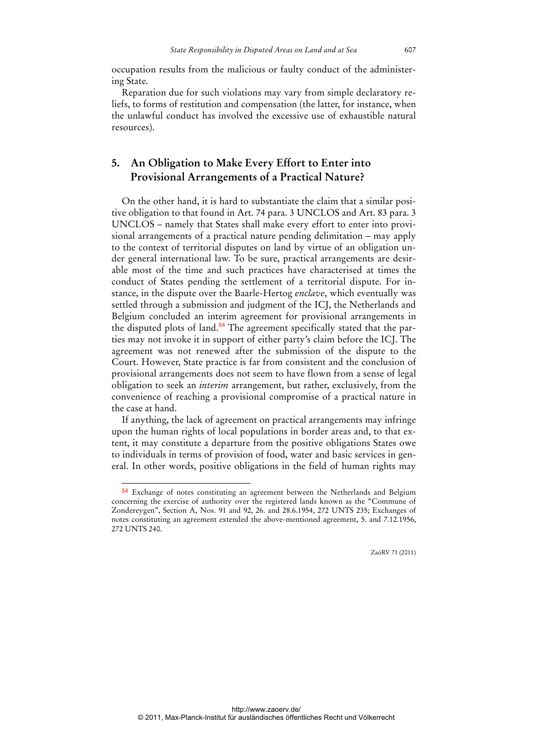occupation results from the malicious or faulty conduct of the administering State.

Reparation due for such violations may vary from simple declaratory reliefs, to forms of restitution and compensation (the latter, for instance, when the unlawful conduct has involved the excessive use of exhaustible natural resources).

## 5. An Obligation to Make Every Effort to Enter into Provisional Arrangements of a Practical Nature?

On the other hand, it is hard to substantiate the claim that a similar positive obligation to that found in Art. 74 para. 3 UNCLOS and Art. 83 para. 3 UNCLOS – namely that States shall make every effort to enter into provisional arrangements of a practical nature pending delimitation – may apply to the context of territorial disputes on land by virtue of an obligation under general international law. To be sure, practical arrangements are desirable most of the time and such practices have characterised at times the conduct of States pending the settlement of a territorial dispute. For instance, in the dispute over the Baarle-Hertog *enclave*, which eventually was settled through a submission and judgment of the ICJ, the Netherlands and Belgium concluded an interim agreement for provisional arrangements in the disputed plots of land.[54] The agreement specifically stated that the parties may not invoke it in support of either party's claim before the ICJ. The agreement was not renewed after the submission of the dispute to the Court. However, State practice is far from consistent and the conclusion of provisional arrangements does not seem to have flown from a sense of legal obligation to seek an *interim* arrangement, but rather, exclusively, from the convenience of reaching a provisional compromise of a practical nature in the case at hand.

If anything, the lack of agreement on practical arrangements may infringe upon the human rights of local populations in border areas and, to that extent, it may constitute a departure from the positive obligations States owe to individuals in terms of provision of food, water and basic services in general. In other words, positive obligations in the field of human rights may

---

[54] Exchange of notes constituting an agreement between the Netherlands and Belgium concerning the exercise of authority over the registered lands known as the "Commune of Zondereygen", Section A, Nos. 91 and 92, 26. and 28.6.1954, 272 UNTS 235; Exchanges of notes constituting an agreement extended the above-mentioned agreement, 5. and 7.12.1956, 272 UNTS 240.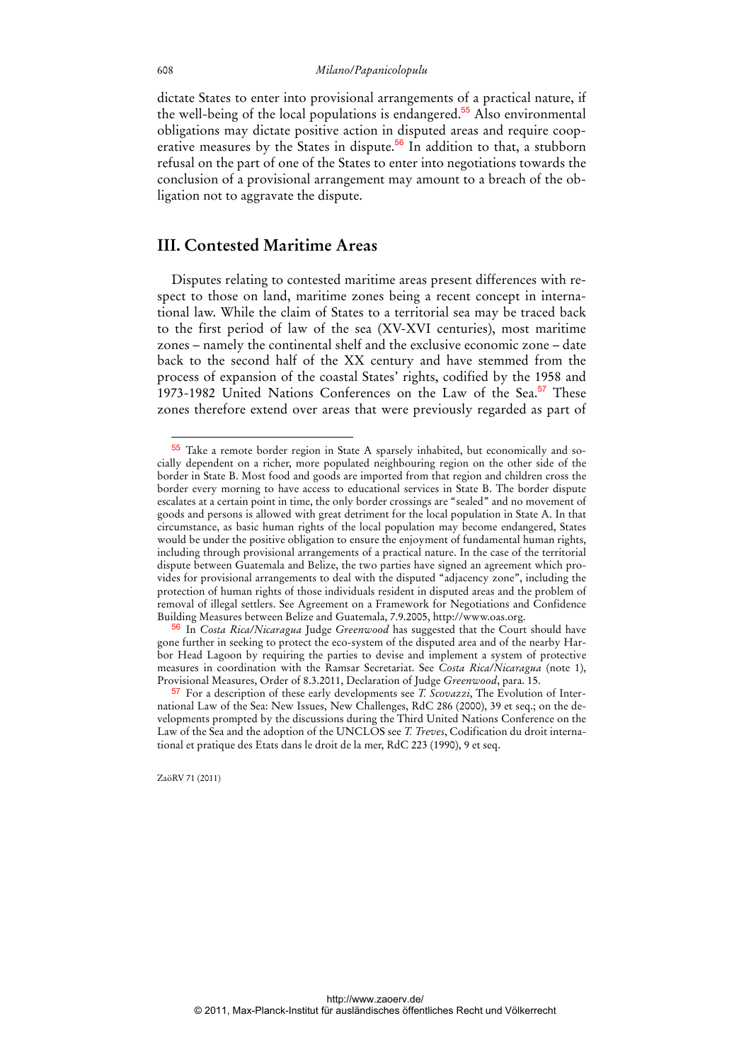dictate States to enter into provisional arrangements of a practical nature, if the well-being of the local populations is endangered.[55] Also environmental obligations may dictate positive action in disputed areas and require cooperative measures by the States in dispute.[56] In addition to that, a stubborn refusal on the part of one of the States to enter into negotiations towards the conclusion of a provisional arrangement may amount to a breach of the obligation not to aggravate the dispute.

## III. Contested Maritime Areas

Disputes relating to contested maritime areas present differences with respect to those on land, maritime zones being a recent concept in international law. While the claim of States to a territorial sea may be traced back to the first period of law of the sea (XV-XVI centuries), most maritime zones – namely the continental shelf and the exclusive economic zone – date back to the second half of the XX century and have stemmed from the process of expansion of the coastal States' rights, codified by the 1958 and 1973-1982 United Nations Conferences on the Law of the Sea.[57] These zones therefore extend over areas that were previously regarded as part of

---

[55] Take a remote border region in State A sparsely inhabited, but economically and socially dependent on a richer, more populated neighbouring region on the other side of the border in State B. Most food and goods are imported from that region and children cross the border every morning to have access to educational services in State B. The border dispute escalates at a certain point in time, the only border crossings are "sealed" and no movement of goods and persons is allowed with great detriment for the local population in State A. In that circumstance, as basic human rights of the local population may become endangered, States would be under the positive obligation to ensure the enjoyment of fundamental human rights, including through provisional arrangements of a practical nature. In the case of the territorial dispute between Guatemala and Belize, the two parties have signed an agreement which provides for provisional arrangements to deal with the disputed "adjacency zone", including the protection of human rights of those individuals resident in disputed areas and the problem of removal of illegal settlers. See Agreement on a Framework for Negotiations and Confidence Building Measures between Belize and Guatemala, 7.9.2005, http://www.oas.org.

[56] In *Costa Rica/Nicaragua* Judge *Greenwood* has suggested that the Court should have gone further in seeking to protect the eco-system of the disputed area and of the nearby Harbor Head Lagoon by requiring the parties to devise and implement a system of protective measures in coordination with the Ramsar Secretariat. See *Costa Rica/Nicaragua* (note 1), Provisional Measures, Order of 8.3.2011, Declaration of Judge *Greenwood*, para. 15.

[57] For a description of these early developments see *T. Scovazzi*, The Evolution of International Law of the Sea: New Issues, New Challenges, RdC 286 (2000), 39 et seq.; on the developments prompted by the discussions during the Third United Nations Conference on the Law of the Sea and the adoption of the UNCLOS see *T. Treves*, Codification du droit international et pratique des Etats dans le droit de la mer, RdC 223 (1990), 9 et seq.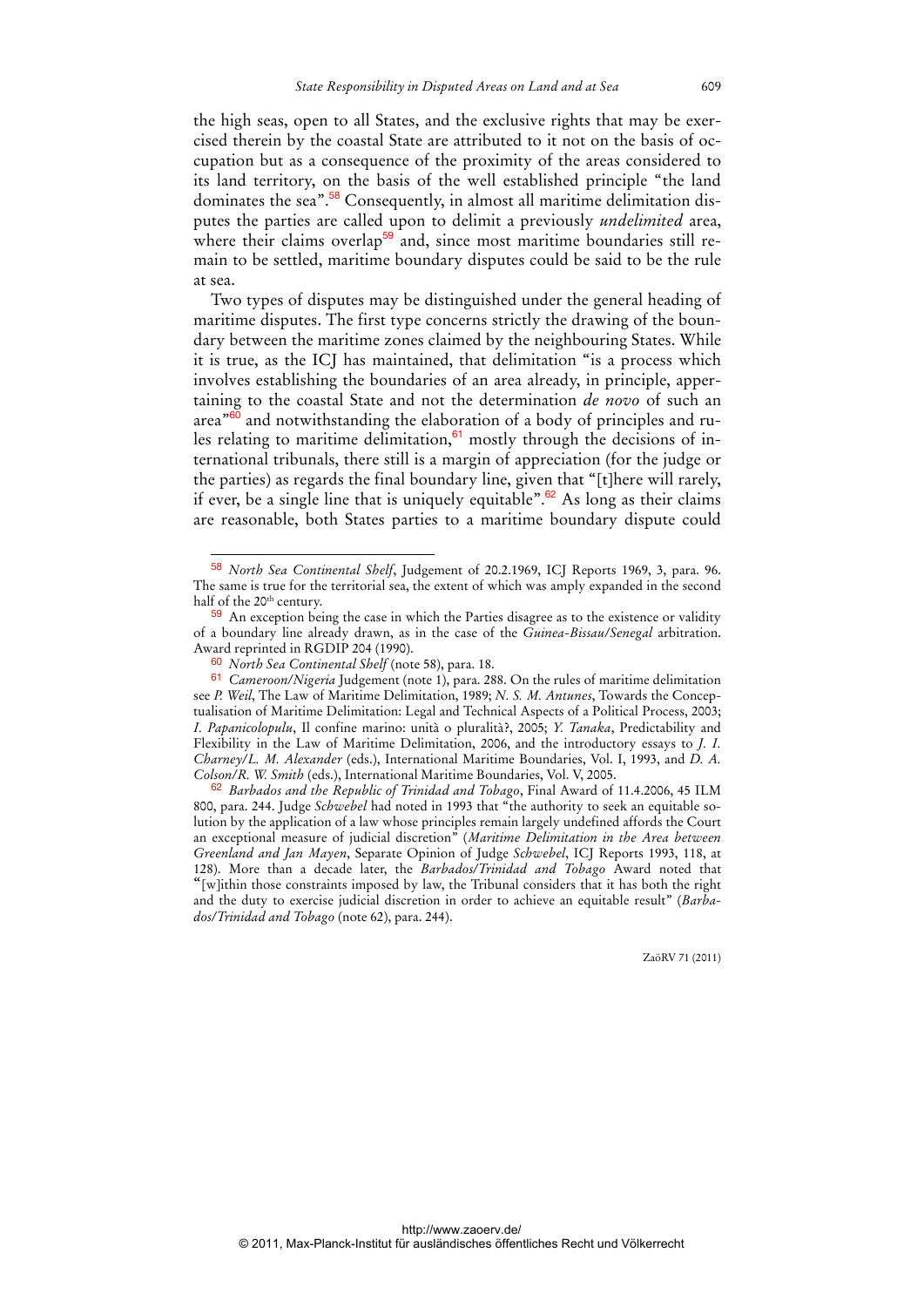the high seas, open to all States, and the exclusive rights that may be exercised therein by the coastal State are attributed to it not on the basis of occupation but as a consequence of the proximity of the areas considered to its land territory, on the basis of the well established principle "the land dominates the sea".[58] Consequently, in almost all maritime delimitation disputes the parties are called upon to delimit a previously *undelimited* area, where their claims overlap[59] and, since most maritime boundaries still remain to be settled, maritime boundary disputes could be said to be the rule at sea.

Two types of disputes may be distinguished under the general heading of maritime disputes. The first type concerns strictly the drawing of the boundary between the maritime zones claimed by the neighbouring States. While it is true, as the ICJ has maintained, that delimitation "is a process which involves establishing the boundaries of an area already, in principle, appertaining to the coastal State and not the determination *de novo* of such an area"[60] and notwithstanding the elaboration of a body of principles and rules relating to maritime delimitation,[61] mostly through the decisions of international tribunals, there still is a margin of appreciation (for the judge or the parties) as regards the final boundary line, given that "[t]here will rarely, if ever, be a single line that is uniquely equitable".[62] As long as their claims are reasonable, both States parties to a maritime boundary dispute could

---

[58] *North Sea Continental Shelf*, Judgement of 20.2.1969, ICJ Reports 1969, 3, para. 96. The same is true for the territorial sea, the extent of which was amply expanded in the second half of the 20th century.

[59] An exception being the case in which the Parties disagree as to the existence or validity of a boundary line already drawn, as in the case of the *Guinea-Bissau/Senegal* arbitration. Award reprinted in RGDIP 204 (1990).

[60] *North Sea Continental Shelf* (note 58), para. 18.

[61] *Cameroon/Nigeria* Judgement (note 1), para. 288. On the rules of maritime delimitation see *P. Weil*, The Law of Maritime Delimitation, 1989; *N. S. M. Antunes*, Towards the Conceptualisation of Maritime Delimitation: Legal and Technical Aspects of a Political Process, 2003; *I. Papanicolopulu*, Il confine marino: unità o pluralità?, 2005; *Y. Tanaka*, Predictability and Flexibility in the Law of Maritime Delimitation, 2006, and the introductory essays to *J. I. Charney/L. M. Alexander* (eds.), International Maritime Boundaries, Vol. I, 1993, and *D. A. Colson/R. W. Smith* (eds.), International Maritime Boundaries, Vol. V, 2005.

[62] *Barbados and the Republic of Trinidad and Tobago*, Final Award of 11.4.2006, 45 ILM 800, para. 244. Judge *Schwebel* had noted in 1993 that "the authority to seek an equitable solution by the application of a law whose principles remain largely undefined affords the Court an exceptional measure of judicial discretion" (*Maritime Delimitation in the Area between Greenland and Jan Mayen*, Separate Opinion of Judge *Schwebel*, ICJ Reports 1993, 118, at 128). More than a decade later, the *Barbados/Trinidad and Tobago* Award noted that "[w]ithin those constraints imposed by law, the Tribunal considers that it has both the right and the duty to exercise judicial discretion in order to achieve an equitable result" (*Barbados/Trinidad and Tobago* (note 62), para. 244).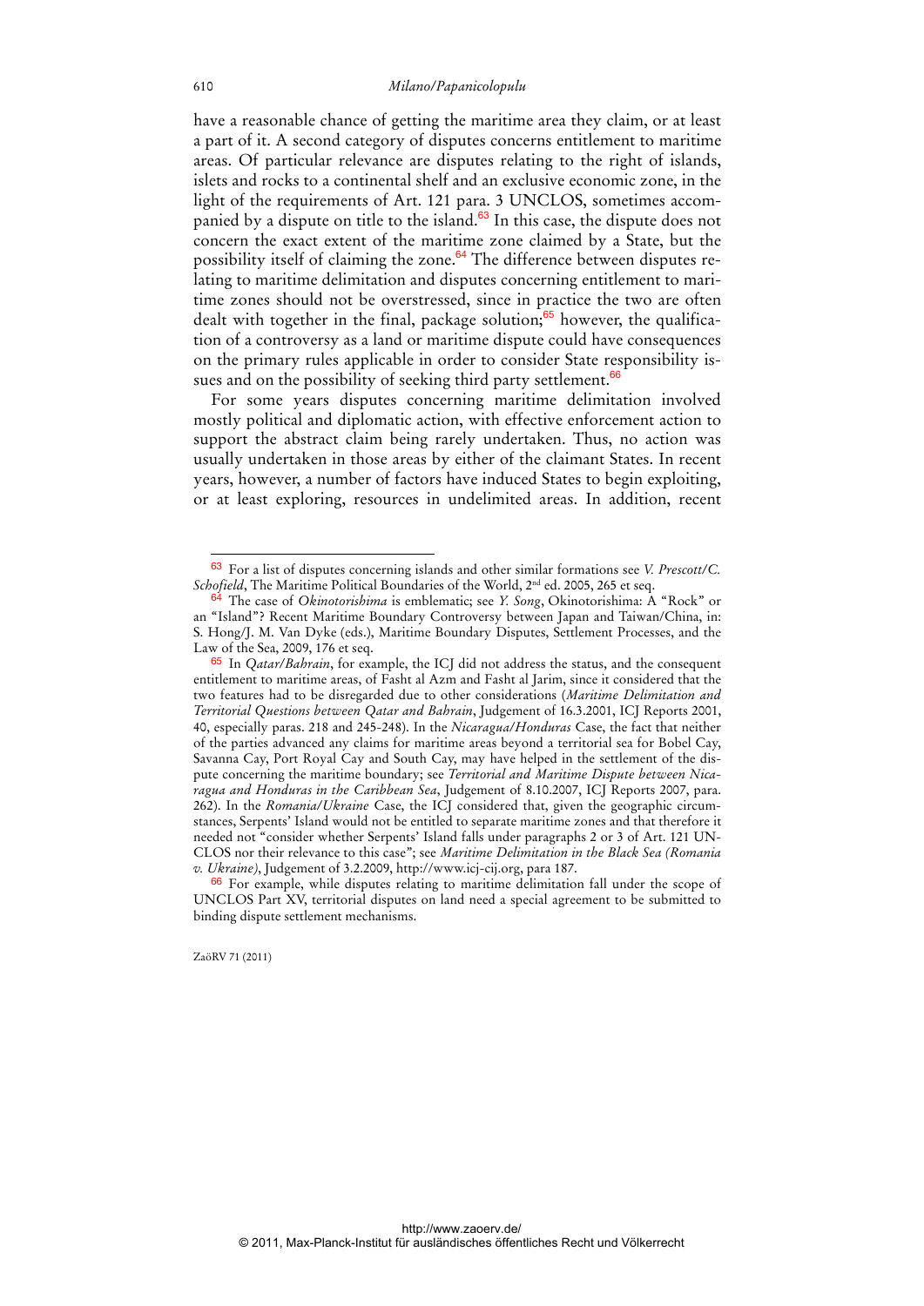have a reasonable chance of getting the maritime area they claim, or at least a part of it. A second category of disputes concerns entitlement to maritime areas. Of particular relevance are disputes relating to the right of islands, islets and rocks to a continental shelf and an exclusive economic zone, in the light of the requirements of Art. 121 para. 3 UNCLOS, sometimes accompanied by a dispute on title to the island.[63] In this case, the dispute does not concern the exact extent of the maritime zone claimed by a State, but the possibility itself of claiming the zone.[64] The difference between disputes relating to maritime delimitation and disputes concerning entitlement to maritime zones should not be overstressed, since in practice the two are often dealt with together in the final, package solution;[65] however, the qualification of a controversy as a land or maritime dispute could have consequences on the primary rules applicable in order to consider State responsibility issues and on the possibility of seeking third party settlement.[66]

For some years disputes concerning maritime delimitation involved mostly political and diplomatic action, with effective enforcement action to support the abstract claim being rarely undertaken. Thus, no action was usually undertaken in those areas by either of the claimant States. In recent years, however, a number of factors have induced States to begin exploiting, or at least exploring, resources in undelimited areas. In addition, recent

---

[63] For a list of disputes concerning islands and other similar formations see *V. Prescott/C. Schofield*, The Maritime Political Boundaries of the World, 2nd ed. 2005, 265 et seq.

[64] The case of *Okinotorishima* is emblematic; see *Y. Song*, Okinotorishima: A "Rock" or an "Island"? Recent Maritime Boundary Controversy between Japan and Taiwan/China, in: S. Hong/J. M. Van Dyke (eds.), Maritime Boundary Disputes, Settlement Processes, and the Law of the Sea, 2009, 176 et seq.

[65] In *Qatar/Bahrain*, for example, the ICJ did not address the status, and the consequent entitlement to maritime areas, of Fasht al Azm and Fasht al Jarim, since it considered that the two features had to be disregarded due to other considerations (*Maritime Delimitation and Territorial Questions between Qatar and Bahrain*, Judgement of 16.3.2001, ICJ Reports 2001, 40, especially paras. 218 and 245-248). In the *Nicaragua/Honduras* Case, the fact that neither of the parties advanced any claims for maritime areas beyond a territorial sea for Bobel Cay, Savanna Cay, Port Royal Cay and South Cay, may have helped in the settlement of the dispute concerning the maritime boundary; see *Territorial and Maritime Dispute between Nicaragua and Honduras in the Caribbean Sea*, Judgement of 8.10.2007, ICJ Reports 2007, para. 262). In the *Romania/Ukraine* Case, the ICJ considered that, given the geographic circumstances, Serpents' Island would not be entitled to separate maritime zones and that therefore it needed not "consider whether Serpents' Island falls under paragraphs 2 or 3 of Art. 121 UNCLOS nor their relevance to this case"; see *Maritime Delimitation in the Black Sea (Romania v. Ukraine)*, Judgement of 3.2.2009, http://www.icj-cij.org, para 187.

[66] For example, while disputes relating to maritime delimitation fall under the scope of UNCLOS Part XV, territorial disputes on land need a special agreement to be submitted to binding dispute settlement mechanisms.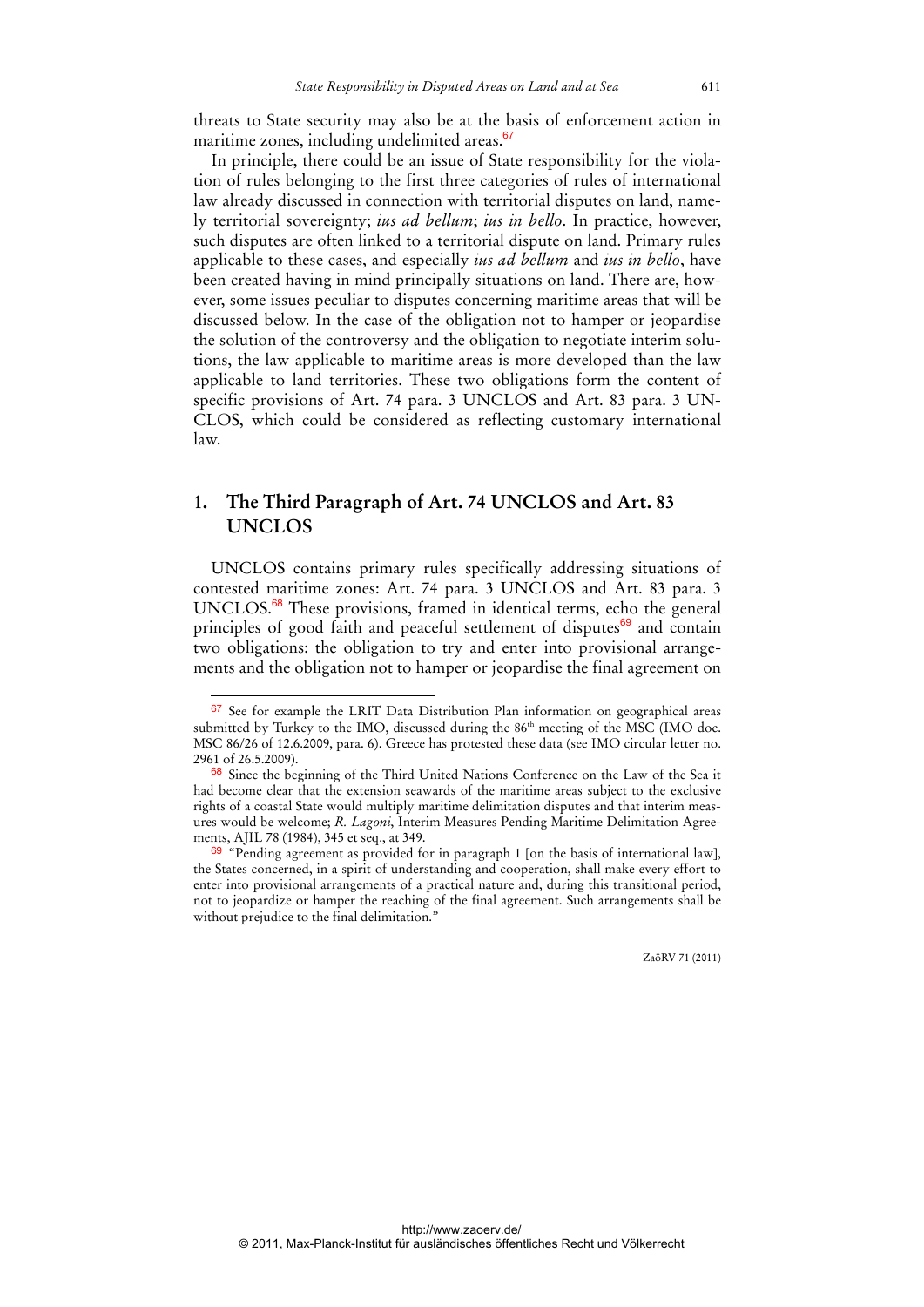threats to State security may also be at the basis of enforcement action in maritime zones, including undelimited areas.[67]

In principle, there could be an issue of State responsibility for the violation of rules belonging to the first three categories of rules of international law already discussed in connection with territorial disputes on land, namely territorial sovereignty; *ius ad bellum*; *ius in bello*. In practice, however, such disputes are often linked to a territorial dispute on land. Primary rules applicable to these cases, and especially *ius ad bellum* and *ius in bello*, have been created having in mind principally situations on land. There are, however, some issues peculiar to disputes concerning maritime areas that will be discussed below. In the case of the obligation not to hamper or jeopardise the solution of the controversy and the obligation to negotiate interim solutions, the law applicable to maritime areas is more developed than the law applicable to land territories. These two obligations form the content of specific provisions of Art. 74 para. 3 UNCLOS and Art. 83 para. 3 UNCLOS, which could be considered as reflecting customary international law.

## 1. The Third Paragraph of Art. 74 UNCLOS and Art. 83 UNCLOS

UNCLOS contains primary rules specifically addressing situations of contested maritime zones: Art. 74 para. 3 UNCLOS and Art. 83 para. 3 UNCLOS.[68] These provisions, framed in identical terms, echo the general principles of good faith and peaceful settlement of disputes[69] and contain two obligations: the obligation to try and enter into provisional arrangements and the obligation not to hamper or jeopardise the final agreement on

---

[67] See for example the LRIT Data Distribution Plan information on geographical areas submitted by Turkey to the IMO, discussed during the 86th meeting of the MSC (IMO doc. MSC 86/26 of 12.6.2009, para. 6). Greece has protested these data (see IMO circular letter no. 2961 of 26.5.2009).

[68] Since the beginning of the Third United Nations Conference on the Law of the Sea it had become clear that the extension seawards of the maritime areas subject to the exclusive rights of a coastal State would multiply maritime delimitation disputes and that interim measures would be welcome; *R. Lagoni*, Interim Measures Pending Maritime Delimitation Agreements, AJIL 78 (1984), 345 et seq., at 349.

[69] "Pending agreement as provided for in paragraph 1 [on the basis of international law], the States concerned, in a spirit of understanding and cooperation, shall make every effort to enter into provisional arrangements of a practical nature and, during this transitional period, not to jeopardize or hamper the reaching of the final agreement. Such arrangements shall be without prejudice to the final delimitation."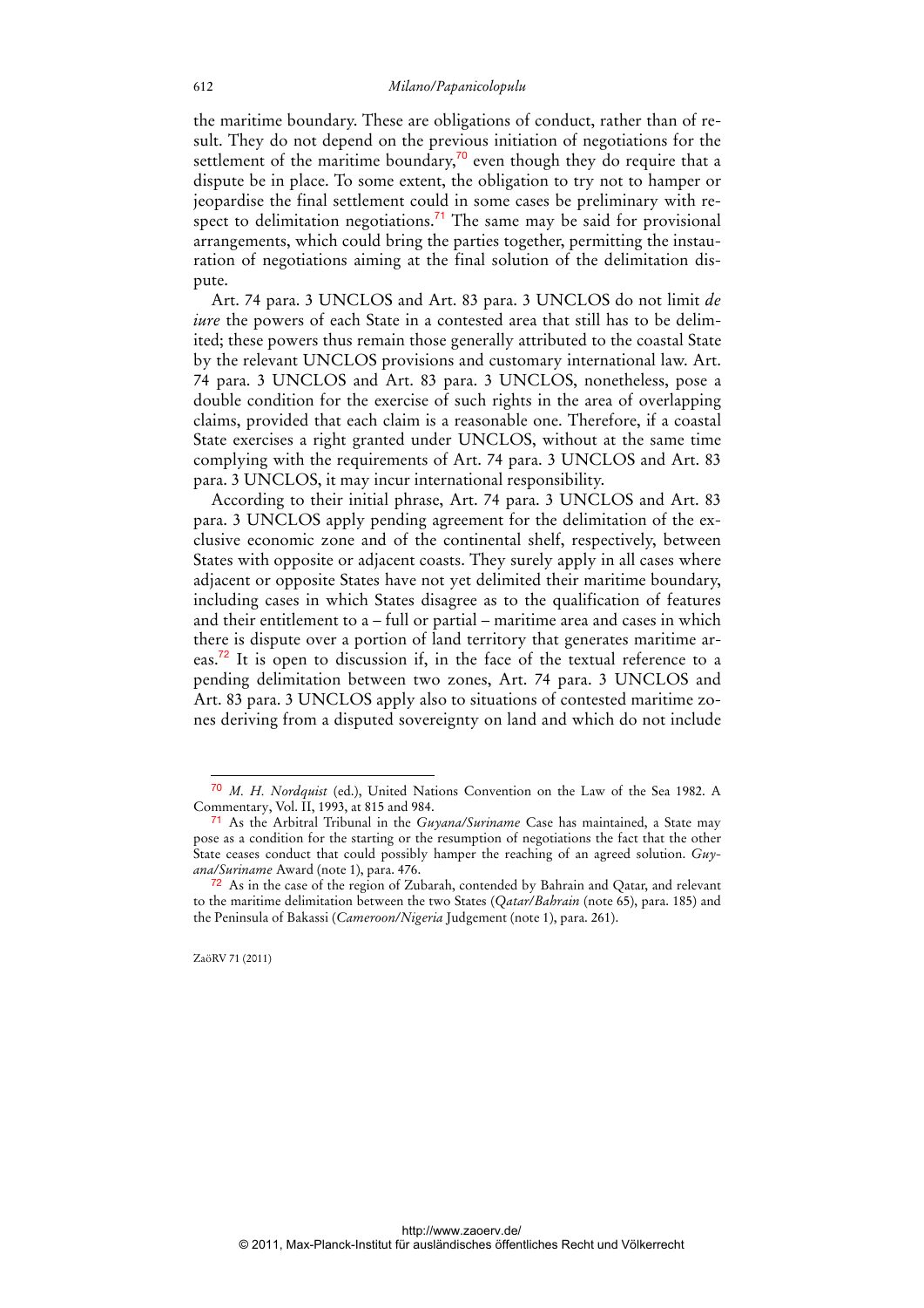the maritime boundary. These are obligations of conduct, rather than of result. They do not depend on the previous initiation of negotiations for the settlement of the maritime boundary,[70] even though they do require that a dispute be in place. To some extent, the obligation to try not to hamper or jeopardise the final settlement could in some cases be preliminary with respect to delimitation negotiations.[71] The same may be said for provisional arrangements, which could bring the parties together, permitting the instauration of negotiations aiming at the final solution of the delimitation dispute.

Art. 74 para. 3 UNCLOS and Art. 83 para. 3 UNCLOS do not limit *de iure* the powers of each State in a contested area that still has to be delimited; these powers thus remain those generally attributed to the coastal State by the relevant UNCLOS provisions and customary international law. Art. 74 para. 3 UNCLOS and Art. 83 para. 3 UNCLOS, nonetheless, pose a double condition for the exercise of such rights in the area of overlapping claims, provided that each claim is a reasonable one. Therefore, if a coastal State exercises a right granted under UNCLOS, without at the same time complying with the requirements of Art. 74 para. 3 UNCLOS and Art. 83 para. 3 UNCLOS, it may incur international responsibility.

According to their initial phrase, Art. 74 para. 3 UNCLOS and Art. 83 para. 3 UNCLOS apply pending agreement for the delimitation of the exclusive economic zone and of the continental shelf, respectively, between States with opposite or adjacent coasts. They surely apply in all cases where adjacent or opposite States have not yet delimited their maritime boundary, including cases in which States disagree as to the qualification of features and their entitlement to a – full or partial – maritime area and cases in which there is dispute over a portion of land territory that generates maritime areas.[72] It is open to discussion if, in the face of the textual reference to a pending delimitation between two zones, Art. 74 para. 3 UNCLOS and Art. 83 para. 3 UNCLOS apply also to situations of contested maritime zones deriving from a disputed sovereignty on land and which do not include

---

[70] *M. H. Nordquist* (ed.), United Nations Convention on the Law of the Sea 1982. A Commentary, Vol. II, 1993, at 815 and 984.

[71] As the Arbitral Tribunal in the *Guyana/Suriname* Case has maintained, a State may pose as a condition for the starting or the resumption of negotiations the fact that the other State ceases conduct that could possibly hamper the reaching of an agreed solution. *Guyana/Suriname* Award (note 1), para. 476.

[72] As in the case of the region of Zubarah, contended by Bahrain and Qatar, and relevant to the maritime delimitation between the two States (*Qatar/Bahrain* (note 65), para. 185) and the Peninsula of Bakassi (*Cameroon/Nigeria* Judgement (note 1), para. 261).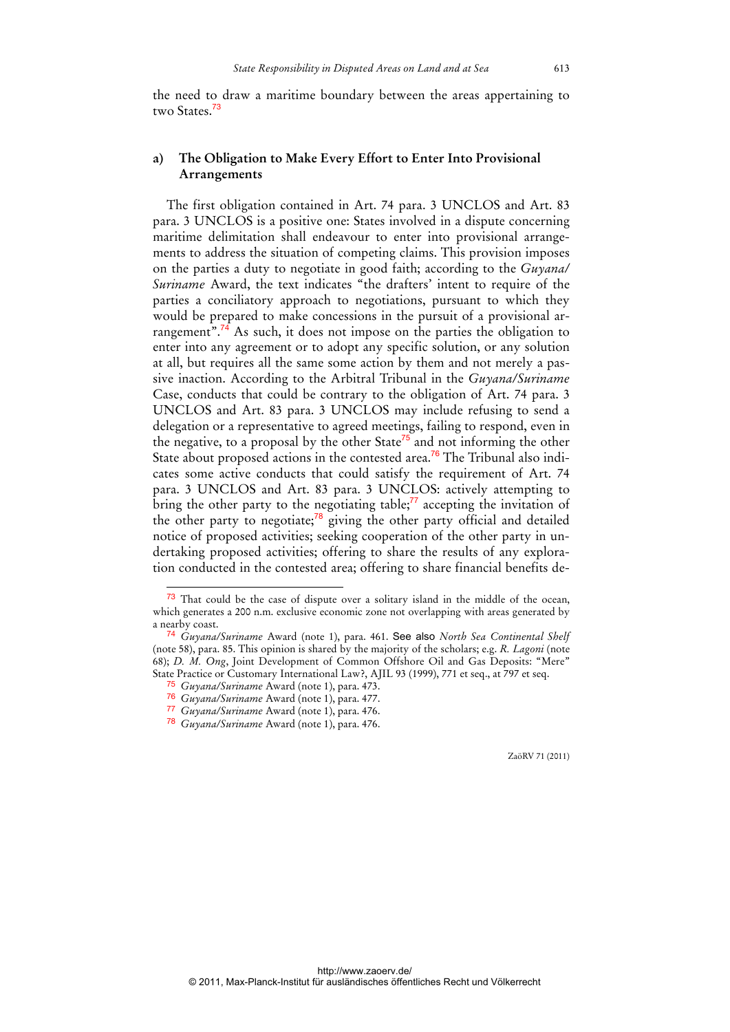the need to draw a maritime boundary between the areas appertaining to two States.[73]

### a) The Obligation to Make Every Effort to Enter Into Provisional Arrangements

The first obligation contained in Art. 74 para. 3 UNCLOS and Art. 83 para. 3 UNCLOS is a positive one: States involved in a dispute concerning maritime delimitation shall endeavour to enter into provisional arrangements to address the situation of competing claims. This provision imposes on the parties a duty to negotiate in good faith; according to the *Guyana/Suriname* Award, the text indicates "the drafters' intent to require of the parties a conciliatory approach to negotiations, pursuant to which they would be prepared to make concessions in the pursuit of a provisional arrangement".[74] As such, it does not impose on the parties the obligation to enter into any agreement or to adopt any specific solution, or any solution at all, but requires all the same some action by them and not merely a passive inaction. According to the Arbitral Tribunal in the *Guyana/Suriname* Case, conducts that could be contrary to the obligation of Art. 74 para. 3 UNCLOS and Art. 83 para. 3 UNCLOS may include refusing to send a delegation or a representative to agreed meetings, failing to respond, even in the negative, to a proposal by the other State[75] and not informing the other State about proposed actions in the contested area.[76] The Tribunal also indicates some active conducts that could satisfy the requirement of Art. 74 para. 3 UNCLOS and Art. 83 para. 3 UNCLOS: actively attempting to bring the other party to the negotiating table;[77] accepting the invitation of the other party to negotiate;[78] giving the other party official and detailed notice of proposed activities; seeking cooperation of the other party in undertaking proposed activities; offering to share the results of any exploration conducted in the contested area; offering to share financial benefits de-

---

[73] That could be the case of dispute over a solitary island in the middle of the ocean, which generates a 200 n.m. exclusive economic zone not overlapping with areas generated by a nearby coast.

[74] *Guyana/Suriname* Award (note 1), para. 461. See also *North Sea Continental Shelf* (note 58), para. 85. This opinion is shared by the majority of the scholars; e.g. *R. Lagoni* (note 68); *D. M. Ong*, Joint Development of Common Offshore Oil and Gas Deposits: "Mere" State Practice or Customary International Law?, AJIL 93 (1999), 771 et seq., at 797 et seq.

[75] *Guyana/Suriname* Award (note 1), para. 473.

[76] *Guyana/Suriname* Award (note 1), para. 477.

[77] *Guyana/Suriname* Award (note 1), para. 476.

[78] *Guyana/Suriname* Award (note 1), para. 476.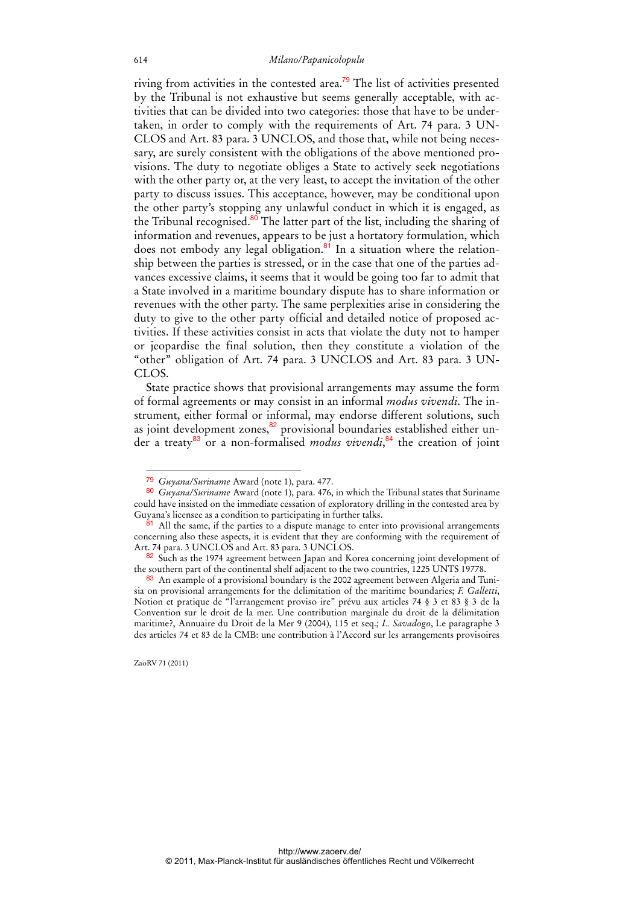riving from activities in the contested area.[79] The list of activities presented by the Tribunal is not exhaustive but seems generally acceptable, with activities that can be divided into two categories: those that have to be undertaken, in order to comply with the requirements of Art. 74 para. 3 UNCLOS and Art. 83 para. 3 UNCLOS, and those that, while not being necessary, are surely consistent with the obligations of the above mentioned provisions. The duty to negotiate obliges a State to actively seek negotiations with the other party or, at the very least, to accept the invitation of the other party to discuss issues. This acceptance, however, may be conditional upon the other party's stopping any unlawful conduct in which it is engaged, as the Tribunal recognised.[80] The latter part of the list, including the sharing of information and revenues, appears to be just a hortatory formulation, which does not embody any legal obligation.[81] In a situation where the relationship between the parties is stressed, or in the case that one of the parties advances excessive claims, it seems that it would be going too far to admit that a State involved in a maritime boundary dispute has to share information or revenues with the other party. The same perplexities arise in considering the duty to give to the other party official and detailed notice of proposed activities. If these activities consist in acts that violate the duty not to hamper or jeopardise the final solution, then they constitute a violation of the "other" obligation of Art. 74 para. 3 UNCLOS and Art. 83 para. 3 UNCLOS.

State practice shows that provisional arrangements may assume the form of formal agreements or may consist in an informal *modus vivendi*. The instrument, either formal or informal, may endorse different solutions, such as joint development zones,[82] provisional boundaries established either under a treaty[83] or a non-formalised *modus vivendi*,[84] the creation of joint

---

[79] *Guyana/Suriname* Award (note 1), para. 477.

[80] *Guyana/Suriname* Award (note 1), para. 476, in which the Tribunal states that Suriname could have insisted on the immediate cessation of exploratory drilling in the contested area by Guyana's licensee as a condition to participating in further talks.

[81] All the same, if the parties to a dispute manage to enter into provisional arrangements concerning also these aspects, it is evident that they are conforming with the requirement of Art. 74 para. 3 UNCLOS and Art. 83 para. 3 UNCLOS.

[82] Such as the 1974 agreement between Japan and Korea concerning joint development of the southern part of the continental shelf adjacent to the two countries, 1225 UNTS 19778.

[83] An example of a provisional boundary is the 2002 agreement between Algeria and Tunisia on provisional arrangements for the delimitation of the maritime boundaries; *F. Galletti*, Notion et pratique de "l'arrangement proviso ire" prévu aux articles 74 § 3 et 83 § 3 de la Convention sur le droit de la mer. Une contribution marginale du droit de la délimitation maritime?, Annuaire du Droit de la Mer 9 (2004), 115 et seq.; *L. Savadogo*, Le paragraphe 3 des articles 74 et 83 de la CMB: une contribution à l'Accord sur les arrangements provisoires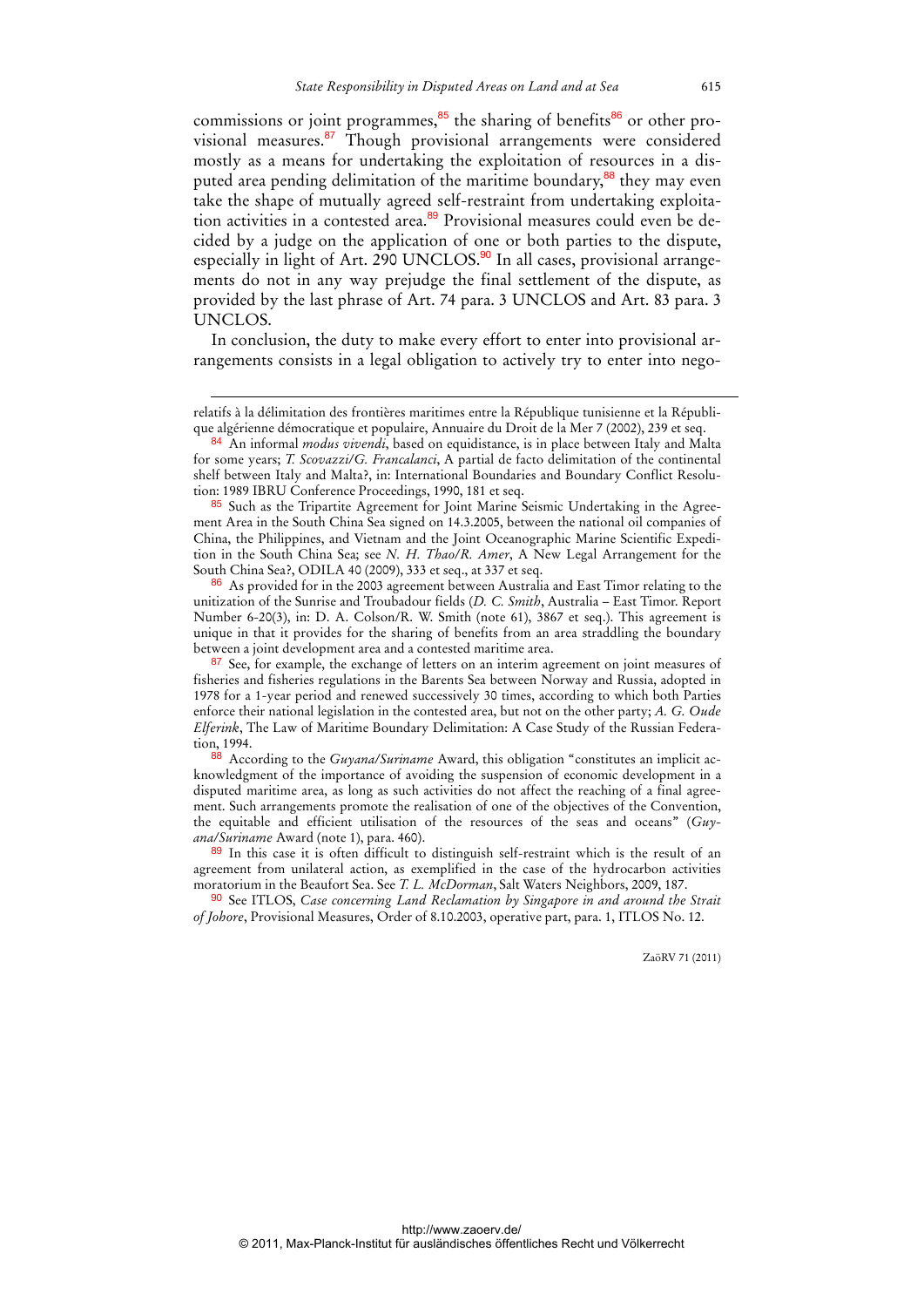commissions or joint programmes,[85] the sharing of benefits[86] or other provisional measures.[87] Though provisional arrangements were considered mostly as a means for undertaking the exploitation of resources in a disputed area pending delimitation of the maritime boundary,[88] they may even take the shape of mutually agreed self-restraint from undertaking exploitation activities in a contested area.[89] Provisional measures could even be decided by a judge on the application of one or both parties to the dispute, especially in light of Art. 290 UNCLOS.[90] In all cases, provisional arrangements do not in any way prejudge the final settlement of the dispute, as provided by the last phrase of Art. 74 para. 3 UNCLOS and Art. 83 para. 3 UNCLOS.

In conclusion, the duty to make every effort to enter into provisional arrangements consists in a legal obligation to actively try to enter into nego-

---

relatifs à la délimitation des frontières maritimes entre la République tunisienne et la République algérienne démocratique et populaire, Annuaire du Droit de la Mer 7 (2002), 239 et seq.

[84] An informal *modus vivendi*, based on equidistance, is in place between Italy and Malta for some years; *T. Scovazzi/G. Francalanci*, A partial de facto delimitation of the continental shelf between Italy and Malta?, in: International Boundaries and Boundary Conflict Resolution: 1989 IBRU Conference Proceedings, 1990, 181 et seq.

[85] Such as the Tripartite Agreement for Joint Marine Seismic Undertaking in the Agreement Area in the South China Sea signed on 14.3.2005, between the national oil companies of China, the Philippines, and Vietnam and the Joint Oceanographic Marine Scientific Expedition in the South China Sea; see *N. H. Thao/R. Amer*, A New Legal Arrangement for the South China Sea?, ODILA 40 (2009), 333 et seq., at 337 et seq.

[86] As provided for in the 2003 agreement between Australia and East Timor relating to the unitization of the Sunrise and Troubadour fields (*D. C. Smith*, Australia – East Timor. Report Number 6-20(3), in: D. A. Colson/R. W. Smith (note 61), 3867 et seq.). This agreement is unique in that it provides for the sharing of benefits from an area straddling the boundary between a joint development area and a contested maritime area.

[87] See, for example, the exchange of letters on an interim agreement on joint measures of fisheries and fisheries regulations in the Barents Sea between Norway and Russia, adopted in 1978 for a 1-year period and renewed successively 30 times, according to which both Parties enforce their national legislation in the contested area, but not on the other party; *A. G. Oude Elferink*, The Law of Maritime Boundary Delimitation: A Case Study of the Russian Federation, 1994.

[88] According to the *Guyana/Suriname* Award, this obligation "constitutes an implicit acknowledgment of the importance of avoiding the suspension of economic development in a disputed maritime area, as long as such activities do not affect the reaching of a final agreement. Such arrangements promote the realisation of one of the objectives of the Convention, the equitable and efficient utilisation of the resources of the seas and oceans" (*Guyana/Suriname* Award (note 1), para. 460).

[89] In this case it is often difficult to distinguish self-restraint which is the result of an agreement from unilateral action, as exemplified in the case of the hydrocarbon activities moratorium in the Beaufort Sea. See *T. L. McDorman*, Salt Waters Neighbors, 2009, 187.

[90] See ITLOS, *Case concerning Land Reclamation by Singapore in and around the Strait of Johore*, Provisional Measures, Order of 8.10.2003, operative part, para. 1, ITLOS No. 12.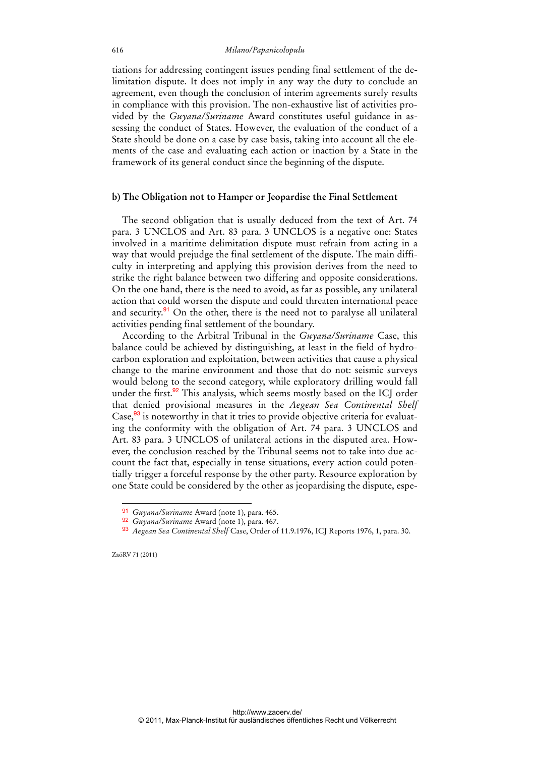tiations for addressing contingent issues pending final settlement of the delimitation dispute. It does not imply in any way the duty to conclude an agreement, even though the conclusion of interim agreements surely results in compliance with this provision. The non-exhaustive list of activities provided by the *Guyana/Suriname* Award constitutes useful guidance in assessing the conduct of States. However, the evaluation of the conduct of a State should be done on a case by case basis, taking into account all the elements of the case and evaluating each action or inaction by a State in the framework of its general conduct since the beginning of the dispute.

### b) The Obligation not to Hamper or Jeopardise the Final Settlement

The second obligation that is usually deduced from the text of Art. 74 para. 3 UNCLOS and Art. 83 para. 3 UNCLOS is a negative one: States involved in a maritime delimitation dispute must refrain from acting in a way that would prejudge the final settlement of the dispute. The main difficulty in interpreting and applying this provision derives from the need to strike the right balance between two differing and opposite considerations. On the one hand, there is the need to avoid, as far as possible, any unilateral action that could worsen the dispute and could threaten international peace and security.[91] On the other, there is the need not to paralyse all unilateral activities pending final settlement of the boundary.

According to the Arbitral Tribunal in the *Guyana/Suriname* Case, this balance could be achieved by distinguishing, at least in the field of hydrocarbon exploration and exploitation, between activities that cause a physical change to the marine environment and those that do not: seismic surveys would belong to the second category, while exploratory drilling would fall under the first.[92] This analysis, which seems mostly based on the ICJ order that denied provisional measures in the *Aegean Sea Continental Shelf* Case,[93] is noteworthy in that it tries to provide objective criteria for evaluating the conformity with the obligation of Art. 74 para. 3 UNCLOS and Art. 83 para. 3 UNCLOS of unilateral actions in the disputed area. However, the conclusion reached by the Tribunal seems not to take into due account the fact that, especially in tense situations, every action could potentially trigger a forceful response by the other party. Resource exploration by one State could be considered by the other as jeopardising the dispute, espe-

---

[91] *Guyana/Suriname* Award (note 1), para. 465.

[92] *Guyana/Suriname* Award (note 1), para. 467.

[93] *Aegean Sea Continental Shelf* Case, Order of 11.9.1976, ICJ Reports 1976, 1, para. 30.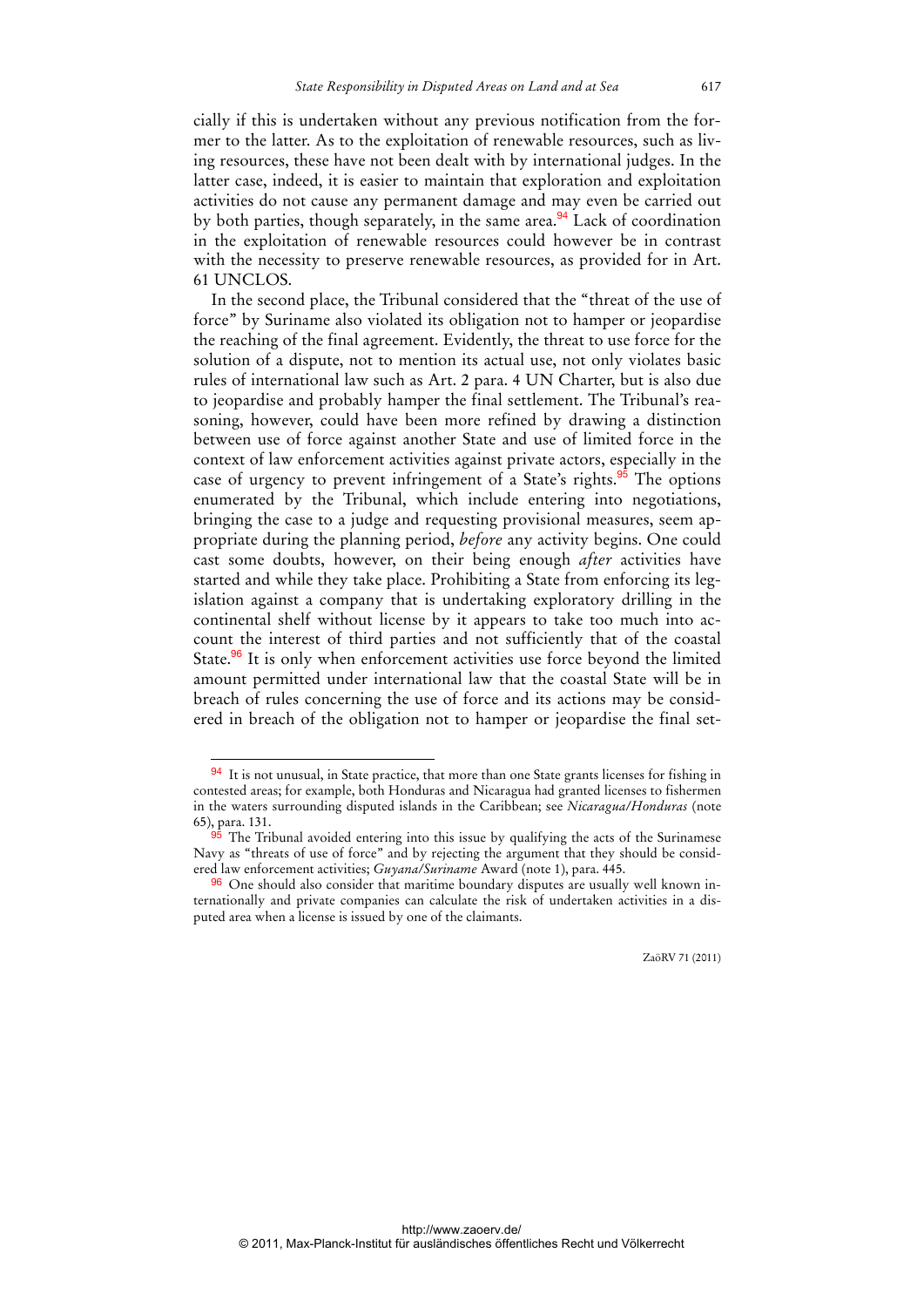cially if this is undertaken without any previous notification from the former to the latter. As to the exploitation of renewable resources, such as living resources, these have not been dealt with by international judges. In the latter case, indeed, it is easier to maintain that exploration and exploitation activities do not cause any permanent damage and may even be carried out by both parties, though separately, in the same area.[94] Lack of coordination in the exploitation of renewable resources could however be in contrast with the necessity to preserve renewable resources, as provided for in Art. 61 UNCLOS.

In the second place, the Tribunal considered that the "threat of the use of force" by Suriname also violated its obligation not to hamper or jeopardise the reaching of the final agreement. Evidently, the threat to use force for the solution of a dispute, not to mention its actual use, not only violates basic rules of international law such as Art. 2 para. 4 UN Charter, but is also due to jeopardise and probably hamper the final settlement. The Tribunal's reasoning, however, could have been more refined by drawing a distinction between use of force against another State and use of limited force in the context of law enforcement activities against private actors, especially in the case of urgency to prevent infringement of a State's rights.[95] The options enumerated by the Tribunal, which include entering into negotiations, bringing the case to a judge and requesting provisional measures, seem appropriate during the planning period, *before* any activity begins. One could cast some doubts, however, on their being enough *after* activities have started and while they take place. Prohibiting a State from enforcing its legislation against a company that is undertaking exploratory drilling in the continental shelf without license by it appears to take too much into account the interest of third parties and not sufficiently that of the coastal State.[96] It is only when enforcement activities use force beyond the limited amount permitted under international law that the coastal State will be in breach of rules concerning the use of force and its actions may be considered in breach of the obligation not to hamper or jeopardise the final set-

---

[94] It is not unusual, in State practice, that more than one State grants licenses for fishing in contested areas; for example, both Honduras and Nicaragua had granted licenses to fishermen in the waters surrounding disputed islands in the Caribbean; see *Nicaragua/Honduras* (note 65), para. 131.

[95] The Tribunal avoided entering into this issue by qualifying the acts of the Surinamese Navy as "threats of use of force" and by rejecting the argument that they should be considered law enforcement activities; *Guyana/Suriname* Award (note 1), para. 445.

[96] One should also consider that maritime boundary disputes are usually well known internationally and private companies can calculate the risk of undertaken activities in a disputed area when a license is issued by one of the claimants.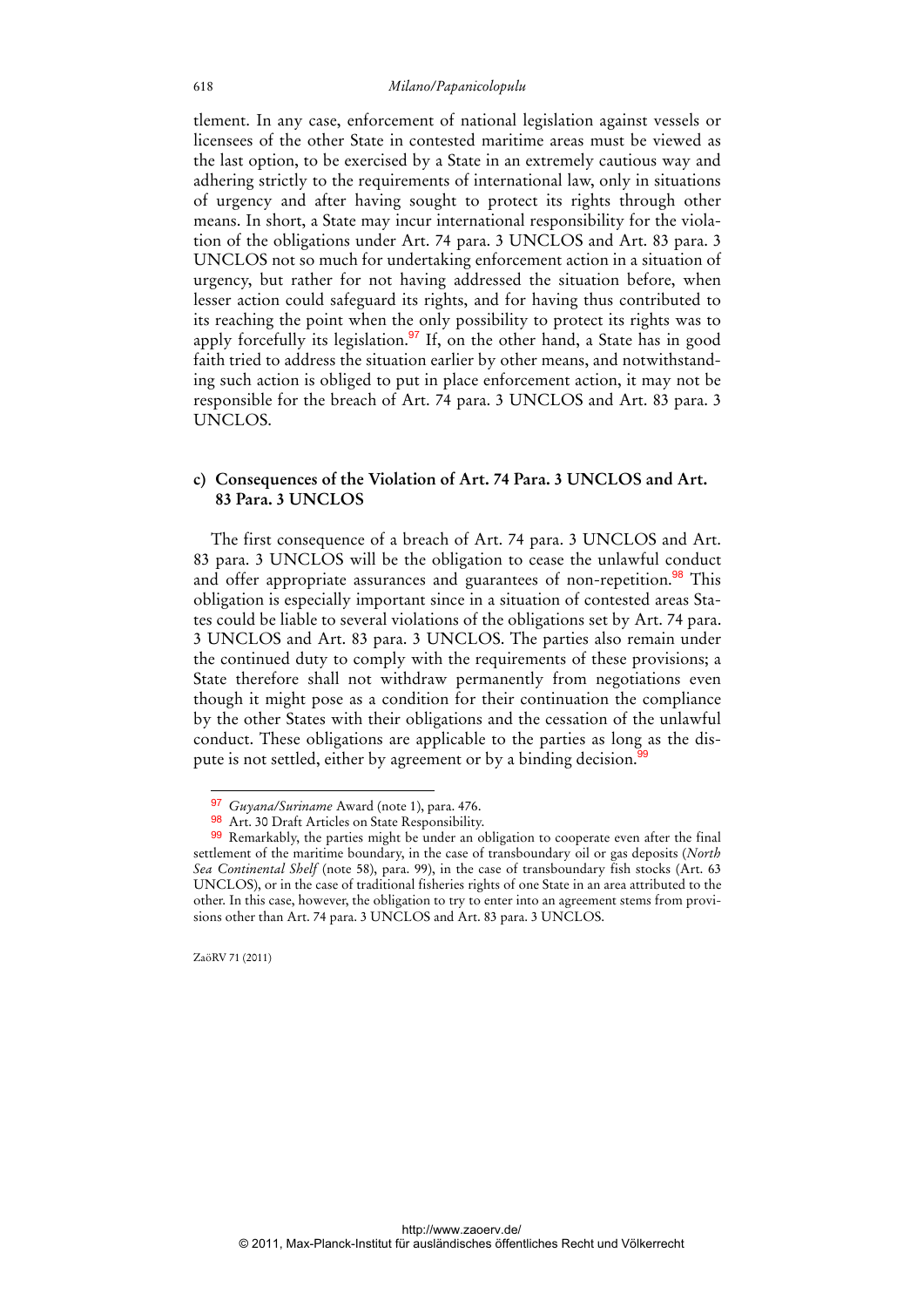tlement. In any case, enforcement of national legislation against vessels or licensees of the other State in contested maritime areas must be viewed as the last option, to be exercised by a State in an extremely cautious way and adhering strictly to the requirements of international law, only in situations of urgency and after having sought to protect its rights through other means. In short, a State may incur international responsibility for the violation of the obligations under Art. 74 para. 3 UNCLOS and Art. 83 para. 3 UNCLOS not so much for undertaking enforcement action in a situation of urgency, but rather for not having addressed the situation before, when lesser action could safeguard its rights, and for having thus contributed to its reaching the point when the only possibility to protect its rights was to apply forcefully its legislation.[97] If, on the other hand, a State has in good faith tried to address the situation earlier by other means, and notwithstanding such action is obliged to put in place enforcement action, it may not be responsible for the breach of Art. 74 para. 3 UNCLOS and Art. 83 para. 3 UNCLOS.

### c) Consequences of the Violation of Art. 74 Para. 3 UNCLOS and Art. 83 Para. 3 UNCLOS

The first consequence of a breach of Art. 74 para. 3 UNCLOS and Art. 83 para. 3 UNCLOS will be the obligation to cease the unlawful conduct and offer appropriate assurances and guarantees of non-repetition.[98] This obligation is especially important since in a situation of contested areas States could be liable to several violations of the obligations set by Art. 74 para. 3 UNCLOS and Art. 83 para. 3 UNCLOS. The parties also remain under the continued duty to comply with the requirements of these provisions; a State therefore shall not withdraw permanently from negotiations even though it might pose as a condition for their continuation the compliance by the other States with their obligations and the cessation of the unlawful conduct. These obligations are applicable to the parties as long as the dispute is not settled, either by agreement or by a binding decision.[99]

---

[97] *Guyana/Suriname* Award (note 1), para. 476.

[98] Art. 30 Draft Articles on State Responsibility.

[99] Remarkably, the parties might be under an obligation to cooperate even after the final settlement of the maritime boundary, in the case of transboundary oil or gas deposits (*North Sea Continental Shelf* (note 58), para. 99), in the case of transboundary fish stocks (Art. 63 UNCLOS), or in the case of traditional fisheries rights of one State in an area attributed to the other. In this case, however, the obligation to try to enter into an agreement stems from provisions other than Art. 74 para. 3 UNCLOS and Art. 83 para. 3 UNCLOS.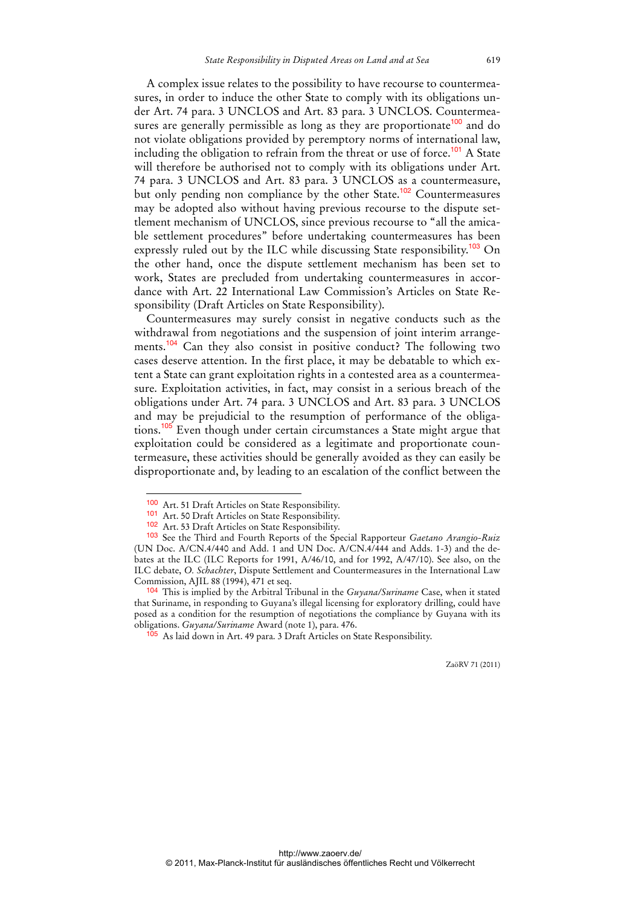A complex issue relates to the possibility to have recourse to countermeasures, in order to induce the other State to comply with its obligations under Art. 74 para. 3 UNCLOS and Art. 83 para. 3 UNCLOS. Countermeasures are generally permissible as long as they are proportionate[100] and do not violate obligations provided by peremptory norms of international law, including the obligation to refrain from the threat or use of force.[101] A State will therefore be authorised not to comply with its obligations under Art. 74 para. 3 UNCLOS and Art. 83 para. 3 UNCLOS as a countermeasure, but only pending non compliance by the other State.[102] Countermeasures may be adopted also without having previous recourse to the dispute settlement mechanism of UNCLOS, since previous recourse to "all the amicable settlement procedures" before undertaking countermeasures has been expressly ruled out by the ILC while discussing State responsibility.[103] On the other hand, once the dispute settlement mechanism has been set to work, States are precluded from undertaking countermeasures in accordance with Art. 22 International Law Commission's Articles on State Responsibility (Draft Articles on State Responsibility).

Countermeasures may surely consist in negative conducts such as the withdrawal from negotiations and the suspension of joint interim arrangements.[104] Can they also consist in positive conduct? The following two cases deserve attention. In the first place, it may be debatable to which extent a State can grant exploitation rights in a contested area as a countermeasure. Exploitation activities, in fact, may consist in a serious breach of the obligations under Art. 74 para. 3 UNCLOS and Art. 83 para. 3 UNCLOS and may be prejudicial to the resumption of performance of the obligations.[105] Even though under certain circumstances a State might argue that exploitation could be considered as a legitimate and proportionate countermeasure, these activities should be generally avoided as they can easily be disproportionate and, by leading to an escalation of the conflict between the

---

[100] Art. 51 Draft Articles on State Responsibility.

[101] Art. 50 Draft Articles on State Responsibility.

[102] Art. 53 Draft Articles on State Responsibility.

[103] See the Third and Fourth Reports of the Special Rapporteur *Gaetano Arangio-Ruiz* (UN Doc. A/CN.4/440 and Add. 1 and UN Doc. A/CN.4/444 and Adds. 1-3) and the debates at the ILC (ILC Reports for 1991, A/46/10, and for 1992, A/47/10). See also, on the ILC debate, *O. Schachter*, Dispute Settlement and Countermeasures in the International Law Commission, AJIL 88 (1994), 471 et seq.

[104] This is implied by the Arbitral Tribunal in the *Guyana/Suriname* Case, when it stated that Suriname, in responding to Guyana's illegal licensing for exploratory drilling, could have posed as a condition for the resumption of negotiations the compliance by Guyana with its obligations. *Guyana/Suriname* Award (note 1), para. 476.

[105] As laid down in Art. 49 para. 3 Draft Articles on State Responsibility.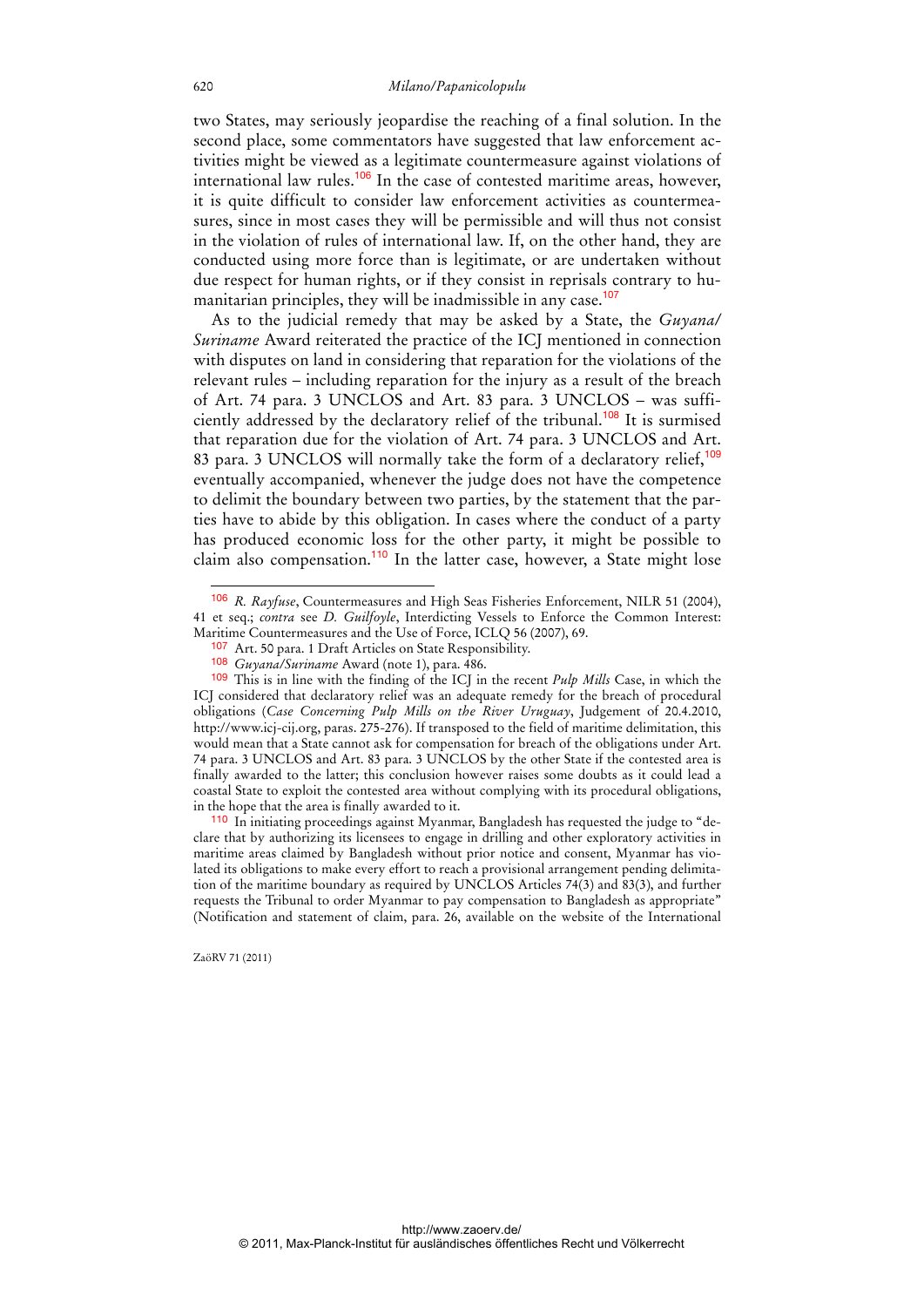two States, may seriously jeopardise the reaching of a final solution. In the second place, some commentators have suggested that law enforcement activities might be viewed as a legitimate countermeasure against violations of international law rules.[106] In the case of contested maritime areas, however, it is quite difficult to consider law enforcement activities as countermeasures, since in most cases they will be permissible and will thus not consist in the violation of rules of international law. If, on the other hand, they are conducted using more force than is legitimate, or are undertaken without due respect for human rights, or if they consist in reprisals contrary to humanitarian principles, they will be inadmissible in any case.[107]

As to the judicial remedy that may be asked by a State, the *Guyana/Suriname* Award reiterated the practice of the ICJ mentioned in connection with disputes on land in considering that reparation for the violations of the relevant rules – including reparation for the injury as a result of the breach of Art. 74 para. 3 UNCLOS and Art. 83 para. 3 UNCLOS – was sufficiently addressed by the declaratory relief of the tribunal.[108] It is surmised that reparation due for the violation of Art. 74 para. 3 UNCLOS and Art. 83 para. 3 UNCLOS will normally take the form of a declaratory relief,[109] eventually accompanied, whenever the judge does not have the competence to delimit the boundary between two parties, by the statement that the parties have to abide by this obligation. In cases where the conduct of a party has produced economic loss for the other party, it might be possible to claim also compensation.[110] In the latter case, however, a State might lose

---

[106] *R. Rayfuse*, Countermeasures and High Seas Fisheries Enforcement, NILR 51 (2004), 41 et seq.; *contra* see *D. Guilfoyle*, Interdicting Vessels to Enforce the Common Interest: Maritime Countermeasures and the Use of Force, ICLQ 56 (2007), 69.

[107] Art. 50 para. 1 Draft Articles on State Responsibility.

[108] *Guyana/Suriname* Award (note 1), para. 486.

[109] This is in line with the finding of the ICJ in the recent *Pulp Mills* Case, in which the ICJ considered that declaratory relief was an adequate remedy for the breach of procedural obligations (*Case Concerning Pulp Mills on the River Uruguay*, Judgement of 20.4.2010, http://www.icj-cij.org, paras. 275-276). If transposed to the field of maritime delimitation, this would mean that a State cannot ask for compensation for breach of the obligations under Art. 74 para. 3 UNCLOS and Art. 83 para. 3 UNCLOS by the other State if the contested area is finally awarded to the latter; this conclusion however raises some doubts as it could lead a coastal State to exploit the contested area without complying with its procedural obligations, in the hope that the area is finally awarded to it.

[110] In initiating proceedings against Myanmar, Bangladesh has requested the judge to "declare that by authorizing its licensees to engage in drilling and other exploratory activities in maritime areas claimed by Bangladesh without prior notice and consent, Myanmar has violated its obligations to make every effort to reach a provisional arrangement pending delimitation of the maritime boundary as required by UNCLOS Articles 74(3) and 83(3), and further requests the Tribunal to order Myanmar to pay compensation to Bangladesh as appropriate" (Notification and statement of claim, para. 26, available on the website of the International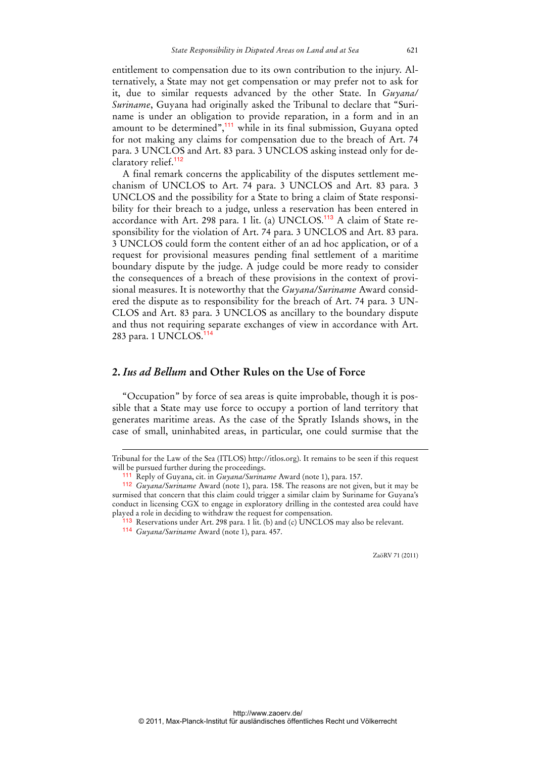entitlement to compensation due to its own contribution to the injury. Alternatively, a State may not get compensation or may prefer not to ask for it, due to similar requests advanced by the other State. In *Guyana/Suriname*, Guyana had originally asked the Tribunal to declare that "Suriname is under an obligation to provide reparation, in a form and in an amount to be determined",[111] while in its final submission, Guyana opted for not making any claims for compensation due to the breach of Art. 74 para. 3 UNCLOS and Art. 83 para. 3 UNCLOS asking instead only for declaratory relief.[112]

A final remark concerns the applicability of the disputes settlement mechanism of UNCLOS to Art. 74 para. 3 UNCLOS and Art. 83 para. 3 UNCLOS and the possibility for a State to bring a claim of State responsibility for their breach to a judge, unless a reservation has been entered in accordance with Art. 298 para. 1 lit. (a) UNCLOS.[113] A claim of State responsibility for the violation of Art. 74 para. 3 UNCLOS and Art. 83 para. 3 UNCLOS could form the content either of an ad hoc application, or of a request for provisional measures pending final settlement of a maritime boundary dispute by the judge. A judge could be more ready to consider the consequences of a breach of these provisions in the context of provisional measures. It is noteworthy that the *Guyana/Suriname* Award considered the dispute as to responsibility for the breach of Art. 74 para. 3 UNCLOS and Art. 83 para. 3 UNCLOS as ancillary to the boundary dispute and thus not requiring separate exchanges of view in accordance with Art. 283 para. 1 UNCLOS.[114]

## 2. *Ius ad Bellum* and Other Rules on the Use of Force

"Occupation" by force of sea areas is quite improbable, though it is possible that a State may use force to occupy a portion of land territory that generates maritime areas. As the case of the Spratly Islands shows, in the case of small, uninhabited areas, in particular, one could surmise that the

---

Tribunal for the Law of the Sea (ITLOS) http://itlos.org). It remains to be seen if this request will be pursued further during the proceedings.

[111] Reply of Guyana, cit. in *Guyana/Suriname* Award (note 1), para. 157.

[112] *Guyana/Suriname* Award (note 1), para. 158. The reasons are not given, but it may be surmised that concern that this claim could trigger a similar claim by Suriname for Guyana's conduct in licensing CGX to engage in exploratory drilling in the contested area could have played a role in deciding to withdraw the request for compensation.

[113] Reservations under Art. 298 para. 1 lit. (b) and (c) UNCLOS may also be relevant.

[114] *Guyana/Suriname* Award (note 1), para. 457.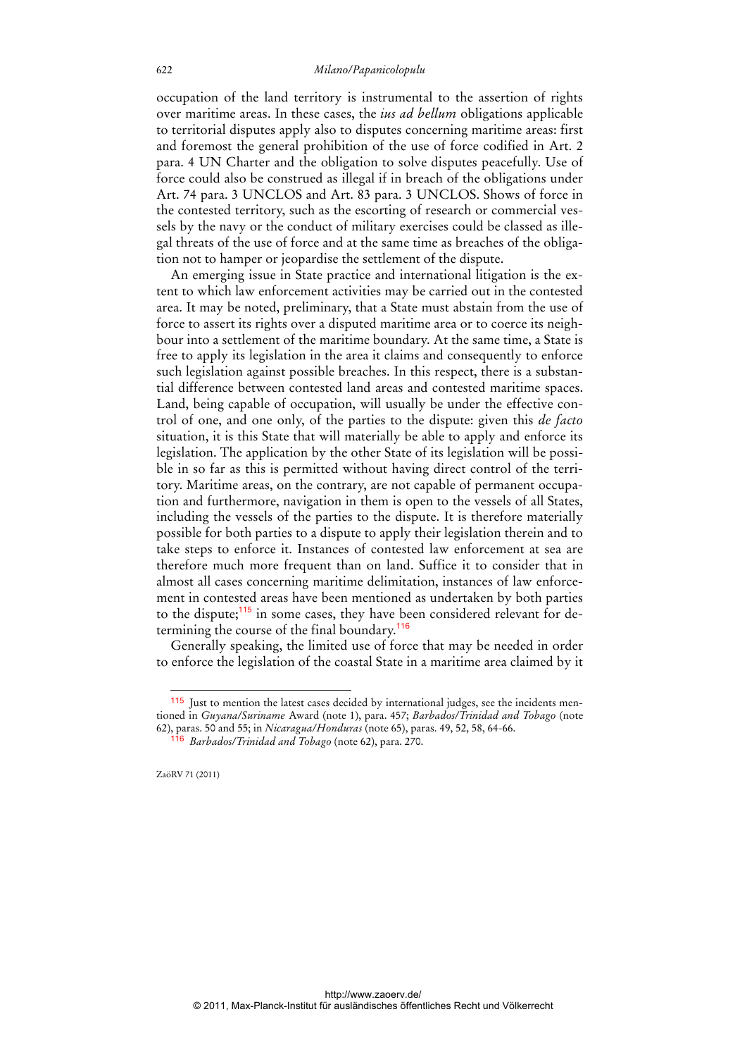occupation of the land territory is instrumental to the assertion of rights over maritime areas. In these cases, the *ius ad bellum* obligations applicable to territorial disputes apply also to disputes concerning maritime areas: first and foremost the general prohibition of the use of force codified in Art. 2 para. 4 UN Charter and the obligation to solve disputes peacefully. Use of force could also be construed as illegal if in breach of the obligations under Art. 74 para. 3 UNCLOS and Art. 83 para. 3 UNCLOS. Shows of force in the contested territory, such as the escorting of research or commercial vessels by the navy or the conduct of military exercises could be classed as illegal threats of the use of force and at the same time as breaches of the obligation not to hamper or jeopardise the settlement of the dispute.

An emerging issue in State practice and international litigation is the extent to which law enforcement activities may be carried out in the contested area. It may be noted, preliminary, that a State must abstain from the use of force to assert its rights over a disputed maritime area or to coerce its neighbour into a settlement of the maritime boundary. At the same time, a State is free to apply its legislation in the area it claims and consequently to enforce such legislation against possible breaches. In this respect, there is a substantial difference between contested land areas and contested maritime spaces. Land, being capable of occupation, will usually be under the effective control of one, and one only, of the parties to the dispute: given this *de facto* situation, it is this State that will materially be able to apply and enforce its legislation. The application by the other State of its legislation will be possible in so far as this is permitted without having direct control of the territory. Maritime areas, on the contrary, are not capable of permanent occupation and furthermore, navigation in them is open to the vessels of all States, including the vessels of the parties to the dispute. It is therefore materially possible for both parties to a dispute to apply their legislation therein and to take steps to enforce it. Instances of contested law enforcement at sea are therefore much more frequent than on land. Suffice it to consider that in almost all cases concerning maritime delimitation, instances of law enforcement in contested areas have been mentioned as undertaken by both parties to the dispute;[115] in some cases, they have been considered relevant for determining the course of the final boundary.[116]

Generally speaking, the limited use of force that may be needed in order to enforce the legislation of the coastal State in a maritime area claimed by it

---

[115] Just to mention the latest cases decided by international judges, see the incidents mentioned in *Guyana/Suriname* Award (note 1), para. 457; *Barbados/Trinidad and Tobago* (note 62), paras. 50 and 55; in *Nicaragua/Honduras* (note 65), paras. 49, 52, 58, 64-66.

[116] *Barbados/Trinidad and Tobago* (note 62), para. 270.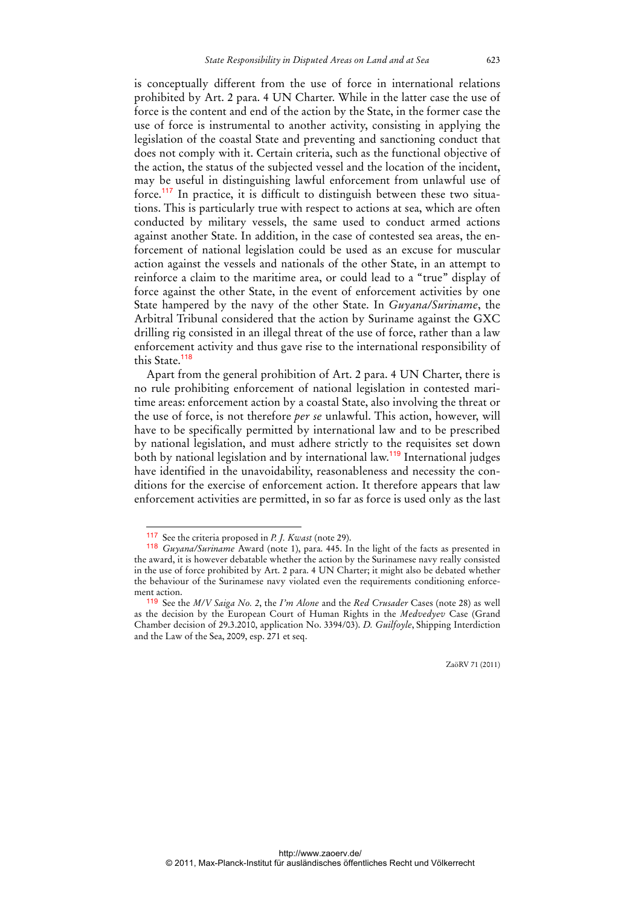is conceptually different from the use of force in international relations prohibited by Art. 2 para. 4 UN Charter. While in the latter case the use of force is the content and end of the action by the State, in the former case the use of force is instrumental to another activity, consisting in applying the legislation of the coastal State and preventing and sanctioning conduct that does not comply with it. Certain criteria, such as the functional objective of the action, the status of the subjected vessel and the location of the incident, may be useful in distinguishing lawful enforcement from unlawful use of force.[117] In practice, it is difficult to distinguish between these two situations. This is particularly true with respect to actions at sea, which are often conducted by military vessels, the same used to conduct armed actions against another State. In addition, in the case of contested sea areas, the enforcement of national legislation could be used as an excuse for muscular action against the vessels and nationals of the other State, in an attempt to reinforce a claim to the maritime area, or could lead to a "true" display of force against the other State, in the event of enforcement activities by one State hampered by the navy of the other State. In *Guyana/Suriname*, the Arbitral Tribunal considered that the action by Suriname against the GXC drilling rig consisted in an illegal threat of the use of force, rather than a law enforcement activity and thus gave rise to the international responsibility of this State.[118]

Apart from the general prohibition of Art. 2 para. 4 UN Charter, there is no rule prohibiting enforcement of national legislation in contested maritime areas: enforcement action by a coastal State, also involving the threat or the use of force, is not therefore *per se* unlawful. This action, however, will have to be specifically permitted by international law and to be prescribed by national legislation, and must adhere strictly to the requisites set down both by national legislation and by international law.[119] International judges have identified in the unavoidability, reasonableness and necessity the conditions for the exercise of enforcement action. It therefore appears that law enforcement activities are permitted, in so far as force is used only as the last

---

[117] See the criteria proposed in *P. J. Kwast* (note 29).

[118] *Guyana/Suriname* Award (note 1), para. 445. In the light of the facts as presented in the award, it is however debatable whether the action by the Surinamese navy really consisted in the use of force prohibited by Art. 2 para. 4 UN Charter; it might also be debated whether the behaviour of the Surinamese navy violated even the requirements conditioning enforcement action.

[119] See the *M/V Saiga No. 2*, the *I'm Alone* and the *Red Crusader* Cases (note 28) as well as the decision by the European Court of Human Rights in the *Medvedyev* Case (Grand Chamber decision of 29.3.2010, application No. 3394/03). *D. Guilfoyle*, Shipping Interdiction and the Law of the Sea, 2009, esp. 271 et seq.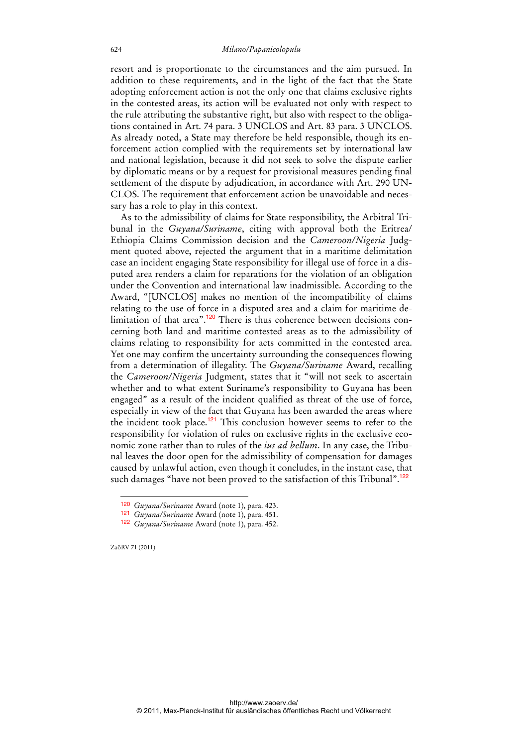resort and is proportionate to the circumstances and the aim pursued. In addition to these requirements, and in the light of the fact that the State adopting enforcement action is not the only one that claims exclusive rights in the contested areas, its action will be evaluated not only with respect to the rule attributing the substantive right, but also with respect to the obligations contained in Art. 74 para. 3 UNCLOS and Art. 83 para. 3 UNCLOS. As already noted, a State may therefore be held responsible, though its enforcement action complied with the requirements set by international law and national legislation, because it did not seek to solve the dispute earlier by diplomatic means or by a request for provisional measures pending final settlement of the dispute by adjudication, in accordance with Art. 290 UNCLOS. The requirement that enforcement action be unavoidable and necessary has a role to play in this context.

As to the admissibility of claims for State responsibility, the Arbitral Tribunal in the *Guyana/Suriname*, citing with approval both the Eritrea/Ethiopia Claims Commission decision and the *Cameroon/Nigeria* Judgment quoted above, rejected the argument that in a maritime delimitation case an incident engaging State responsibility for illegal use of force in a disputed area renders a claim for reparations for the violation of an obligation under the Convention and international law inadmissible. According to the Award, "[UNCLOS] makes no mention of the incompatibility of claims relating to the use of force in a disputed area and a claim for maritime delimitation of that area".[120] There is thus coherence between decisions concerning both land and maritime contested areas as to the admissibility of claims relating to responsibility for acts committed in the contested area. Yet one may confirm the uncertainty surrounding the consequences flowing from a determination of illegality. The *Guyana/Suriname* Award, recalling the *Cameroon/Nigeria* Judgment, states that it "will not seek to ascertain whether and to what extent Suriname's responsibility to Guyana has been engaged" as a result of the incident qualified as threat of the use of force, especially in view of the fact that Guyana has been awarded the areas where the incident took place.[121] This conclusion however seems to refer to the responsibility for violation of rules on exclusive rights in the exclusive economic zone rather than to rules of the *ius ad bellum*. In any case, the Tribunal leaves the door open for the admissibility of compensation for damages caused by unlawful action, even though it concludes, in the instant case, that such damages "have not been proved to the satisfaction of this Tribunal".[122]

---

[120] *Guyana/Suriname* Award (note 1), para. 423.

[121] *Guyana/Suriname* Award (note 1), para. 451.

[122] *Guyana/Suriname* Award (note 1), para. 452.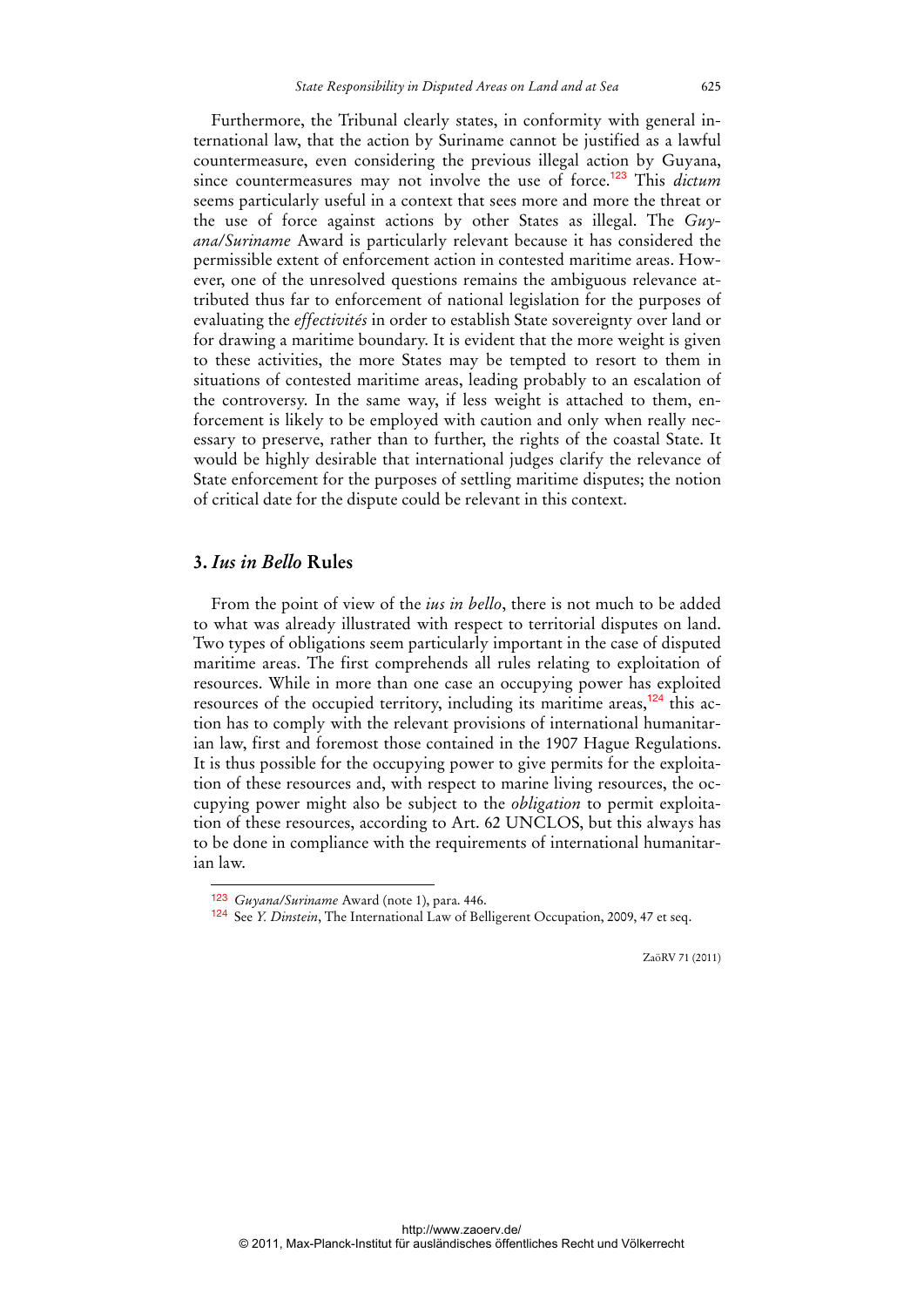Furthermore, the Tribunal clearly states, in conformity with general international law, that the action by Suriname cannot be justified as a lawful countermeasure, even considering the previous illegal action by Guyana, since countermeasures may not involve the use of force.[123] This *dictum* seems particularly useful in a context that sees more and more the threat or the use of force against actions by other States as illegal. The *Guyana/Suriname* Award is particularly relevant because it has considered the permissible extent of enforcement action in contested maritime areas. However, one of the unresolved questions remains the ambiguous relevance attributed thus far to enforcement of national legislation for the purposes of evaluating the *effectivités* in order to establish State sovereignty over land or for drawing a maritime boundary. It is evident that the more weight is given to these activities, the more States may be tempted to resort to them in situations of contested maritime areas, leading probably to an escalation of the controversy. In the same way, if less weight is attached to them, enforcement is likely to be employed with caution and only when really necessary to preserve, rather than to further, the rights of the coastal State. It would be highly desirable that international judges clarify the relevance of State enforcement for the purposes of settling maritime disputes; the notion of critical date for the dispute could be relevant in this context.

## 3. *Ius in Bello* Rules

From the point of view of the *ius in bello*, there is not much to be added to what was already illustrated with respect to territorial disputes on land. Two types of obligations seem particularly important in the case of disputed maritime areas. The first comprehends all rules relating to exploitation of resources. While in more than one case an occupying power has exploited resources of the occupied territory, including its maritime areas,[124] this action has to comply with the relevant provisions of international humanitarian law, first and foremost those contained in the 1907 Hague Regulations. It is thus possible for the occupying power to give permits for the exploitation of these resources and, with respect to marine living resources, the occupying power might also be subject to the *obligation* to permit exploitation of these resources, according to Art. 62 UNCLOS, but this always has to be done in compliance with the requirements of international humanitarian law.

---

[123] *Guyana/Suriname* Award (note 1), para. 446.

[124] See *Y. Dinstein*, The International Law of Belligerent Occupation, 2009, 47 et seq.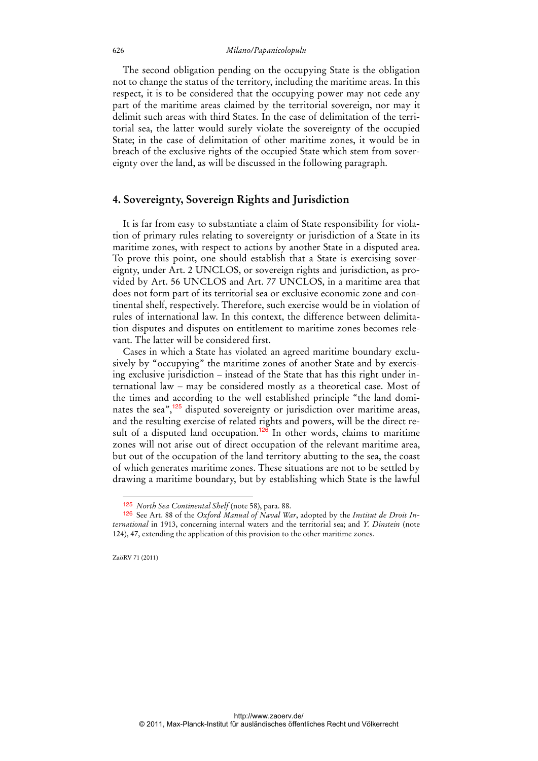The second obligation pending on the occupying State is the obligation not to change the status of the territory, including the maritime areas. In this respect, it is to be considered that the occupying power may not cede any part of the maritime areas claimed by the territorial sovereign, nor may it delimit such areas with third States. In the case of delimitation of the territorial sea, the latter would surely violate the sovereignty of the occupied State; in the case of delimitation of other maritime zones, it would be in breach of the exclusive rights of the occupied State which stem from sovereignty over the land, as will be discussed in the following paragraph.

## 4. Sovereignty, Sovereign Rights and Jurisdiction

It is far from easy to substantiate a claim of State responsibility for violation of primary rules relating to sovereignty or jurisdiction of a State in its maritime zones, with respect to actions by another State in a disputed area. To prove this point, one should establish that a State is exercising sovereignty, under Art. 2 UNCLOS, or sovereign rights and jurisdiction, as provided by Art. 56 UNCLOS and Art. 77 UNCLOS, in a maritime area that does not form part of its territorial sea or exclusive economic zone and continental shelf, respectively. Therefore, such exercise would be in violation of rules of international law. In this context, the difference between delimitation disputes and disputes on entitlement to maritime zones becomes relevant. The latter will be considered first.

Cases in which a State has violated an agreed maritime boundary exclusively by "occupying" the maritime zones of another State and by exercising exclusive jurisdiction – instead of the State that has this right under international law – may be considered mostly as a theoretical case. Most of the times and according to the well established principle "the land dominates the sea",[125] disputed sovereignty or jurisdiction over maritime areas, and the resulting exercise of related rights and powers, will be the direct result of a disputed land occupation.[126] In other words, claims to maritime zones will not arise out of direct occupation of the relevant maritime area, but out of the occupation of the land territory abutting to the sea, the coast of which generates maritime zones. These situations are not to be settled by drawing a maritime boundary, but by establishing which State is the lawful

---

[125] *North Sea Continental Shelf* (note 58), para. 88.

[126] See Art. 88 of the *Oxford Manual of Naval War*, adopted by the *Institut de Droit International* in 1913, concerning internal waters and the territorial sea; and *Y. Dinstein* (note 124), 47, extending the application of this provision to the other maritime zones.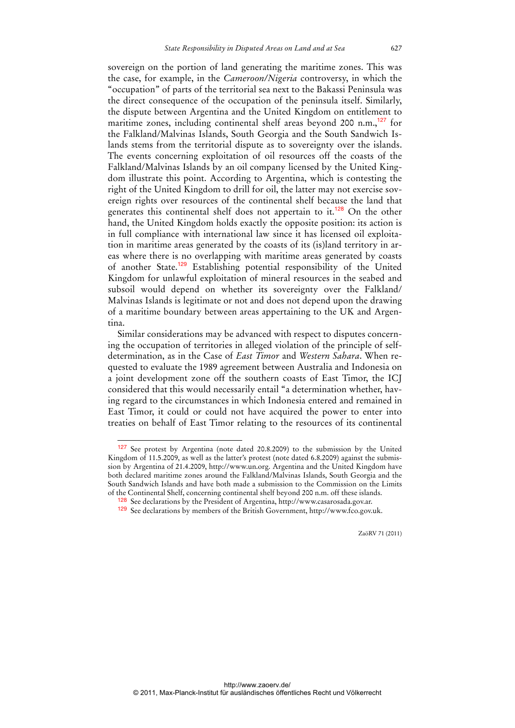sovereign on the portion of land generating the maritime zones. This was the case, for example, in the *Cameroon/Nigeria* controversy, in which the "occupation" of parts of the territorial sea next to the Bakassi Peninsula was the direct consequence of the occupation of the peninsula itself. Similarly, the dispute between Argentina and the United Kingdom on entitlement to maritime zones, including continental shelf areas beyond 200 n.m.,[127] for the Falkland/Malvinas Islands, South Georgia and the South Sandwich Islands stems from the territorial dispute as to sovereignty over the islands. The events concerning exploitation of oil resources off the coasts of the Falkland/Malvinas Islands by an oil company licensed by the United Kingdom illustrate this point. According to Argentina, which is contesting the right of the United Kingdom to drill for oil, the latter may not exercise sovereign rights over resources of the continental shelf because the land that generates this continental shelf does not appertain to it.[128] On the other hand, the United Kingdom holds exactly the opposite position: its action is in full compliance with international law since it has licensed oil exploitation in maritime areas generated by the coasts of its (is)land territory in areas where there is no overlapping with maritime areas generated by coasts of another State.[129] Establishing potential responsibility of the United Kingdom for unlawful exploitation of mineral resources in the seabed and subsoil would depend on whether its sovereignty over the Falkland/Malvinas Islands is legitimate or not and does not depend upon the drawing of a maritime boundary between areas appertaining to the UK and Argentina.

Similar considerations may be advanced with respect to disputes concerning the occupation of territories in alleged violation of the principle of self-determination, as in the Case of *East Timor* and *Western Sahara*. When requested to evaluate the 1989 agreement between Australia and Indonesia on a joint development zone off the southern coasts of East Timor, the ICJ considered that this would necessarily entail "a determination whether, having regard to the circumstances in which Indonesia entered and remained in East Timor, it could or could not have acquired the power to enter into treaties on behalf of East Timor relating to the resources of its continental

---

[127] See protest by Argentina (note dated 20.8.2009) to the submission by the United Kingdom of 11.5.2009, as well as the latter's protest (note dated 6.8.2009) against the submission by Argentina of 21.4.2009, http://www.un.org. Argentina and the United Kingdom have both declared maritime zones around the Falkland/Malvinas Islands, South Georgia and the South Sandwich Islands and have both made a submission to the Commission on the Limits of the Continental Shelf, concerning continental shelf beyond 200 n.m. off these islands.

[128] See declarations by the President of Argentina, http://www.casarosada.gov.ar.

[129] See declarations by members of the British Government, http://www.fco.gov.uk.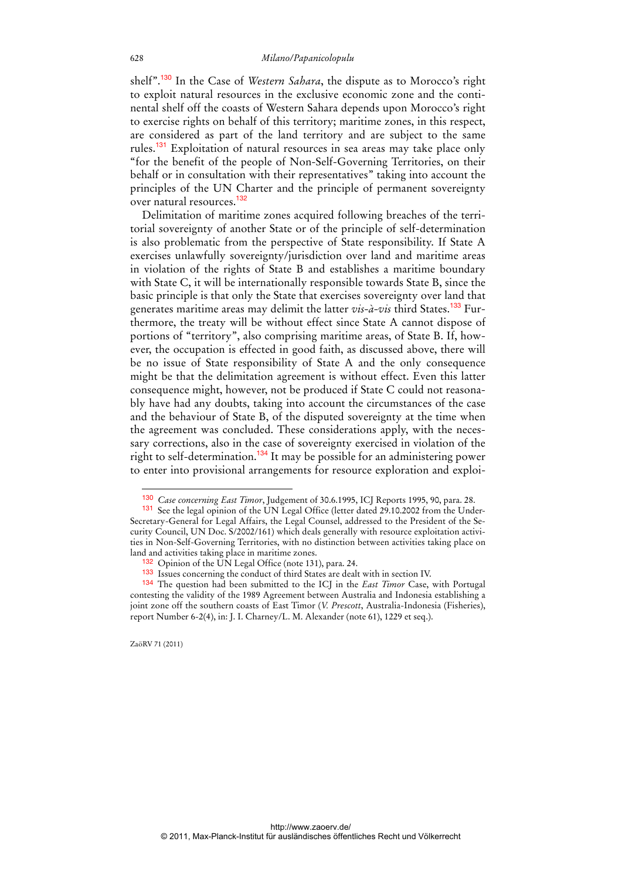shelf".[130] In the Case of *Western Sahara*, the dispute as to Morocco's right to exploit natural resources in the exclusive economic zone and the continental shelf off the coasts of Western Sahara depends upon Morocco's right to exercise rights on behalf of this territory; maritime zones, in this respect, are considered as part of the land territory and are subject to the same rules.[131] Exploitation of natural resources in sea areas may take place only "for the benefit of the people of Non-Self-Governing Territories, on their behalf or in consultation with their representatives" taking into account the principles of the UN Charter and the principle of permanent sovereignty over natural resources.[132]

Delimitation of maritime zones acquired following breaches of the territorial sovereignty of another State or of the principle of self-determination is also problematic from the perspective of State responsibility. If State A exercises unlawfully sovereignty/jurisdiction over land and maritime areas in violation of the rights of State B and establishes a maritime boundary with State C, it will be internationally responsible towards State B, since the basic principle is that only the State that exercises sovereignty over land that generates maritime areas may delimit the latter *vis-à-vis* third States.[133] Furthermore, the treaty will be without effect since State A cannot dispose of portions of "territory", also comprising maritime areas, of State B. If, however, the occupation is effected in good faith, as discussed above, there will be no issue of State responsibility of State A and the only consequence might be that the delimitation agreement is without effect. Even this latter consequence might, however, not be produced if State C could not reasonably have had any doubts, taking into account the circumstances of the case and the behaviour of State B, of the disputed sovereignty at the time when the agreement was concluded. These considerations apply, with the necessary corrections, also in the case of sovereignty exercised in violation of the right to self-determination.[134] It may be possible for an administering power to enter into provisional arrangements for resource exploration and exploi-

---

[130] *Case concerning East Timor*, Judgement of 30.6.1995, ICJ Reports 1995, 90, para. 28.

[131] See the legal opinion of the UN Legal Office (letter dated 29.10.2002 from the Under-Secretary-General for Legal Affairs, the Legal Counsel, addressed to the President of the Security Council, UN Doc. S/2002/161) which deals generally with resource exploitation activities in Non-Self-Governing Territories, with no distinction between activities taking place on land and activities taking place in maritime zones.

[132] Opinion of the UN Legal Office (note 131), para. 24.

[133] Issues concerning the conduct of third States are dealt with in section IV.

[134] The question had been submitted to the ICJ in the *East Timor* Case, with Portugal contesting the validity of the 1989 Agreement between Australia and Indonesia establishing a joint zone off the southern coasts of East Timor (*V. Prescott*, Australia-Indonesia (Fisheries), report Number 6-2(4), in: J. I. Charney/L. M. Alexander (note 61), 1229 et seq.).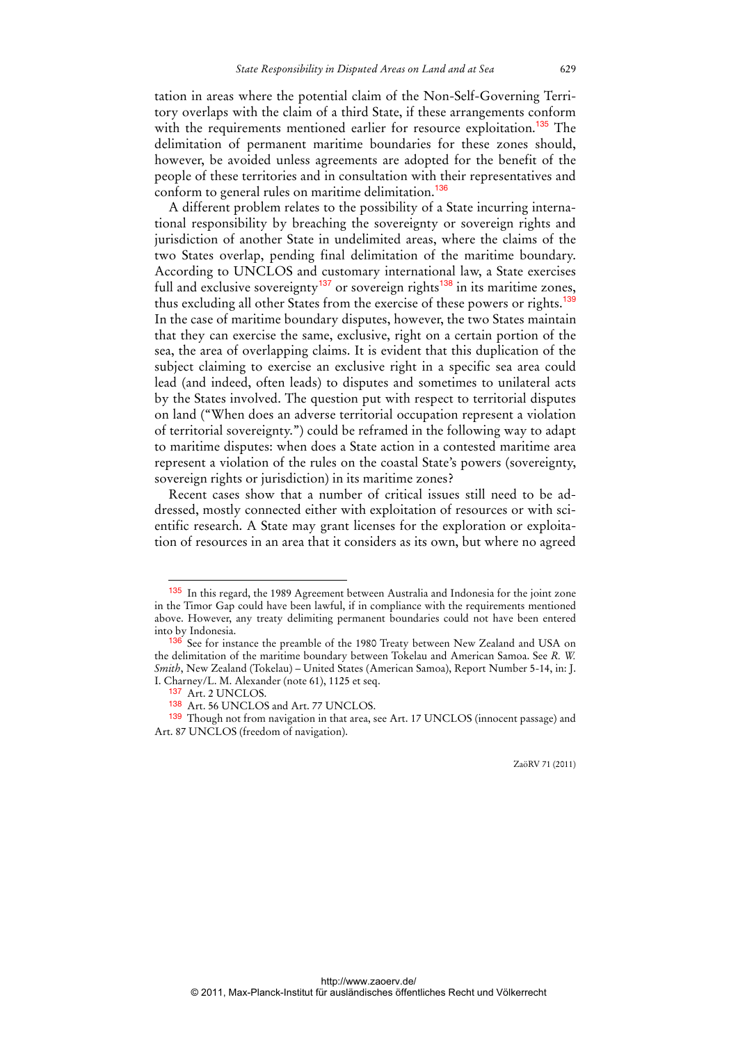tation in areas where the potential claim of the Non-Self-Governing Territory overlaps with the claim of a third State, if these arrangements conform with the requirements mentioned earlier for resource exploitation.[135] The delimitation of permanent maritime boundaries for these zones should, however, be avoided unless agreements are adopted for the benefit of the people of these territories and in consultation with their representatives and conform to general rules on maritime delimitation.[136]

A different problem relates to the possibility of a State incurring international responsibility by breaching the sovereignty or sovereign rights and jurisdiction of another State in undelimited areas, where the claims of the two States overlap, pending final delimitation of the maritime boundary. According to UNCLOS and customary international law, a State exercises full and exclusive sovereignty[137] or sovereign rights[138] in its maritime zones, thus excluding all other States from the exercise of these powers or rights.[139] In the case of maritime boundary disputes, however, the two States maintain that they can exercise the same, exclusive, right on a certain portion of the sea, the area of overlapping claims. It is evident that this duplication of the subject claiming to exercise an exclusive right in a specific sea area could lead (and indeed, often leads) to disputes and sometimes to unilateral acts by the States involved. The question put with respect to territorial disputes on land ("When does an adverse territorial occupation represent a violation of territorial sovereignty.") could be reframed in the following way to adapt to maritime disputes: when does a State action in a contested maritime area represent a violation of the rules on the coastal State's powers (sovereignty, sovereign rights or jurisdiction) in its maritime zones?

Recent cases show that a number of critical issues still need to be addressed, mostly connected either with exploitation of resources or with scientific research. A State may grant licenses for the exploration or exploitation of resources in an area that it considers as its own, but where no agreed

---

[135] In this regard, the 1989 Agreement between Australia and Indonesia for the joint zone in the Timor Gap could have been lawful, if in compliance with the requirements mentioned above. However, any treaty delimiting permanent boundaries could not have been entered into by Indonesia.

[136] See for instance the preamble of the 1980 Treaty between New Zealand and USA on the delimitation of the maritime boundary between Tokelau and American Samoa. See *R. W. Smith*, New Zealand (Tokelau) – United States (American Samoa), Report Number 5-14, in: J. I. Charney/L. M. Alexander (note 61), 1125 et seq.

[137] Art. 2 UNCLOS.

[138] Art. 56 UNCLOS and Art. 77 UNCLOS.

[139] Though not from navigation in that area, see Art. 17 UNCLOS (innocent passage) and Art. 87 UNCLOS (freedom of navigation).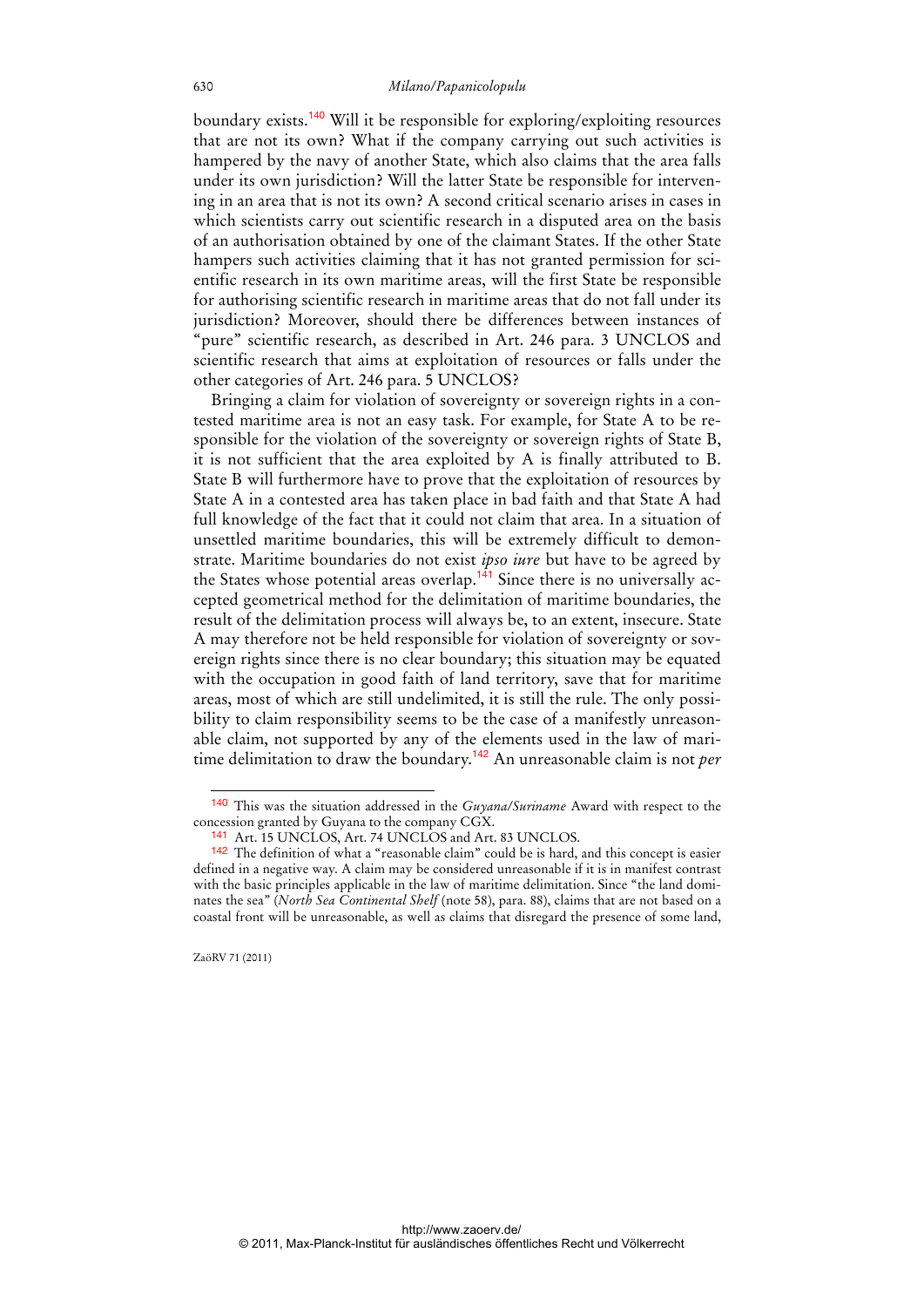boundary exists.[140] Will it be responsible for exploring/exploiting resources that are not its own? What if the company carrying out such activities is hampered by the navy of another State, which also claims that the area falls under its own jurisdiction? Will the latter State be responsible for intervening in an area that is not its own? A second critical scenario arises in cases in which scientists carry out scientific research in a disputed area on the basis of an authorisation obtained by one of the claimant States. If the other State hampers such activities claiming that it has not granted permission for scientific research in its own maritime areas, will the first State be responsible for authorising scientific research in maritime areas that do not fall under its jurisdiction? Moreover, should there be differences between instances of "pure" scientific research, as described in Art. 246 para. 3 UNCLOS and scientific research that aims at exploitation of resources or falls under the other categories of Art. 246 para. 5 UNCLOS?

Bringing a claim for violation of sovereignty or sovereign rights in a contested maritime area is not an easy task. For example, for State A to be responsible for the violation of the sovereignty or sovereign rights of State B, it is not sufficient that the area exploited by A is finally attributed to B. State B will furthermore have to prove that the exploitation of resources by State A in a contested area has taken place in bad faith and that State A had full knowledge of the fact that it could not claim that area. In a situation of unsettled maritime boundaries, this will be extremely difficult to demonstrate. Maritime boundaries do not exist *ipso iure* but have to be agreed by the States whose potential areas overlap.[141] Since there is no universally accepted geometrical method for the delimitation of maritime boundaries, the result of the delimitation process will always be, to an extent, insecure. State A may therefore not be held responsible for violation of sovereignty or sovereign rights since there is no clear boundary; this situation may be equated with the occupation in good faith of land territory, save that for maritime areas, most of which are still undelimited, it is still the rule. The only possibility to claim responsibility seems to be the case of a manifestly unreasonable claim, not supported by any of the elements used in the law of maritime delimitation to draw the boundary.[142] An unreasonable claim is not *per*

---

[140] This was the situation addressed in the *Guyana/Suriname* Award with respect to the concession granted by Guyana to the company CGX.

[141] Art. 15 UNCLOS, Art. 74 UNCLOS and Art. 83 UNCLOS.

[142] The definition of what a "reasonable claim" could be is hard, and this concept is easier defined in a negative way. A claim may be considered unreasonable if it is in manifest contrast with the basic principles applicable in the law of maritime delimitation. Since "the land dominates the sea" (*North Sea Continental Shelf* (note 58), para. 88), claims that are not based on a coastal front will be unreasonable, as well as claims that disregard the presence of some land,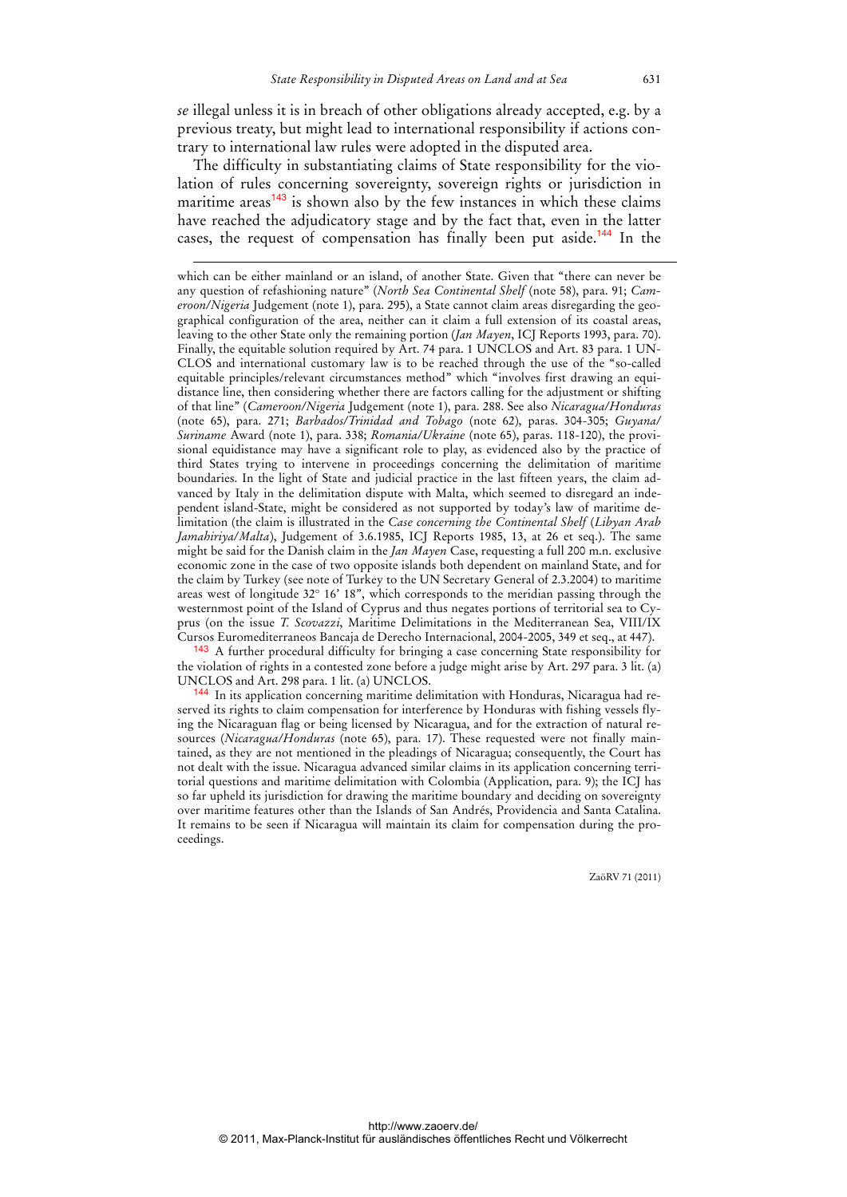*se* illegal unless it is in breach of other obligations already accepted, e.g. by a previous treaty, but might lead to international responsibility if actions contrary to international law rules were adopted in the disputed area.

The difficulty in substantiating claims of State responsibility for the violation of rules concerning sovereignty, sovereign rights or jurisdiction in maritime areas[143] is shown also by the few instances in which these claims have reached the adjudicatory stage and by the fact that, even in the latter cases, the request of compensation has finally been put aside.[144] In the

---

which can be either mainland or an island, of another State. Given that "there can never be any question of refashioning nature" (*North Sea Continental Shelf* (note 58), para. 91; *Cameroon/Nigeria* Judgement (note 1), para. 295), a State cannot claim areas disregarding the geographical configuration of the area, neither can it claim a full extension of its coastal areas, leaving to the other State only the remaining portion (*Jan Mayen*, ICJ Reports 1993, para. 70). Finally, the equitable solution required by Art. 74 para. 1 UNCLOS and Art. 83 para. 1 UNCLOS and international customary law is to be reached through the use of the "so-called equitable principles/relevant circumstances method" which "involves first drawing an equidistance line, then considering whether there are factors calling for the adjustment or shifting of that line" (*Cameroon/Nigeria* Judgement (note 1), para. 288. See also *Nicaragua/Honduras* (note 65), para. 271; *Barbados/Trinidad and Tobago* (note 62), paras. 304-305; *Guyana/Suriname* Award (note 1), para. 338; *Romania/Ukraine* (note 65), paras. 118-120), the provisional equidistance may have a significant role to play, as evidenced also by the practice of third States trying to intervene in proceedings concerning the delimitation of maritime boundaries. In the light of State and judicial practice in the last fifteen years, the claim advanced by Italy in the delimitation dispute with Malta, which seemed to disregard an independent island-State, might be considered as not supported by today's law of maritime delimitation (the claim is illustrated in the *Case concerning the Continental Shelf* (*Libyan Arab Jamahiriya/Malta*), Judgement of 3.6.1985, ICJ Reports 1985, 13, at 26 et seq.). The same might be said for the Danish claim in the *Jan Mayen* Case, requesting a full 200 m.n. exclusive economic zone in the case of two opposite islands both dependent on mainland State, and for the claim by Turkey (see note of Turkey to the UN Secretary General of 2.3.2004) to maritime areas west of longitude 32° 16' 18", which corresponds to the meridian passing through the westernmost point of the Island of Cyprus and thus negates portions of territorial sea to Cyprus (on the issue *T. Scovazzi*, Maritime Delimitations in the Mediterranean Sea, VIII/IX Cursos Euromediterraneos Bancaja de Derecho Internacional, 2004-2005, 349 et seq., at 447).

[143] A further procedural difficulty for bringing a case concerning State responsibility for the violation of rights in a contested zone before a judge might arise by Art. 297 para. 3 lit. (a) UNCLOS and Art. 298 para. 1 lit. (a) UNCLOS.

[144] In its application concerning maritime delimitation with Honduras, Nicaragua had reserved its rights to claim compensation for interference by Honduras with fishing vessels flying the Nicaraguan flag or being licensed by Nicaragua, and for the extraction of natural resources (*Nicaragua/Honduras* (note 65), para. 17). These requested were not finally maintained, as they are not mentioned in the pleadings of Nicaragua; consequently, the Court has not dealt with the issue. Nicaragua advanced similar claims in its application concerning territorial questions and maritime delimitation with Colombia (Application, para. 9); the ICJ has so far upheld its jurisdiction for drawing the maritime boundary and deciding on sovereignty over maritime features other than the Islands of San Andrés, Providencia and Santa Catalina. It remains to be seen if Nicaragua will maintain its claim for compensation during the proceedings.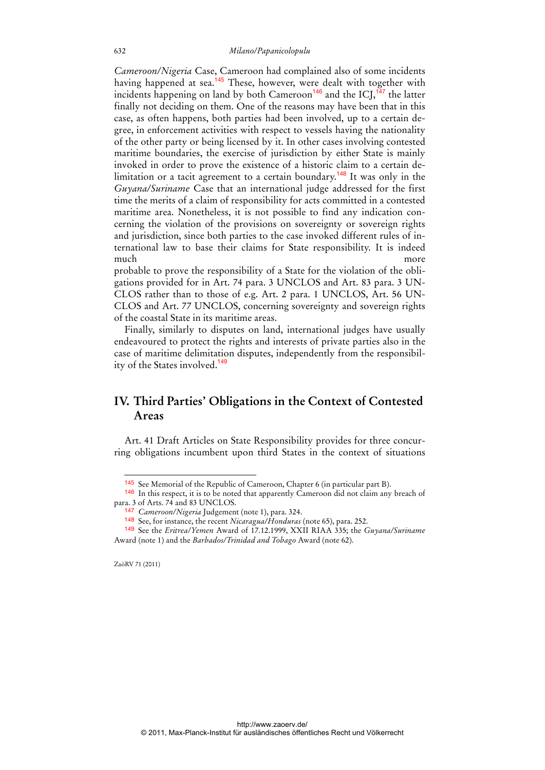*Cameroon/Nigeria* Case, Cameroon had complained also of some incidents having happened at sea.[145] These, however, were dealt with together with incidents happening on land by both Cameroon[146] and the ICJ,[147] the latter finally not deciding on them. One of the reasons may have been that in this case, as often happens, both parties had been involved, up to a certain degree, in enforcement activities with respect to vessels having the nationality of the other party or being licensed by it. In other cases involving contested maritime boundaries, the exercise of jurisdiction by either State is mainly invoked in order to prove the existence of a historic claim to a certain delimitation or a tacit agreement to a certain boundary.[148] It was only in the *Guyana/Suriname* Case that an international judge addressed for the first time the merits of a claim of responsibility for acts committed in a contested maritime area. Nonetheless, it is not possible to find any indication concerning the violation of the provisions on sovereignty or sovereign rights and jurisdiction, since both parties to the case invoked different rules of international law to base their claims for State responsibility. It is indeed much more probable to prove the responsibility of a State for the violation of the obligations provided for in Art. 74 para. 3 UNCLOS and Art. 83 para. 3 UNCLOS rather than to those of e.g. Art. 2 para. 1 UNCLOS, Art. 56 UNCLOS and Art. 77 UNCLOS, concerning sovereignty and sovereign rights of the coastal State in its maritime areas.

Finally, similarly to disputes on land, international judges have usually endeavoured to protect the rights and interests of private parties also in the case of maritime delimitation disputes, independently from the responsibility of the States involved.[149]

## IV. Third Parties' Obligations in the Context of Contested Areas

Art. 41 Draft Articles on State Responsibility provides for three concurring obligations incumbent upon third States in the context of situations

---

[145] See Memorial of the Republic of Cameroon, Chapter 6 (in particular part B).

[146] In this respect, it is to be noted that apparently Cameroon did not claim any breach of para. 3 of Arts. 74 and 83 UNCLOS.

[147] *Cameroon/Nigeria* Judgement (note 1), para. 324.

[148] See, for instance, the recent *Nicaragua/Honduras* (note 65), para. 252.

[149] See the *Eritrea/Yemen* Award of 17.12.1999, XXII RIAA 335; the *Guyana/Suriname* Award (note 1) and the *Barbados/Trinidad and Tobago* Award (note 62).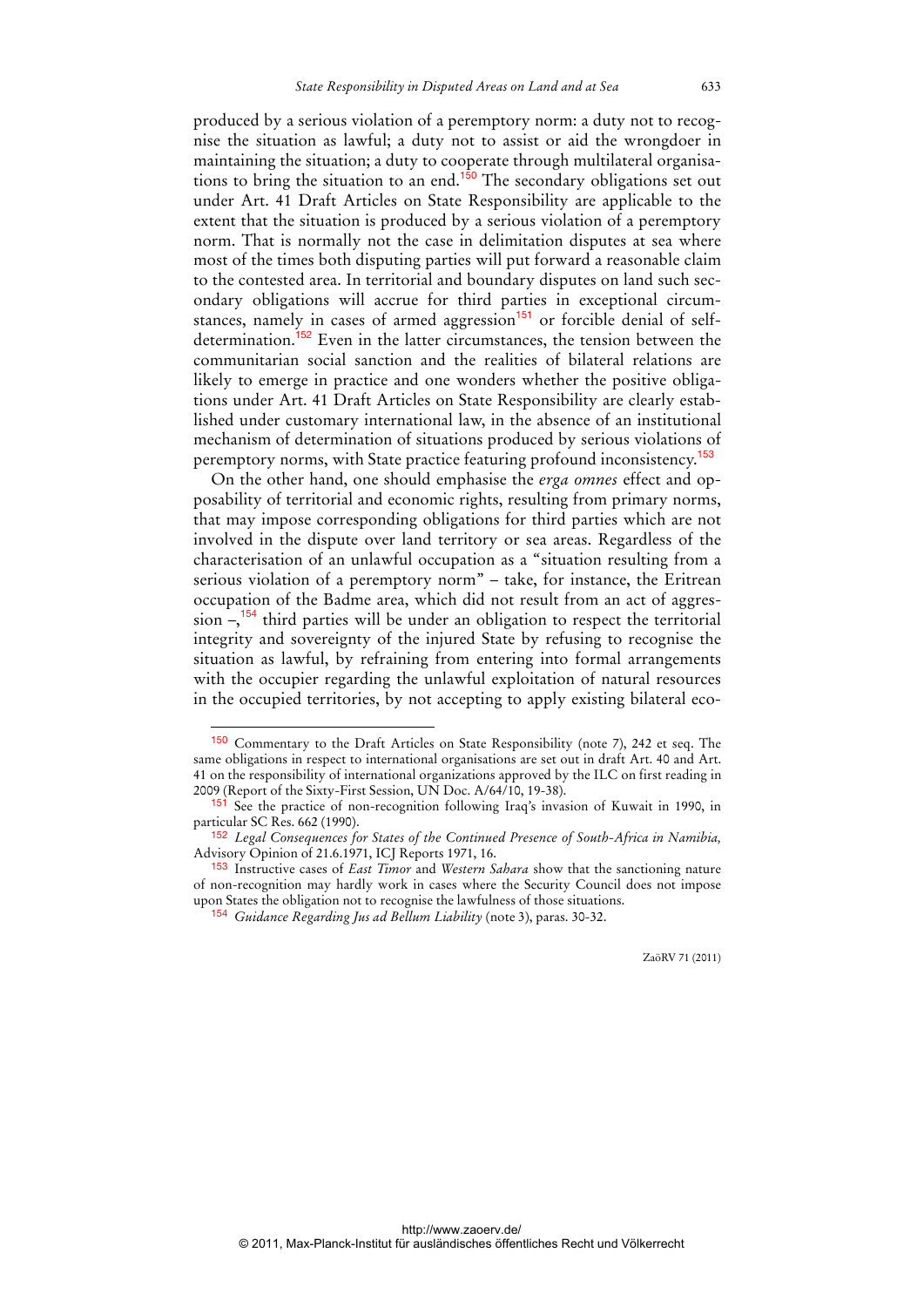produced by a serious violation of a peremptory norm: a duty not to recognise the situation as lawful; a duty not to assist or aid the wrongdoer in maintaining the situation; a duty to cooperate through multilateral organisations to bring the situation to an end.[150] The secondary obligations set out under Art. 41 Draft Articles on State Responsibility are applicable to the extent that the situation is produced by a serious violation of a peremptory norm. That is normally not the case in delimitation disputes at sea where most of the times both disputing parties will put forward a reasonable claim to the contested area. In territorial and boundary disputes on land such secondary obligations will accrue for third parties in exceptional circumstances, namely in cases of armed aggression[151] or forcible denial of self-determination.[152] Even in the latter circumstances, the tension between the communitarian social sanction and the realities of bilateral relations are likely to emerge in practice and one wonders whether the positive obligations under Art. 41 Draft Articles on State Responsibility are clearly established under customary international law, in the absence of an institutional mechanism of determination of situations produced by serious violations of peremptory norms, with State practice featuring profound inconsistency.[153]

On the other hand, one should emphasise the *erga omnes* effect and opposability of territorial and economic rights, resulting from primary norms, that may impose corresponding obligations for third parties which are not involved in the dispute over land territory or sea areas. Regardless of the characterisation of an unlawful occupation as a "situation resulting from a serious violation of a peremptory norm" – take, for instance, the Eritrean occupation of the Badme area, which did not result from an act of aggression –,[154] third parties will be under an obligation to respect the territorial integrity and sovereignty of the injured State by refusing to recognise the situation as lawful, by refraining from entering into formal arrangements with the occupier regarding the unlawful exploitation of natural resources in the occupied territories, by not accepting to apply existing bilateral eco-

---

[150] Commentary to the Draft Articles on State Responsibility (note 7), 242 et seq. The same obligations in respect to international organisations are set out in draft Art. 40 and Art. 41 on the responsibility of international organizations approved by the ILC on first reading in 2009 (Report of the Sixty-First Session, UN Doc. A/64/10, 19-38).

[151] See the practice of non-recognition following Iraq's invasion of Kuwait in 1990, in particular SC Res. 662 (1990).

[152] *Legal Consequences for States of the Continued Presence of South-Africa in Namibia,* Advisory Opinion of 21.6.1971, ICJ Reports 1971, 16.

[153] Instructive cases of *East Timor* and *Western Sahara* show that the sanctioning nature of non-recognition may hardly work in cases where the Security Council does not impose upon States the obligation not to recognise the lawfulness of those situations.

[154] *Guidance Regarding Jus ad Bellum Liability* (note 3), paras. 30-32.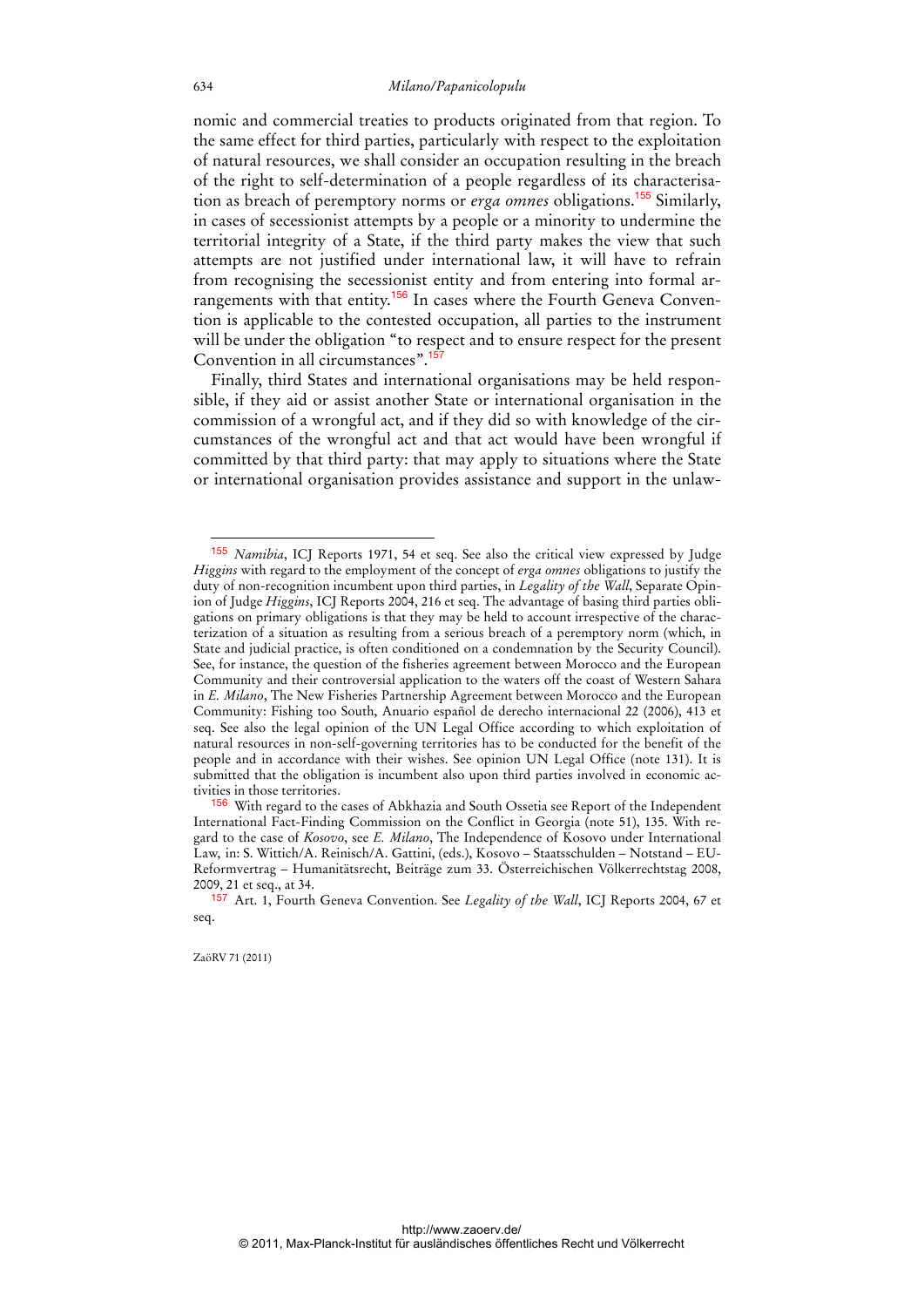nomic and commercial treaties to products originated from that region. To the same effect for third parties, particularly with respect to the exploitation of natural resources, we shall consider an occupation resulting in the breach of the right to self-determination of a people regardless of its characterisation as breach of peremptory norms or *erga omnes* obligations.[155] Similarly, in cases of secessionist attempts by a people or a minority to undermine the territorial integrity of a State, if the third party makes the view that such attempts are not justified under international law, it will have to refrain from recognising the secessionist entity and from entering into formal arrangements with that entity.[156] In cases where the Fourth Geneva Convention is applicable to the contested occupation, all parties to the instrument will be under the obligation "to respect and to ensure respect for the present Convention in all circumstances".[157]

Finally, third States and international organisations may be held responsible, if they aid or assist another State or international organisation in the commission of a wrongful act, and if they did so with knowledge of the circumstances of the wrongful act and that act would have been wrongful if committed by that third party: that may apply to situations where the State or international organisation provides assistance and support in the unlaw-

---

[155] *Namibia*, ICJ Reports 1971, 54 et seq. See also the critical view expressed by Judge *Higgins* with regard to the employment of the concept of *erga omnes* obligations to justify the duty of non-recognition incumbent upon third parties, in *Legality of the Wall*, Separate Opinion of Judge *Higgins*, ICJ Reports 2004, 216 et seq. The advantage of basing third parties obligations on primary obligations is that they may be held to account irrespective of the characterization of a situation as resulting from a serious breach of a peremptory norm (which, in State and judicial practice, is often conditioned on a condemnation by the Security Council). See, for instance, the question of the fisheries agreement between Morocco and the European Community and their controversial application to the waters off the coast of Western Sahara in *E. Milano*, The New Fisheries Partnership Agreement between Morocco and the European Community: Fishing too South, Anuario español de derecho internacional 22 (2006), 413 et seq. See also the legal opinion of the UN Legal Office according to which exploitation of natural resources in non-self-governing territories has to be conducted for the benefit of the people and in accordance with their wishes. See opinion UN Legal Office (note 131). It is submitted that the obligation is incumbent also upon third parties involved in economic activities in those territories.

[156] With regard to the cases of Abkhazia and South Ossetia see Report of the Independent International Fact-Finding Commission on the Conflict in Georgia (note 51), 135. With regard to the case of *Kosovo*, see *E. Milano*, The Independence of Kosovo under International Law, in: S. Wittich/A. Reinisch/A. Gattini, (eds.), Kosovo – Staatsschulden – Notstand – EU-Reformvertrag – Humanitätsrecht, Beiträge zum 33. Österreichischen Völkerrechtstag 2008, 2009, 21 et seq., at 34.

[157] Art. 1, Fourth Geneva Convention. See *Legality of the Wall*, ICJ Reports 2004, 67 et seq.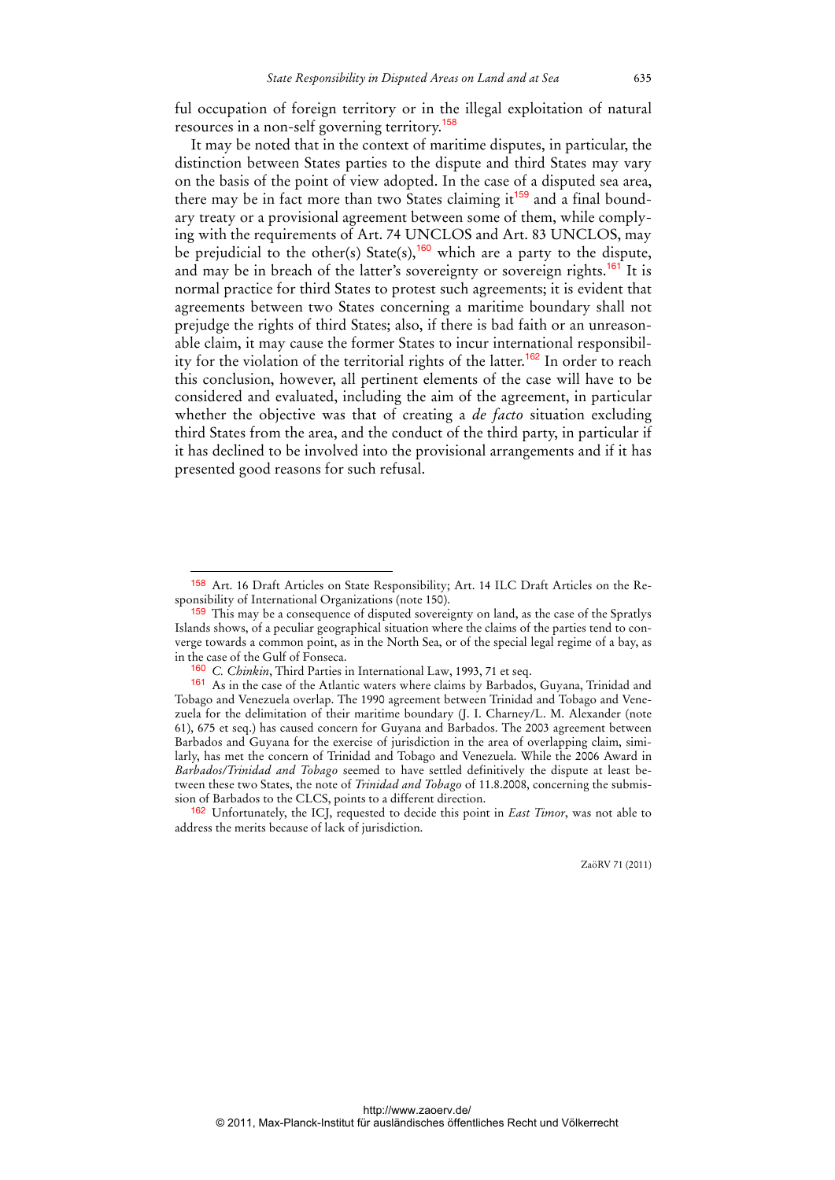ful occupation of foreign territory or in the illegal exploitation of natural resources in a non-self governing territory.[158]

It may be noted that in the context of maritime disputes, in particular, the distinction between States parties to the dispute and third States may vary on the basis of the point of view adopted. In the case of a disputed sea area, there may be in fact more than two States claiming it[159] and a final boundary treaty or a provisional agreement between some of them, while complying with the requirements of Art. 74 UNCLOS and Art. 83 UNCLOS, may be prejudicial to the other(s) State(s),[160] which are a party to the dispute, and may be in breach of the latter's sovereignty or sovereign rights.[161] It is normal practice for third States to protest such agreements; it is evident that agreements between two States concerning a maritime boundary shall not prejudge the rights of third States; also, if there is bad faith or an unreasonable claim, it may cause the former States to incur international responsibility for the violation of the territorial rights of the latter.[162] In order to reach this conclusion, however, all pertinent elements of the case will have to be considered and evaluated, including the aim of the agreement, in particular whether the objective was that of creating a *de facto* situation excluding third States from the area, and the conduct of the third party, in particular if it has declined to be involved into the provisional arrangements and if it has presented good reasons for such refusal.

---

[158] Art. 16 Draft Articles on State Responsibility; Art. 14 ILC Draft Articles on the Responsibility of International Organizations (note 150).

[159] This may be a consequence of disputed sovereignty on land, as the case of the Spratlys Islands shows, of a peculiar geographical situation where the claims of the parties tend to converge towards a common point, as in the North Sea, or of the special legal regime of a bay, as in the case of the Gulf of Fonseca.

[160] *C. Chinkin*, Third Parties in International Law, 1993, 71 et seq.

[161] As in the case of the Atlantic waters where claims by Barbados, Guyana, Trinidad and Tobago and Venezuela overlap. The 1990 agreement between Trinidad and Tobago and Venezuela for the delimitation of their maritime boundary (J. I. Charney/L. M. Alexander (note 61), 675 et seq.) has caused concern for Guyana and Barbados. The 2003 agreement between Barbados and Guyana for the exercise of jurisdiction in the area of overlapping claim, similarly, has met the concern of Trinidad and Tobago and Venezuela. While the 2006 Award in *Barbados/Trinidad and Tobago* seemed to have settled definitively the dispute at least between these two States, the note of *Trinidad and Tobago* of 11.8.2008, concerning the submission of Barbados to the CLCS, points to a different direction.

[162] Unfortunately, the ICJ, requested to decide this point in *East Timor*, was not able to address the merits because of lack of jurisdiction.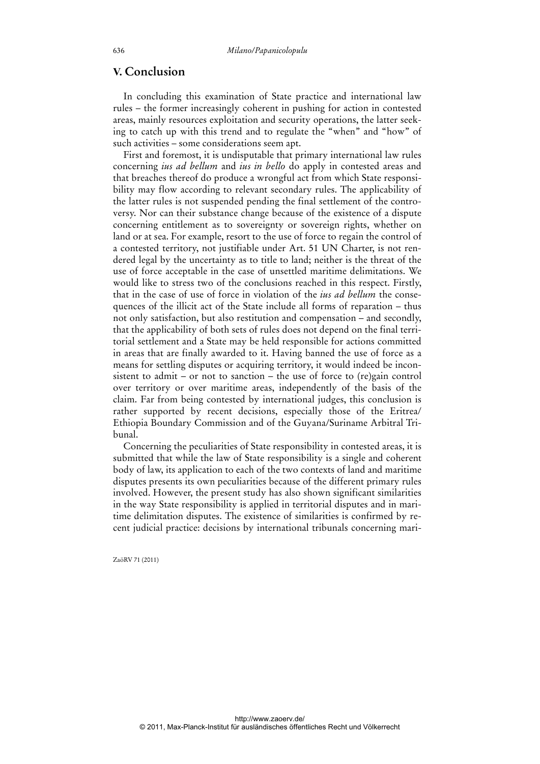## V. Conclusion

In concluding this examination of State practice and international law rules – the former increasingly coherent in pushing for action in contested areas, mainly resources exploitation and security operations, the latter seeking to catch up with this trend and to regulate the "when" and "how" of such activities – some considerations seem apt.

First and foremost, it is undisputable that primary international law rules concerning *ius ad bellum* and *ius in bello* do apply in contested areas and that breaches thereof do produce a wrongful act from which State responsibility may flow according to relevant secondary rules. The applicability of the latter rules is not suspended pending the final settlement of the controversy. Nor can their substance change because of the existence of a dispute concerning entitlement as to sovereignty or sovereign rights, whether on land or at sea. For example, resort to the use of force to regain the control of a contested territory, not justifiable under Art. 51 UN Charter, is not rendered legal by the uncertainty as to title to land; neither is the threat of the use of force acceptable in the case of unsettled maritime delimitations. We would like to stress two of the conclusions reached in this respect. Firstly, that in the case of use of force in violation of the *ius ad bellum* the consequences of the illicit act of the State include all forms of reparation – thus not only satisfaction, but also restitution and compensation – and secondly, that the applicability of both sets of rules does not depend on the final territorial settlement and a State may be held responsible for actions committed in areas that are finally awarded to it. Having banned the use of force as a means for settling disputes or acquiring territory, it would indeed be inconsistent to admit – or not to sanction – the use of force to (re)gain control over territory or over maritime areas, independently of the basis of the claim. Far from being contested by international judges, this conclusion is rather supported by recent decisions, especially those of the Eritrea/Ethiopia Boundary Commission and of the Guyana/Suriname Arbitral Tribunal.

Concerning the peculiarities of State responsibility in contested areas, it is submitted that while the law of State responsibility is a single and coherent body of law, its application to each of the two contexts of land and maritime disputes presents its own peculiarities because of the different primary rules involved. However, the present study has also shown significant similarities in the way State responsibility is applied in territorial disputes and in maritime delimitation disputes. The existence of similarities is confirmed by recent judicial practice: decisions by international tribunals concerning mari-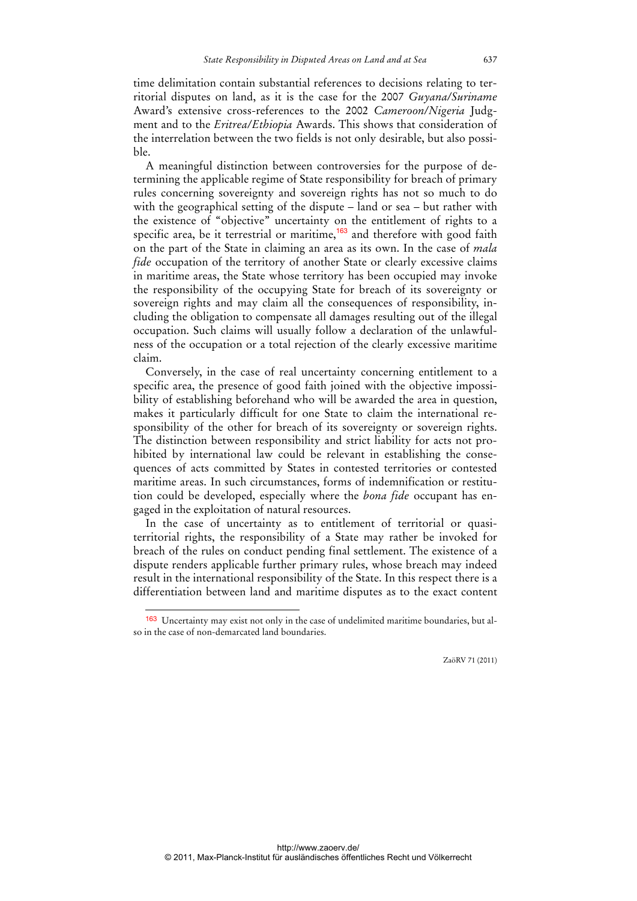time delimitation contain substantial references to decisions relating to territorial disputes on land, as it is the case for the 2007 *Guyana/Suriname* Award's extensive cross-references to the 2002 *Cameroon/Nigeria* Judgment and to the *Eritrea/Ethiopia* Awards. This shows that consideration of the interrelation between the two fields is not only desirable, but also possible.

A meaningful distinction between controversies for the purpose of determining the applicable regime of State responsibility for breach of primary rules concerning sovereignty and sovereign rights has not so much to do with the geographical setting of the dispute – land or sea – but rather with the existence of "objective" uncertainty on the entitlement of rights to a specific area, be it terrestrial or maritime,[163] and therefore with good faith on the part of the State in claiming an area as its own. In the case of *mala fide* occupation of the territory of another State or clearly excessive claims in maritime areas, the State whose territory has been occupied may invoke the responsibility of the occupying State for breach of its sovereignty or sovereign rights and may claim all the consequences of responsibility, including the obligation to compensate all damages resulting out of the illegal occupation. Such claims will usually follow a declaration of the unlawfulness of the occupation or a total rejection of the clearly excessive maritime claim.

Conversely, in the case of real uncertainty concerning entitlement to a specific area, the presence of good faith joined with the objective impossibility of establishing beforehand who will be awarded the area in question, makes it particularly difficult for one State to claim the international responsibility of the other for breach of its sovereignty or sovereign rights. The distinction between responsibility and strict liability for acts not prohibited by international law could be relevant in establishing the consequences of acts committed by States in contested territories or contested maritime areas. In such circumstances, forms of indemnification or restitution could be developed, especially where the *bona fide* occupant has engaged in the exploitation of natural resources.

In the case of uncertainty as to entitlement of territorial or quasi-territorial rights, the responsibility of a State may rather be invoked for breach of the rules on conduct pending final settlement. The existence of a dispute renders applicable further primary rules, whose breach may indeed result in the international responsibility of the State. In this respect there is a differentiation between land and maritime disputes as to the exact content

---

[163] Uncertainty may exist not only in the case of undelimited maritime boundaries, but also in the case of non-demarcated land boundaries.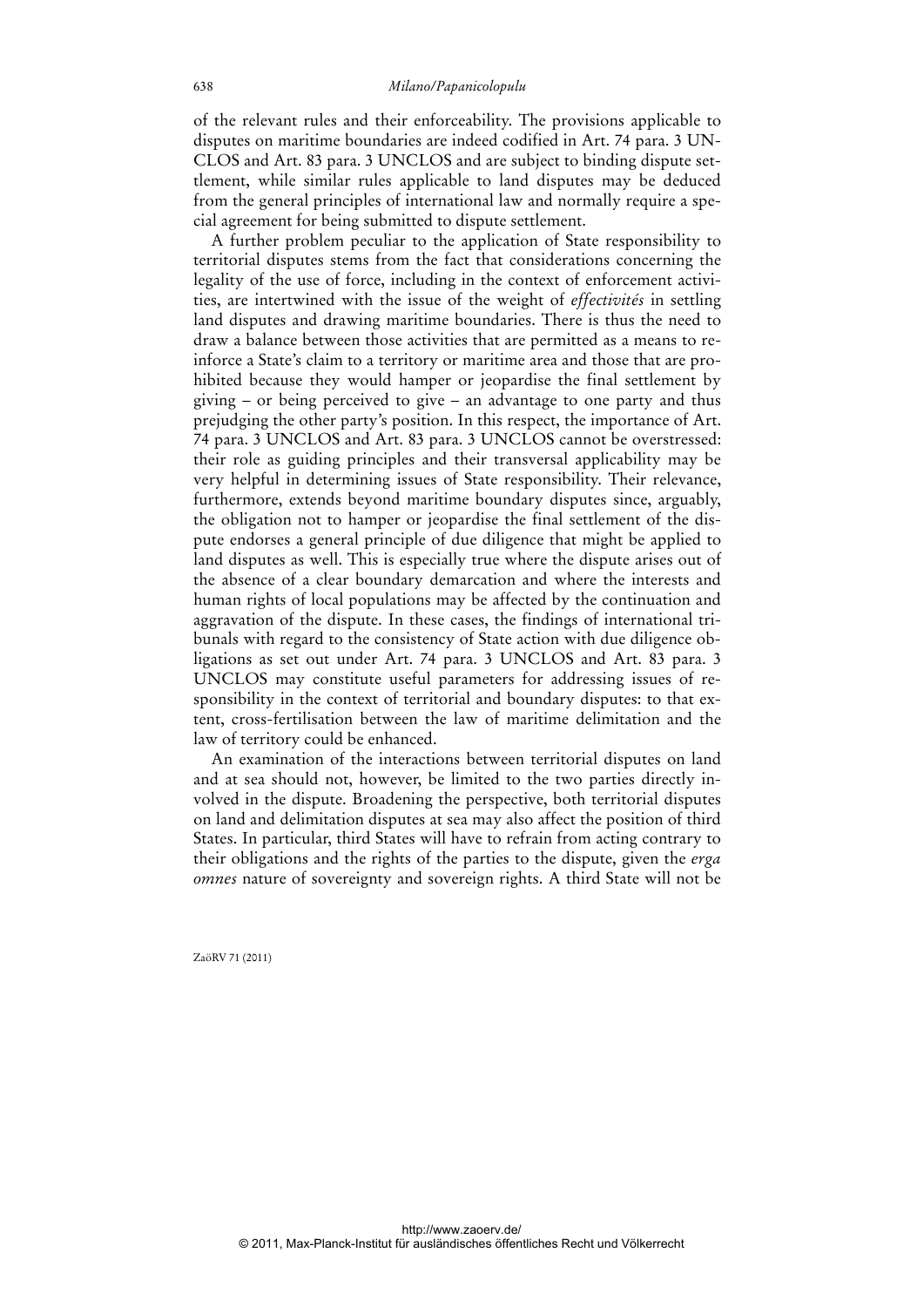of the relevant rules and their enforceability. The provisions applicable to disputes on maritime boundaries are indeed codified in Art. 74 para. 3 UNCLOS and Art. 83 para. 3 UNCLOS and are subject to binding dispute settlement, while similar rules applicable to land disputes may be deduced from the general principles of international law and normally require a special agreement for being submitted to dispute settlement.

A further problem peculiar to the application of State responsibility to territorial disputes stems from the fact that considerations concerning the legality of the use of force, including in the context of enforcement activities, are intertwined with the issue of the weight of *effectivités* in settling land disputes and drawing maritime boundaries. There is thus the need to draw a balance between those activities that are permitted as a means to reinforce a State's claim to a territory or maritime area and those that are prohibited because they would hamper or jeopardise the final settlement by giving – or being perceived to give – an advantage to one party and thus prejudging the other party's position. In this respect, the importance of Art. 74 para. 3 UNCLOS and Art. 83 para. 3 UNCLOS cannot be overstressed: their role as guiding principles and their transversal applicability may be very helpful in determining issues of State responsibility. Their relevance, furthermore, extends beyond maritime boundary disputes since, arguably, the obligation not to hamper or jeopardise the final settlement of the dispute endorses a general principle of due diligence that might be applied to land disputes as well. This is especially true where the dispute arises out of the absence of a clear boundary demarcation and where the interests and human rights of local populations may be affected by the continuation and aggravation of the dispute. In these cases, the findings of international tribunals with regard to the consistency of State action with due diligence obligations as set out under Art. 74 para. 3 UNCLOS and Art. 83 para. 3 UNCLOS may constitute useful parameters for addressing issues of responsibility in the context of territorial and boundary disputes: to that extent, cross-fertilisation between the law of maritime delimitation and the law of territory could be enhanced.

An examination of the interactions between territorial disputes on land and at sea should not, however, be limited to the two parties directly involved in the dispute. Broadening the perspective, both territorial disputes on land and delimitation disputes at sea may also affect the position of third States. In particular, third States will have to refrain from acting contrary to their obligations and the rights of the parties to the dispute, given the *erga omnes* nature of sovereignty and sovereign rights. A third State will not be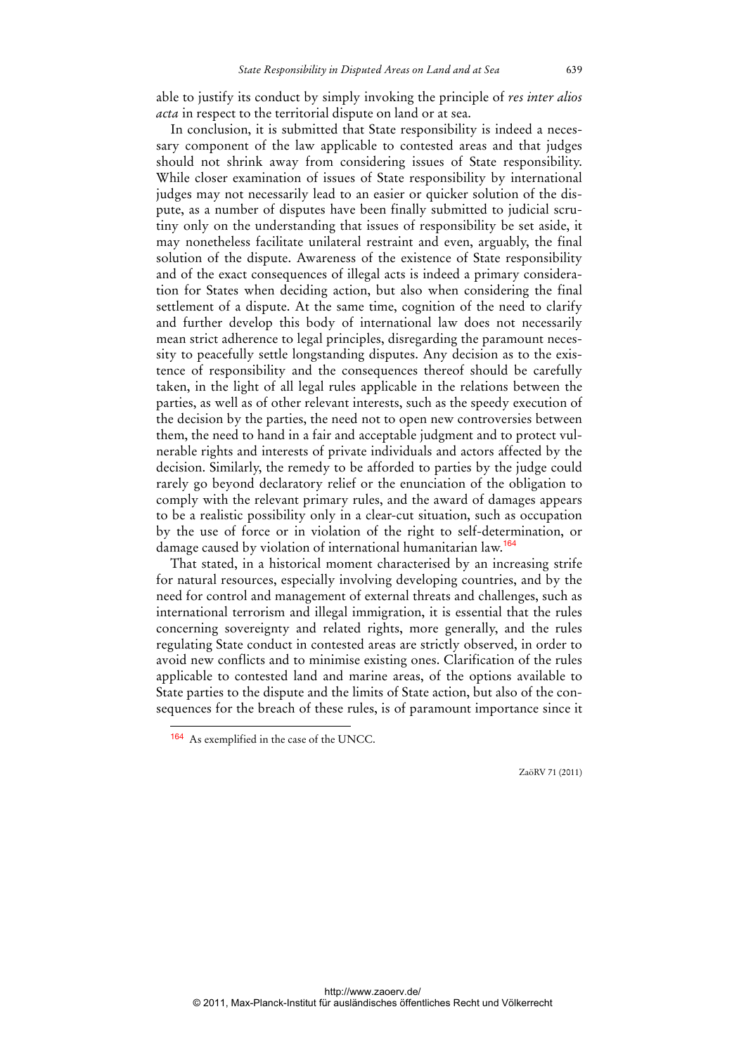able to justify its conduct by simply invoking the principle of *res inter alios acta* in respect to the territorial dispute on land or at sea.

In conclusion, it is submitted that State responsibility is indeed a necessary component of the law applicable to contested areas and that judges should not shrink away from considering issues of State responsibility. While closer examination of issues of State responsibility by international judges may not necessarily lead to an easier or quicker solution of the dispute, as a number of disputes have been finally submitted to judicial scrutiny only on the understanding that issues of responsibility be set aside, it may nonetheless facilitate unilateral restraint and even, arguably, the final solution of the dispute. Awareness of the existence of State responsibility and of the exact consequences of illegal acts is indeed a primary consideration for States when deciding action, but also when considering the final settlement of a dispute. At the same time, cognition of the need to clarify and further develop this body of international law does not necessarily mean strict adherence to legal principles, disregarding the paramount necessity to peacefully settle longstanding disputes. Any decision as to the existence of responsibility and the consequences thereof should be carefully taken, in the light of all legal rules applicable in the relations between the parties, as well as of other relevant interests, such as the speedy execution of the decision by the parties, the need not to open new controversies between them, the need to hand in a fair and acceptable judgment and to protect vulnerable rights and interests of private individuals and actors affected by the decision. Similarly, the remedy to be afforded to parties by the judge could rarely go beyond declaratory relief or the enunciation of the obligation to comply with the relevant primary rules, and the award of damages appears to be a realistic possibility only in a clear-cut situation, such as occupation by the use of force or in violation of the right to self-determination, or damage caused by violation of international humanitarian law.[164]

That stated, in a historical moment characterised by an increasing strife for natural resources, especially involving developing countries, and by the need for control and management of external threats and challenges, such as international terrorism and illegal immigration, it is essential that the rules concerning sovereignty and related rights, more generally, and the rules regulating State conduct in contested areas are strictly observed, in order to avoid new conflicts and to minimise existing ones. Clarification of the rules applicable to contested land and marine areas, of the options available to State parties to the dispute and the limits of State action, but also of the consequences for the breach of these rules, is of paramount importance since it

---

[164] As exemplified in the case of the UNCC.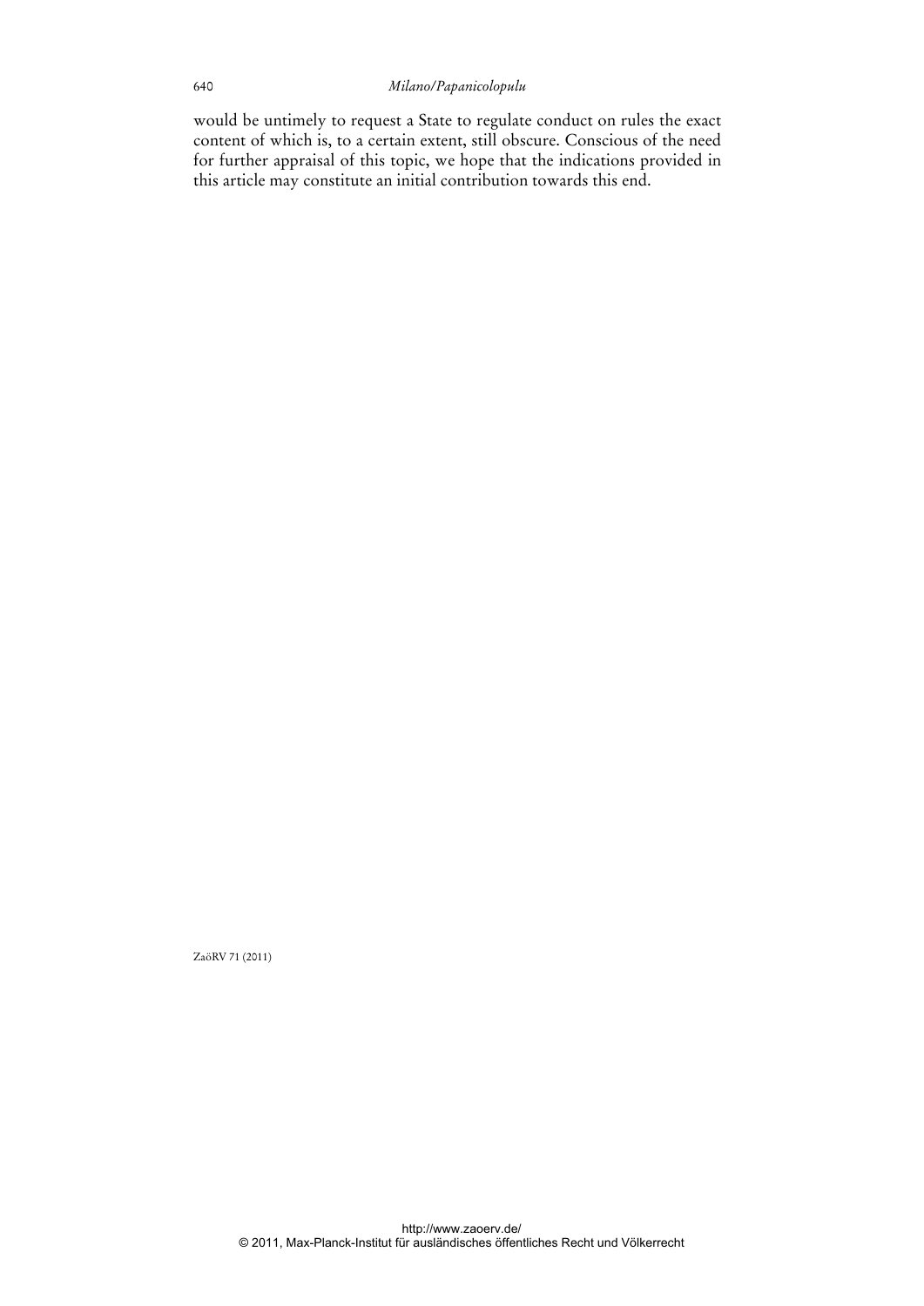would be untimely to request a State to regulate conduct on rules the exact content of which is, to a certain extent, still obscure. Conscious of the need for further appraisal of this topic, we hope that the indications provided in this article may constitute an initial contribution towards this end.